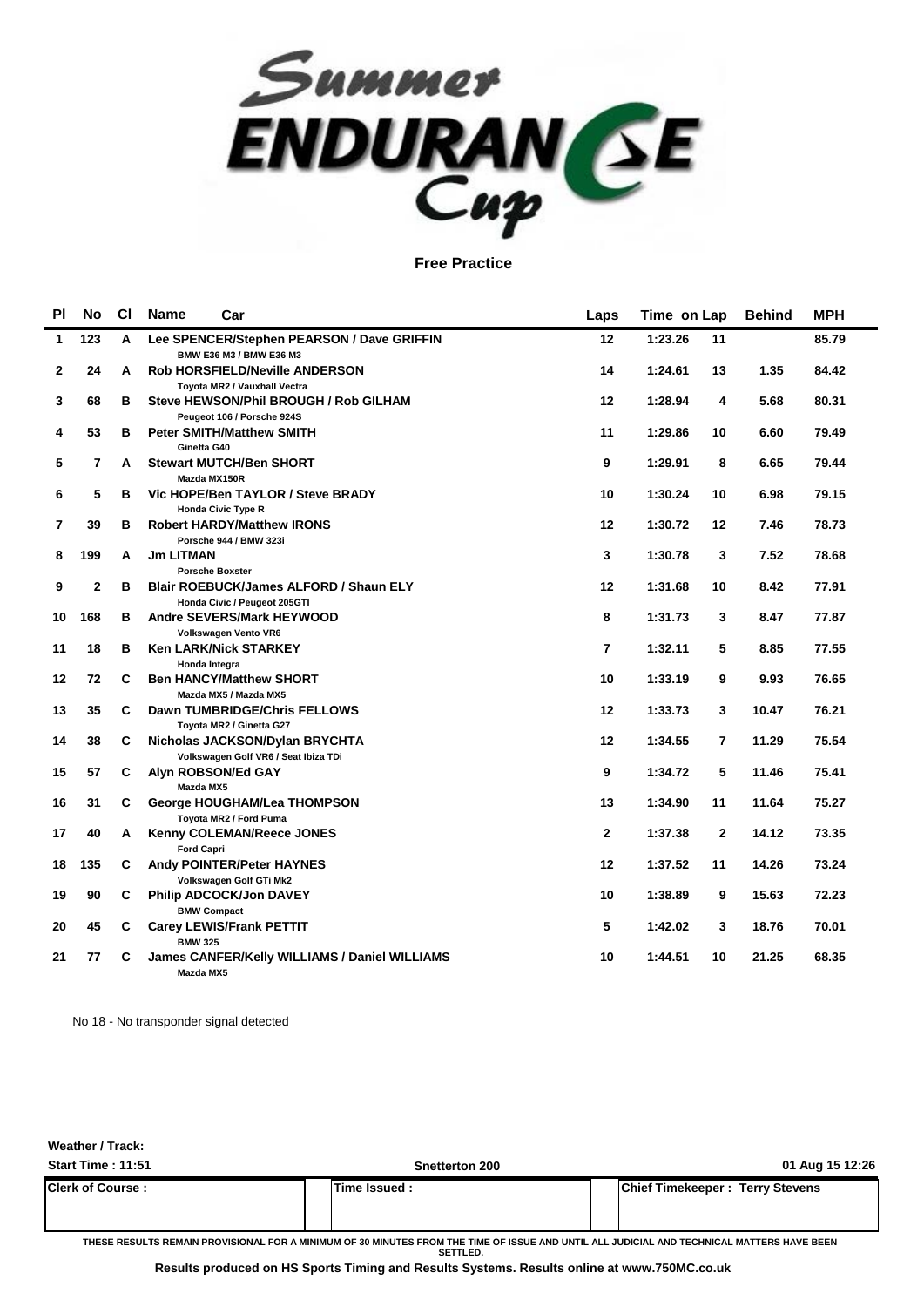# Summer ENDURANCE Cup

## Free Practice

| Pl | No | Cl | Name / Car | Laps | Time | on Lap | Behind | MPH |
|---|---|---|---|---|---|---|---|---|
| 1 | 123 | A | **Lee SPENCER/Stephen PEARSON / Dave GRIFFIN**<br>BMW E36 M3 / BMW E36 M3 | 12 | 1:23.26 | 11 | | 85.79 |
| 2 | 24 | A | **Rob HORSFIELD/Neville ANDERSON**<br>Toyota MR2 / Vauxhall Vectra | 14 | 1:24.61 | 13 | 1.35 | 84.42 |
| 3 | 68 | B | **Steve HEWSON/Phil BROUGH / Rob GILHAM**<br>Peugeot 106 / Porsche 924S | 12 | 1:28.94 | 4 | 5.68 | 80.31 |
| 4 | 53 | B | **Peter SMITH/Matthew SMITH**<br>Ginetta G40 | 11 | 1:29.86 | 10 | 6.60 | 79.49 |
| 5 | 7 | A | **Stewart MUTCH/Ben SHORT**<br>Mazda MX150R | 9 | 1:29.91 | 8 | 6.65 | 79.44 |
| 6 | 5 | B | **Vic HOPE/Ben TAYLOR / Steve BRADY**<br>Honda Civic Type R | 10 | 1:30.24 | 10 | 6.98 | 79.15 |
| 7 | 39 | B | **Robert HARDY/Matthew IRONS**<br>Porsche 944 / BMW 323i | 12 | 1:30.72 | 12 | 7.46 | 78.73 |
| 8 | 199 | A | **Jm LITMAN**<br>Porsche Boxster | 3 | 1:30.78 | 3 | 7.52 | 78.68 |
| 9 | 2 | B | **Blair ROEBUCK/James ALFORD / Shaun ELY**<br>Honda Civic / Peugeot 205GTI | 12 | 1:31.68 | 10 | 8.42 | 77.91 |
| 10 | 168 | B | **Andre SEVERS/Mark HEYWOOD**<br>Volkswagen Vento VR6 | 8 | 1:31.73 | 3 | 8.47 | 77.87 |
| 11 | 18 | B | **Ken LARK/Nick STARKEY**<br>Honda Integra | 7 | 1:32.11 | 5 | 8.85 | 77.55 |
| 12 | 72 | C | **Ben HANCY/Matthew SHORT**<br>Mazda MX5 / Mazda MX5 | 10 | 1:33.19 | 9 | 9.93 | 76.65 |
| 13 | 35 | C | **Dawn TUMBRIDGE/Chris FELLOWS**<br>Toyota MR2 / Ginetta G27 | 12 | 1:33.73 | 3 | 10.47 | 76.21 |
| 14 | 38 | C | **Nicholas JACKSON/Dylan BRYCHTA**<br>Volkswagen Golf VR6 / Seat Ibiza TDi | 12 | 1:34.55 | 7 | 11.29 | 75.54 |
| 15 | 57 | C | **Alyn ROBSON/Ed GAY**<br>Mazda MX5 | 9 | 1:34.72 | 5 | 11.46 | 75.41 |
| 16 | 31 | C | **George HOUGHAM/Lea THOMPSON**<br>Toyota MR2 / Ford Puma | 13 | 1:34.90 | 11 | 11.64 | 75.27 |
| 17 | 40 | A | **Kenny COLEMAN/Reece JONES**<br>Ford Capri | 2 | 1:37.38 | 2 | 14.12 | 73.35 |
| 18 | 135 | C | **Andy POINTER/Peter HAYNES**<br>Volkswagen Golf GTi Mk2 | 12 | 1:37.52 | 11 | 14.26 | 73.24 |
| 19 | 90 | C | **Philip ADCOCK/Jon DAVEY**<br>BMW Compact | 10 | 1:38.89 | 9 | 15.63 | 72.23 |
| 20 | 45 | C | **Carey LEWIS/Frank PETTIT**<br>BMW 325 | 5 | 1:42.02 | 3 | 18.76 | 70.01 |
| 21 | 77 | C | **James CANFER/Kelly WILLIAMS / Daniel WILLIAMS**<br>Mazda MX5 | 10 | 1:44.51 | 10 | 21.25 | 68.35 |

No 18 - No transponder signal detected

**Weather / Track:**

**Start Time : 11:51** | **Snetterton 200** | **01 Aug 15 12:26**

| Clerk of Course : | Time Issued : | Chief Timekeeper : Terry Stevens |
|---|---|---|

THESE RESULTS REMAIN PROVISIONAL FOR A MINIMUM OF 30 MINUTES FROM THE TIME OF ISSUE AND UNTIL ALL JUDICIAL AND TECHNICAL MATTERS HAVE BEEN SETTLED.

**Results produced on HS Sports Timing and Results Systems. Results online at www.750MC.co.uk**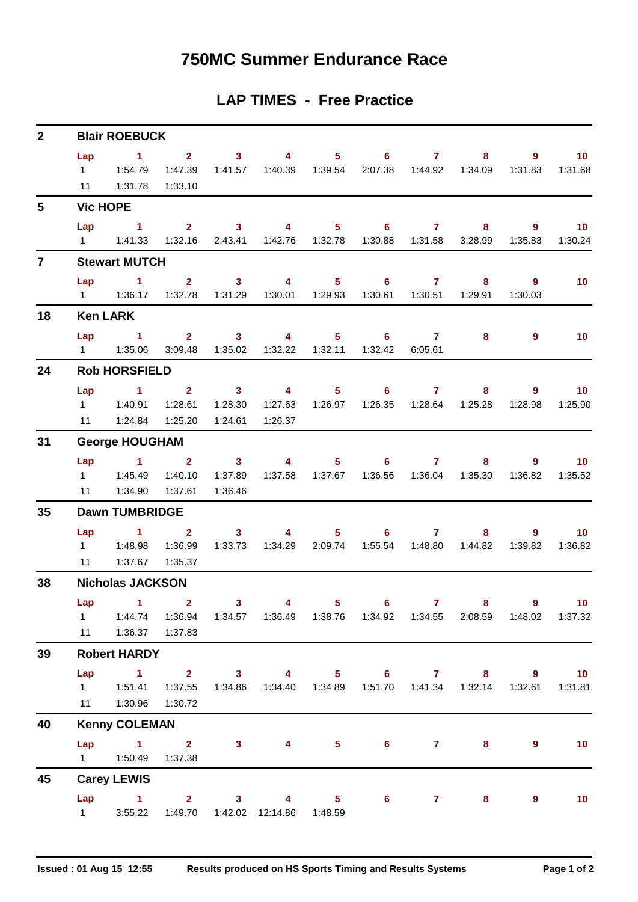# 750MC Summer Endurance Race

## LAP TIMES - Free Practice

### 2 Blair ROEBUCK

| Lap | 1 | 2 | 3 | 4 | 5 | 6 | 7 | 8 | 9 | 10 |
|---|---|---|---|---|---|---|---|---|---|---|
| 1 | 1:54.79 | 1:47.39 | 1:41.57 | 1:40.39 | 1:39.54 | 2:07.38 | 1:44.92 | 1:34.09 | 1:31.83 | 1:31.68 |
| 11 | 1:31.78 | 1:33.10 | | | | | | | | |

### 5 Vic HOPE

| Lap | 1 | 2 | 3 | 4 | 5 | 6 | 7 | 8 | 9 | 10 |
|---|---|---|---|---|---|---|---|---|---|---|
| 1 | 1:41.33 | 1:32.16 | 2:43.41 | 1:42.76 | 1:32.78 | 1:30.88 | 1:31.58 | 3:28.99 | 1:35.83 | 1:30.24 |

### 7 Stewart MUTCH

| Lap | 1 | 2 | 3 | 4 | 5 | 6 | 7 | 8 | 9 | 10 |
|---|---|---|---|---|---|---|---|---|---|---|
| 1 | 1:36.17 | 1:32.78 | 1:31.29 | 1:30.01 | 1:29.93 | 1:30.61 | 1:30.51 | 1:29.91 | 1:30.03 | |

### 18 Ken LARK

| Lap | 1 | 2 | 3 | 4 | 5 | 6 | 7 | 8 | 9 | 10 |
|---|---|---|---|---|---|---|---|---|---|---|
| 1 | 1:35.06 | 3:09.48 | 1:35.02 | 1:32.22 | 1:32.11 | 1:32.42 | 6:05.61 | | | |

### 24 Rob HORSFIELD

| Lap | 1 | 2 | 3 | 4 | 5 | 6 | 7 | 8 | 9 | 10 |
|---|---|---|---|---|---|---|---|---|---|---|
| 1 | 1:40.91 | 1:28.61 | 1:28.30 | 1:27.63 | 1:26.97 | 1:26.35 | 1:28.64 | 1:25.28 | 1:28.98 | 1:25.90 |
| 11 | 1:24.84 | 1:25.20 | 1:24.61 | 1:26.37 | | | | | | |

### 31 George HOUGHAM

| Lap | 1 | 2 | 3 | 4 | 5 | 6 | 7 | 8 | 9 | 10 |
|---|---|---|---|---|---|---|---|---|---|---|
| 1 | 1:45.49 | 1:40.10 | 1:37.89 | 1:37.58 | 1:37.67 | 1:36.56 | 1:36.04 | 1:35.30 | 1:36.82 | 1:35.52 |
| 11 | 1:34.90 | 1:37.61 | 1:36.46 | | | | | | | |

### 35 Dawn TUMBRIDGE

| Lap | 1 | 2 | 3 | 4 | 5 | 6 | 7 | 8 | 9 | 10 |
|---|---|---|---|---|---|---|---|---|---|---|
| 1 | 1:48.98 | 1:36.99 | 1:33.73 | 1:34.29 | 2:09.74 | 1:55.54 | 1:48.80 | 1:44.82 | 1:39.82 | 1:36.82 |
| 11 | 1:37.67 | 1:35.37 | | | | | | | | |

### 38 Nicholas JACKSON

| Lap | 1 | 2 | 3 | 4 | 5 | 6 | 7 | 8 | 9 | 10 |
|---|---|---|---|---|---|---|---|---|---|---|
| 1 | 1:44.74 | 1:36.94 | 1:34.57 | 1:36.49 | 1:38.76 | 1:34.92 | 1:34.55 | 2:08.59 | 1:48.02 | 1:37.32 |
| 11 | 1:36.37 | 1:37.83 | | | | | | | | |

### 39 Robert HARDY

| Lap | 1 | 2 | 3 | 4 | 5 | 6 | 7 | 8 | 9 | 10 |
|---|---|---|---|---|---|---|---|---|---|---|
| 1 | 1:51.41 | 1:37.55 | 1:34.86 | 1:34.40 | 1:34.89 | 1:51.70 | 1:41.34 | 1:32.14 | 1:32.61 | 1:31.81 |
| 11 | 1:30.96 | 1:30.72 | | | | | | | | |

### 40 Kenny COLEMAN

| Lap | 1 | 2 | 3 | 4 | 5 | 6 | 7 | 8 | 9 | 10 |
|---|---|---|---|---|---|---|---|---|---|---|
| 1 | 1:50.49 | 1:37.38 | | | | | | | | |

### 45 Carey LEWIS

| Lap | 1 | 2 | 3 | 4 | 5 | 6 | 7 | 8 | 9 | 10 |
|---|---|---|---|---|---|---|---|---|---|---|
| 1 | 3:55.22 | 1:49.70 | 1:42.02 | 12:14.86 | 1:48.59 | | | | | |

Issued : 01 Aug 15 12:55 Results produced on HS Sports Timing and Results Systems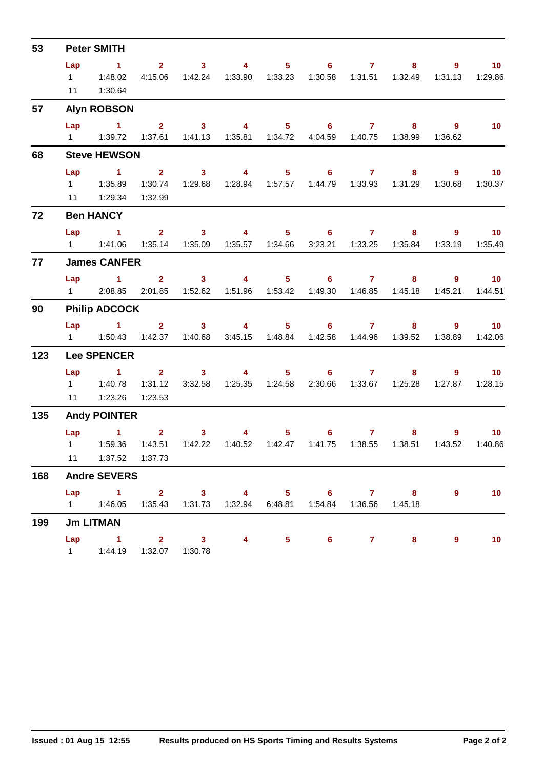## 53 Peter SMITH

| Lap | 1 | 2 | 3 | 4 | 5 | 6 | 7 | 8 | 9 | 10 |
|---|---|---|---|---|---|---|---|---|---|---|
| 1 | 1:48.02 | 4:15.06 | 1:42.24 | 1:33.90 | 1:33.23 | 1:30.58 | 1:31.51 | 1:32.49 | 1:31.13 | 1:29.86 |
| 11 | 1:30.64 | | | | | | | | | |

## 57 Alyn ROBSON

| Lap | 1 | 2 | 3 | 4 | 5 | 6 | 7 | 8 | 9 | 10 |
|---|---|---|---|---|---|---|---|---|---|---|
| 1 | 1:39.72 | 1:37.61 | 1:41.13 | 1:35.81 | 1:34.72 | 4:04.59 | 1:40.75 | 1:38.99 | 1:36.62 | |

## 68 Steve HEWSON

| Lap | 1 | 2 | 3 | 4 | 5 | 6 | 7 | 8 | 9 | 10 |
|---|---|---|---|---|---|---|---|---|---|---|
| 1 | 1:35.89 | 1:30.74 | 1:29.68 | 1:28.94 | 1:57.57 | 1:44.79 | 1:33.93 | 1:31.29 | 1:30.68 | 1:30.37 |
| 11 | 1:29.34 | 1:32.99 | | | | | | | | |

## 72 Ben HANCY

| Lap | 1 | 2 | 3 | 4 | 5 | 6 | 7 | 8 | 9 | 10 |
|---|---|---|---|---|---|---|---|---|---|---|
| 1 | 1:41.06 | 1:35.14 | 1:35.09 | 1:35.57 | 1:34.66 | 3:23.21 | 1:33.25 | 1:35.84 | 1:33.19 | 1:35.49 |

## 77 James CANFER

| Lap | 1 | 2 | 3 | 4 | 5 | 6 | 7 | 8 | 9 | 10 |
|---|---|---|---|---|---|---|---|---|---|---|
| 1 | 2:08.85 | 2:01.85 | 1:52.62 | 1:51.96 | 1:53.42 | 1:49.30 | 1:46.85 | 1:45.18 | 1:45.21 | 1:44.51 |

## 90 Philip ADCOCK

| Lap | 1 | 2 | 3 | 4 | 5 | 6 | 7 | 8 | 9 | 10 |
|---|---|---|---|---|---|---|---|---|---|---|
| 1 | 1:50.43 | 1:42.37 | 1:40.68 | 3:45.15 | 1:48.84 | 1:42.58 | 1:44.96 | 1:39.52 | 1:38.89 | 1:42.06 |

## 123 Lee SPENCER

| Lap | 1 | 2 | 3 | 4 | 5 | 6 | 7 | 8 | 9 | 10 |
|---|---|---|---|---|---|---|---|---|---|---|
| 1 | 1:40.78 | 1:31.12 | 3:32.58 | 1:25.35 | 1:24.58 | 2:30.66 | 1:33.67 | 1:25.28 | 1:27.87 | 1:28.15 |
| 11 | 1:23.26 | 1:23.53 | | | | | | | | |

## 135 Andy POINTER

| Lap | 1 | 2 | 3 | 4 | 5 | 6 | 7 | 8 | 9 | 10 |
|---|---|---|---|---|---|---|---|---|---|---|
| 1 | 1:59.36 | 1:43.51 | 1:42.22 | 1:40.52 | 1:42.47 | 1:41.75 | 1:38.55 | 1:38.51 | 1:43.52 | 1:40.86 |
| 11 | 1:37.52 | 1:37.73 | | | | | | | | |

## 168 Andre SEVERS

| Lap | 1 | 2 | 3 | 4 | 5 | 6 | 7 | 8 | 9 | 10 |
|---|---|---|---|---|---|---|---|---|---|---|
| 1 | 1:46.05 | 1:35.43 | 1:31.73 | 1:32.94 | 6:48.81 | 1:54.84 | 1:36.56 | 1:45.18 | | |

## 199 Jm LITMAN

| Lap | 1 | 2 | 3 | 4 | 5 | 6 | 7 | 8 | 9 | 10 |
|---|---|---|---|---|---|---|---|---|---|---|
| 1 | 1:44.19 | 1:32.07 | 1:30.78 | | | | | | | |

Issued : 01 Aug 15 12:55 Results produced on HS Sports Timing and Results Systems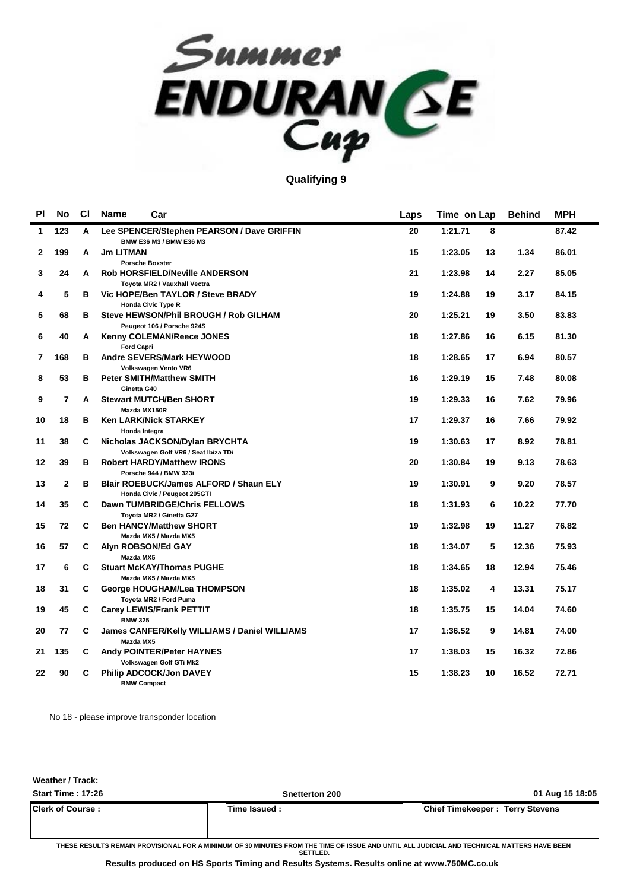# Summer ENDURANCE Cup

## Qualifying 9

| Pl | No | Cl | Name / Car | Laps | Time | on Lap | Behind | MPH |
|---|---|---|---|---|---|---|---|---|
| 1 | 123 | A | Lee SPENCER/Stephen PEARSON / Dave GRIFFIN<br>BMW E36 M3 / BMW E36 M3 | 20 | 1:21.71 | 8 | | 87.42 |
| 2 | 199 | A | Jm LITMAN<br>Porsche Boxster | 15 | 1:23.05 | 13 | 1.34 | 86.01 |
| 3 | 24 | A | Rob HORSFIELD/Neville ANDERSON<br>Toyota MR2 / Vauxhall Vectra | 21 | 1:23.98 | 14 | 2.27 | 85.05 |
| 4 | 5 | B | Vic HOPE/Ben TAYLOR / Steve BRADY<br>Honda Civic Type R | 19 | 1:24.88 | 19 | 3.17 | 84.15 |
| 5 | 68 | B | Steve HEWSON/Phil BROUGH / Rob GILHAM<br>Peugeot 106 / Porsche 924S | 20 | 1:25.21 | 19 | 3.50 | 83.83 |
| 6 | 40 | A | Kenny COLEMAN/Reece JONES<br>Ford Capri | 18 | 1:27.86 | 16 | 6.15 | 81.30 |
| 7 | 168 | B | Andre SEVERS/Mark HEYWOOD<br>Volkswagen Vento VR6 | 18 | 1:28.65 | 17 | 6.94 | 80.57 |
| 8 | 53 | B | Peter SMITH/Matthew SMITH<br>Ginetta G40 | 16 | 1:29.19 | 15 | 7.48 | 80.08 |
| 9 | 7 | A | Stewart MUTCH/Ben SHORT<br>Mazda MX150R | 19 | 1:29.33 | 16 | 7.62 | 79.96 |
| 10 | 18 | B | Ken LARK/Nick STARKEY<br>Honda Integra | 17 | 1:29.37 | 16 | 7.66 | 79.92 |
| 11 | 38 | C | Nicholas JACKSON/Dylan BRYCHTA<br>Volkswagen Golf VR6 / Seat Ibiza TDi | 19 | 1:30.63 | 17 | 8.92 | 78.81 |
| 12 | 39 | B | Robert HARDY/Matthew IRONS<br>Porsche 944 / BMW 323i | 20 | 1:30.84 | 19 | 9.13 | 78.63 |
| 13 | 2 | B | Blair ROEBUCK/James ALFORD / Shaun ELY<br>Honda Civic / Peugeot 205GTI | 19 | 1:30.91 | 9 | 9.20 | 78.57 |
| 14 | 35 | C | Dawn TUMBRIDGE/Chris FELLOWS<br>Toyota MR2 / Ginetta G27 | 18 | 1:31.93 | 6 | 10.22 | 77.70 |
| 15 | 72 | C | Ben HANCY/Matthew SHORT<br>Mazda MX5 / Mazda MX5 | 19 | 1:32.98 | 19 | 11.27 | 76.82 |
| 16 | 57 | C | Alyn ROBSON/Ed GAY<br>Mazda MX5 | 18 | 1:34.07 | 5 | 12.36 | 75.93 |
| 17 | 6 | C | Stuart McKAY/Thomas PUGHE<br>Mazda MX5 / Mazda MX5 | 18 | 1:34.65 | 18 | 12.94 | 75.46 |
| 18 | 31 | C | George HOUGHAM/Lea THOMPSON<br>Toyota MR2 / Ford Puma | 18 | 1:35.02 | 4 | 13.31 | 75.17 |
| 19 | 45 | C | Carey LEWIS/Frank PETTIT<br>BMW 325 | 18 | 1:35.75 | 15 | 14.04 | 74.60 |
| 20 | 77 | C | James CANFER/Kelly WILLIAMS / Daniel WILLIAMS<br>Mazda MX5 | 17 | 1:36.52 | 9 | 14.81 | 74.00 |
| 21 | 135 | C | Andy POINTER/Peter HAYNES<br>Volkswagen Golf GTi Mk2 | 17 | 1:38.03 | 15 | 16.32 | 72.86 |
| 22 | 90 | C | Philip ADCOCK/Jon DAVEY<br>BMW Compact | 15 | 1:38.23 | 10 | 16.52 | 72.71 |

No 18 - please improve transponder location

**Weather / Track:**

**Start Time : 17:26** | **Snetterton 200** | **01 Aug 15 18:05**

| Clerk of Course : | Time Issued : | Chief Timekeeper : Terry Stevens |
|---|---|---|
| | | |

THESE RESULTS REMAIN PROVISIONAL FOR A MINIMUM OF 30 MINUTES FROM THE TIME OF ISSUE AND UNTIL ALL JUDICIAL AND TECHNICAL MATTERS HAVE BEEN SETTLED.

**Results produced on HS Sports Timing and Results Systems. Results online at www.750MC.co.uk**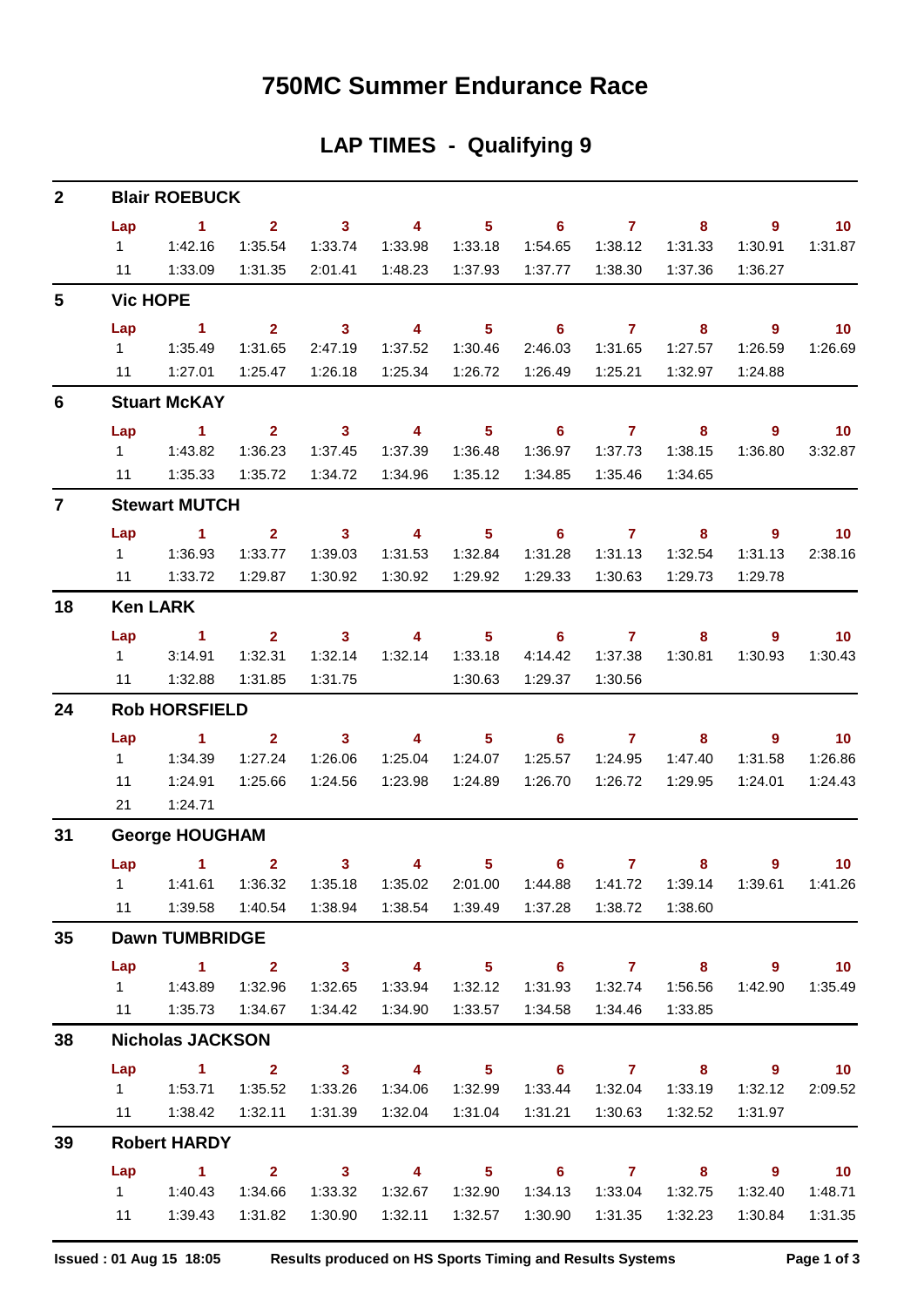# 750MC Summer Endurance Race

## LAP TIMES - Qualifying 9

### 2 Blair ROEBUCK

| Lap | 1 | 2 | 3 | 4 | 5 | 6 | 7 | 8 | 9 | 10 |
|---|---|---|---|---|---|---|---|---|---|---|
| 1 | 1:42.16 | 1:35.54 | 1:33.74 | 1:33.98 | 1:33.18 | 1:54.65 | 1:38.12 | 1:31.33 | 1:30.91 | 1:31.87 |
| 11 | 1:33.09 | 1:31.35 | 2:01.41 | 1:48.23 | 1:37.93 | 1:37.77 | 1:38.30 | 1:37.36 | 1:36.27 | |

### 5 Vic HOPE

| Lap | 1 | 2 | 3 | 4 | 5 | 6 | 7 | 8 | 9 | 10 |
|---|---|---|---|---|---|---|---|---|---|---|
| 1 | 1:35.49 | 1:31.65 | 2:47.19 | 1:37.52 | 1:30.46 | 2:46.03 | 1:31.65 | 1:27.57 | 1:26.59 | 1:26.69 |
| 11 | 1:27.01 | 1:25.47 | 1:26.18 | 1:25.34 | 1:26.72 | 1:26.49 | 1:25.21 | 1:32.97 | 1:24.88 | |

### 6 Stuart McKAY

| Lap | 1 | 2 | 3 | 4 | 5 | 6 | 7 | 8 | 9 | 10 |
|---|---|---|---|---|---|---|---|---|---|---|
| 1 | 1:43.82 | 1:36.23 | 1:37.45 | 1:37.39 | 1:36.48 | 1:36.97 | 1:37.73 | 1:38.15 | 1:36.80 | 3:32.87 |
| 11 | 1:35.33 | 1:35.72 | 1:34.72 | 1:34.96 | 1:35.12 | 1:34.85 | 1:35.46 | 1:34.65 | | |

### 7 Stewart MUTCH

| Lap | 1 | 2 | 3 | 4 | 5 | 6 | 7 | 8 | 9 | 10 |
|---|---|---|---|---|---|---|---|---|---|---|
| 1 | 1:36.93 | 1:33.77 | 1:39.03 | 1:31.53 | 1:32.84 | 1:31.28 | 1:31.13 | 1:32.54 | 1:31.13 | 2:38.16 |
| 11 | 1:33.72 | 1:29.87 | 1:30.92 | 1:30.92 | 1:29.92 | 1:29.33 | 1:30.63 | 1:29.73 | 1:29.78 | |

### 18 Ken LARK

| Lap | 1 | 2 | 3 | 4 | 5 | 6 | 7 | 8 | 9 | 10 |
|---|---|---|---|---|---|---|---|---|---|---|
| 1 | 3:14.91 | 1:32.31 | 1:32.14 | 1:32.14 | 1:33.18 | 4:14.42 | 1:37.38 | 1:30.81 | 1:30.93 | 1:30.43 |
| 11 | 1:32.88 | 1:31.85 | 1:31.75 | | 1:30.63 | 1:29.37 | 1:30.56 | | | |

### 24 Rob HORSFIELD

| Lap | 1 | 2 | 3 | 4 | 5 | 6 | 7 | 8 | 9 | 10 |
|---|---|---|---|---|---|---|---|---|---|---|
| 1 | 1:34.39 | 1:27.24 | 1:26.06 | 1:25.04 | 1:24.07 | 1:25.57 | 1:24.95 | 1:47.40 | 1:31.58 | 1:26.86 |
| 11 | 1:24.91 | 1:25.66 | 1:24.56 | 1:23.98 | 1:24.89 | 1:26.70 | 1:26.72 | 1:29.95 | 1:24.01 | 1:24.43 |
| 21 | 1:24.71 | | | | | | | | | |

### 31 George HOUGHAM

| Lap | 1 | 2 | 3 | 4 | 5 | 6 | 7 | 8 | 9 | 10 |
|---|---|---|---|---|---|---|---|---|---|---|
| 1 | 1:41.61 | 1:36.32 | 1:35.18 | 1:35.02 | 2:01.00 | 1:44.88 | 1:41.72 | 1:39.14 | 1:39.61 | 1:41.26 |
| 11 | 1:39.58 | 1:40.54 | 1:38.94 | 1:38.54 | 1:39.49 | 1:37.28 | 1:38.72 | 1:38.60 | | |

### 35 Dawn TUMBRIDGE

| Lap | 1 | 2 | 3 | 4 | 5 | 6 | 7 | 8 | 9 | 10 |
|---|---|---|---|---|---|---|---|---|---|---|
| 1 | 1:43.89 | 1:32.96 | 1:32.65 | 1:33.94 | 1:32.12 | 1:31.93 | 1:32.74 | 1:56.56 | 1:42.90 | 1:35.49 |
| 11 | 1:35.73 | 1:34.67 | 1:34.42 | 1:34.90 | 1:33.57 | 1:34.58 | 1:34.46 | 1:33.85 | | |

### 38 Nicholas JACKSON

| Lap | 1 | 2 | 3 | 4 | 5 | 6 | 7 | 8 | 9 | 10 |
|---|---|---|---|---|---|---|---|---|---|---|
| 1 | 1:53.71 | 1:35.52 | 1:33.26 | 1:34.06 | 1:32.99 | 1:33.44 | 1:32.04 | 1:33.19 | 1:32.12 | 2:09.52 |
| 11 | 1:38.42 | 1:32.11 | 1:31.39 | 1:32.04 | 1:31.04 | 1:31.21 | 1:30.63 | 1:32.52 | 1:31.97 | |

### 39 Robert HARDY

| Lap | 1 | 2 | 3 | 4 | 5 | 6 | 7 | 8 | 9 | 10 |
|---|---|---|---|---|---|---|---|---|---|---|
| 1 | 1:40.43 | 1:34.66 | 1:33.32 | 1:32.67 | 1:32.90 | 1:34.13 | 1:33.04 | 1:32.75 | 1:32.40 | 1:48.71 |
| 11 | 1:39.43 | 1:31.82 | 1:30.90 | 1:32.11 | 1:32.57 | 1:30.90 | 1:31.35 | 1:32.23 | 1:30.84 | 1:31.35 |

Issued : 01 Aug 15 18:05 Results produced on HS Sports Timing and Results Systems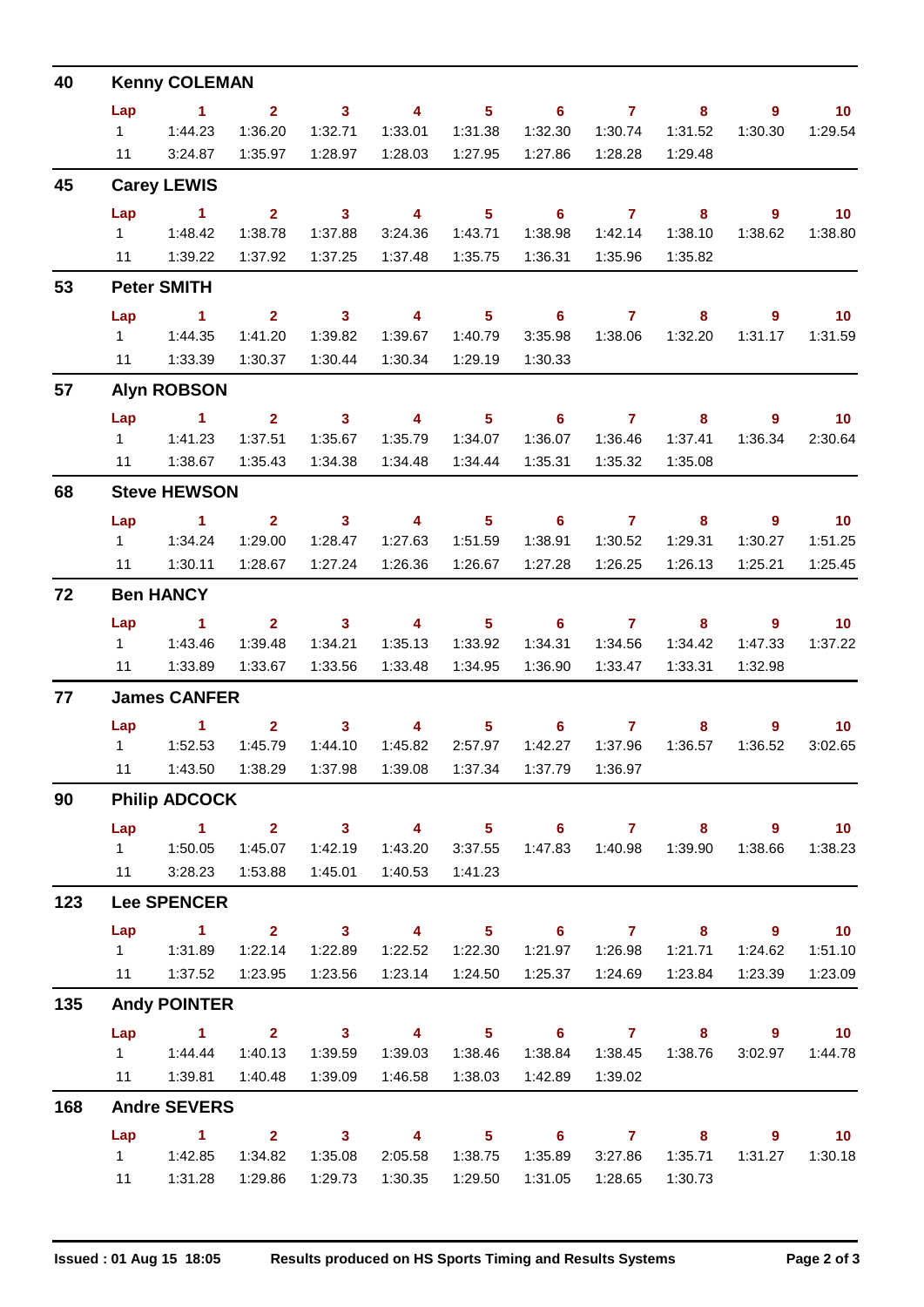## 40 Kenny COLEMAN

| Lap | 1 | 2 | 3 | 4 | 5 | 6 | 7 | 8 | 9 | 10 |
|---|---|---|---|---|---|---|---|---|---|---|
| 1 | 1:44.23 | 1:36.20 | 1:32.71 | 1:33.01 | 1:31.38 | 1:32.30 | 1:30.74 | 1:31.52 | 1:30.30 | 1:29.54 |
| 11 | 3:24.87 | 1:35.97 | 1:28.97 | 1:28.03 | 1:27.95 | 1:27.86 | 1:28.28 | 1:29.48 | | |

## 45 Carey LEWIS

| Lap | 1 | 2 | 3 | 4 | 5 | 6 | 7 | 8 | 9 | 10 |
|---|---|---|---|---|---|---|---|---|---|---|
| 1 | 1:48.42 | 1:38.78 | 1:37.88 | 3:24.36 | 1:43.71 | 1:38.98 | 1:42.14 | 1:38.10 | 1:38.62 | 1:38.80 |
| 11 | 1:39.22 | 1:37.92 | 1:37.25 | 1:37.48 | 1:35.75 | 1:36.31 | 1:35.96 | 1:35.82 | | |

## 53 Peter SMITH

| Lap | 1 | 2 | 3 | 4 | 5 | 6 | 7 | 8 | 9 | 10 |
|---|---|---|---|---|---|---|---|---|---|---|
| 1 | 1:44.35 | 1:41.20 | 1:39.82 | 1:39.67 | 1:40.79 | 3:35.98 | 1:38.06 | 1:32.20 | 1:31.17 | 1:31.59 |
| 11 | 1:33.39 | 1:30.37 | 1:30.44 | 1:30.34 | 1:29.19 | 1:30.33 | | | | |

## 57 Alyn ROBSON

| Lap | 1 | 2 | 3 | 4 | 5 | 6 | 7 | 8 | 9 | 10 |
|---|---|---|---|---|---|---|---|---|---|---|
| 1 | 1:41.23 | 1:37.51 | 1:35.67 | 1:35.79 | 1:34.07 | 1:36.07 | 1:36.46 | 1:37.41 | 1:36.34 | 2:30.64 |
| 11 | 1:38.67 | 1:35.43 | 1:34.38 | 1:34.48 | 1:34.44 | 1:35.31 | 1:35.32 | 1:35.08 | | |

## 68 Steve HEWSON

| Lap | 1 | 2 | 3 | 4 | 5 | 6 | 7 | 8 | 9 | 10 |
|---|---|---|---|---|---|---|---|---|---|---|
| 1 | 1:34.24 | 1:29.00 | 1:28.47 | 1:27.63 | 1:51.59 | 1:38.91 | 1:30.52 | 1:29.31 | 1:30.27 | 1:51.25 |
| 11 | 1:30.11 | 1:28.67 | 1:27.24 | 1:26.36 | 1:26.67 | 1:27.28 | 1:26.25 | 1:26.13 | 1:25.21 | 1:25.45 |

## 72 Ben HANCY

| Lap | 1 | 2 | 3 | 4 | 5 | 6 | 7 | 8 | 9 | 10 |
|---|---|---|---|---|---|---|---|---|---|---|
| 1 | 1:43.46 | 1:39.48 | 1:34.21 | 1:35.13 | 1:33.92 | 1:34.31 | 1:34.56 | 1:34.42 | 1:47.33 | 1:37.22 |
| 11 | 1:33.89 | 1:33.67 | 1:33.56 | 1:33.48 | 1:34.95 | 1:36.90 | 1:33.47 | 1:33.31 | 1:32.98 | |

## 77 James CANFER

| Lap | 1 | 2 | 3 | 4 | 5 | 6 | 7 | 8 | 9 | 10 |
|---|---|---|---|---|---|---|---|---|---|---|
| 1 | 1:52.53 | 1:45.79 | 1:44.10 | 1:45.82 | 2:57.97 | 1:42.27 | 1:37.96 | 1:36.57 | 1:36.52 | 3:02.65 |
| 11 | 1:43.50 | 1:38.29 | 1:37.98 | 1:39.08 | 1:37.34 | 1:37.79 | 1:36.97 | | | |

## 90 Philip ADCOCK

| Lap | 1 | 2 | 3 | 4 | 5 | 6 | 7 | 8 | 9 | 10 |
|---|---|---|---|---|---|---|---|---|---|---|
| 1 | 1:50.05 | 1:45.07 | 1:42.19 | 1:43.20 | 3:37.55 | 1:47.83 | 1:40.98 | 1:39.90 | 1:38.66 | 1:38.23 |
| 11 | 3:28.23 | 1:53.88 | 1:45.01 | 1:40.53 | 1:41.23 | | | | | |

## 123 Lee SPENCER

| Lap | 1 | 2 | 3 | 4 | 5 | 6 | 7 | 8 | 9 | 10 |
|---|---|---|---|---|---|---|---|---|---|---|
| 1 | 1:31.89 | 1:22.14 | 1:22.89 | 1:22.52 | 1:22.30 | 1:21.97 | 1:26.98 | 1:21.71 | 1:24.62 | 1:51.10 |
| 11 | 1:37.52 | 1:23.95 | 1:23.56 | 1:23.14 | 1:24.50 | 1:25.37 | 1:24.69 | 1:23.84 | 1:23.39 | 1:23.09 |

## 135 Andy POINTER

| Lap | 1 | 2 | 3 | 4 | 5 | 6 | 7 | 8 | 9 | 10 |
|---|---|---|---|---|---|---|---|---|---|---|
| 1 | 1:44.44 | 1:40.13 | 1:39.59 | 1:39.03 | 1:38.46 | 1:38.84 | 1:38.45 | 1:38.76 | 3:02.97 | 1:44.78 |
| 11 | 1:39.81 | 1:40.48 | 1:39.09 | 1:46.58 | 1:38.03 | 1:42.89 | 1:39.02 | | | |

## 168 Andre SEVERS

| Lap | 1 | 2 | 3 | 4 | 5 | 6 | 7 | 8 | 9 | 10 |
|---|---|---|---|---|---|---|---|---|---|---|
| 1 | 1:42.85 | 1:34.82 | 1:35.08 | 2:05.58 | 1:38.75 | 1:35.89 | 3:27.86 | 1:35.71 | 1:31.27 | 1:30.18 |
| 11 | 1:31.28 | 1:29.86 | 1:29.73 | 1:30.35 | 1:29.50 | 1:31.05 | 1:28.65 | 1:30.73 | | |

**Issued : 01 Aug 15 18:05** **Results produced on HS Sports Timing and Results Systems**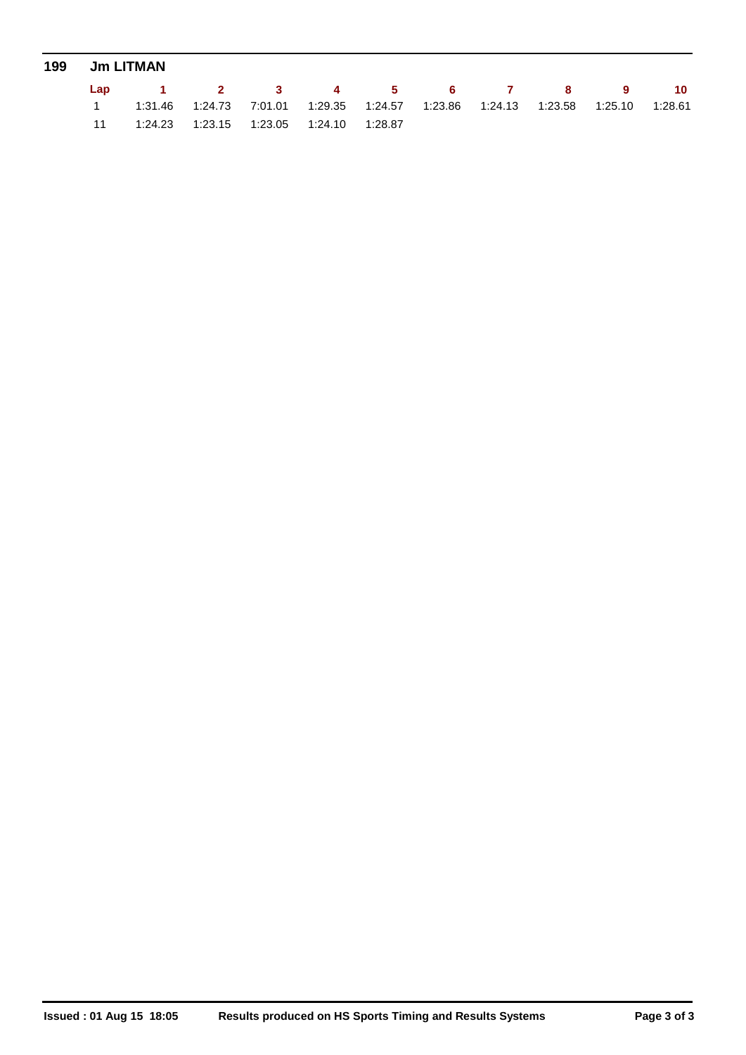**199 Jm LITMAN**

| Lap | 1 | 2 | 3 | 4 | 5 | 6 | 7 | 8 | 9 | 10 |
|---|---|---|---|---|---|---|---|---|---|---|
| 1 | 1:31.46 | 1:24.73 | 7:01.01 | 1:29.35 | 1:24.57 | 1:23.86 | 1:24.13 | 1:23.58 | 1:25.10 | 1:28.61 |
| 11 | 1:24.23 | 1:23.15 | 1:23.05 | 1:24.10 | 1:28.87 | | | | | |

**Issued : 01 Aug 15 18:05** **Results produced on HS Sports Timing and Results Systems**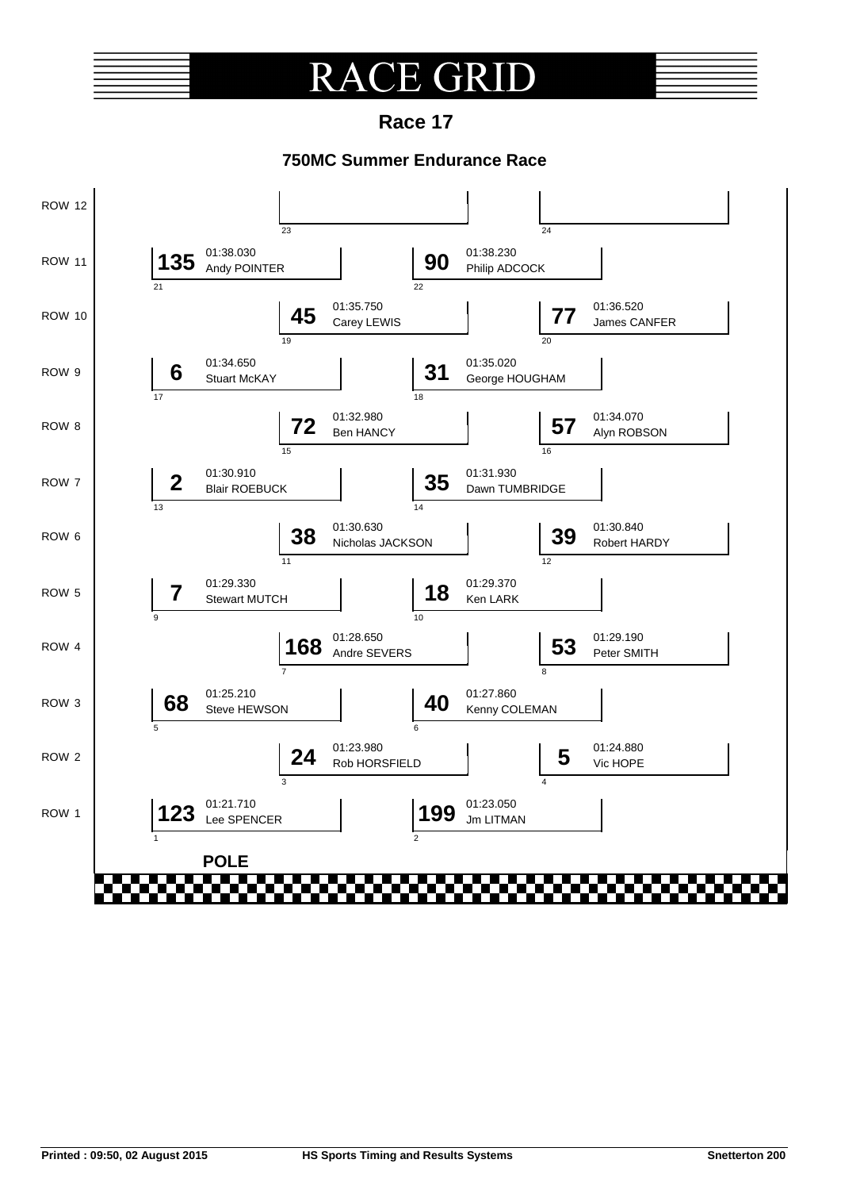# RACE GRID

## Race 17

### 750MC Summer Endurance Race

| Row | Position | No. | Driver | Time |
|---|---|---|---|---|
| ROW 12 | 23 | | | |
| ROW 12 | 24 | | | |
| ROW 11 | 21 | 135 | Andy POINTER | 01:38.030 |
| ROW 11 | 22 | 90 | Philip ADCOCK | 01:38.230 |
| ROW 10 | 19 | 45 | Carey LEWIS | 01:35.750 |
| ROW 10 | 20 | 77 | James CANFER | 01:36.520 |
| ROW 9 | 17 | 6 | Stuart McKAY | 01:34.650 |
| ROW 9 | 18 | 31 | George HOUGHAM | 01:35.020 |
| ROW 8 | 15 | 72 | Ben HANCY | 01:32.980 |
| ROW 8 | 16 | 57 | Alyn ROBSON | 01:34.070 |
| ROW 7 | 13 | 2 | Blair ROEBUCK | 01:30.910 |
| ROW 7 | 14 | 35 | Dawn TUMBRIDGE | 01:31.930 |
| ROW 6 | 11 | 38 | Nicholas JACKSON | 01:30.630 |
| ROW 6 | 12 | 39 | Robert HARDY | 01:30.840 |
| ROW 5 | 9 | 7 | Stewart MUTCH | 01:29.330 |
| ROW 5 | 10 | 18 | Ken LARK | 01:29.370 |
| ROW 4 | 7 | 168 | Andre SEVERS | 01:28.650 |
| ROW 4 | 8 | 53 | Peter SMITH | 01:29.190 |
| ROW 3 | 5 | 68 | Steve HEWSON | 01:25.210 |
| ROW 3 | 6 | 40 | Kenny COLEMAN | 01:27.860 |
| ROW 2 | 3 | 24 | Rob HORSFIELD | 01:23.980 |
| ROW 2 | 4 | 5 | Vic HOPE | 01:24.880 |
| ROW 1 | 1 | 123 | Lee SPENCER | 01:21.710 |
| ROW 1 | 2 | 199 | Jm LITMAN | 01:23.050 |

**POLE**

Printed : 09:50, 02 August 2015 | HS Sports Timing and Results Systems | Snetterton 200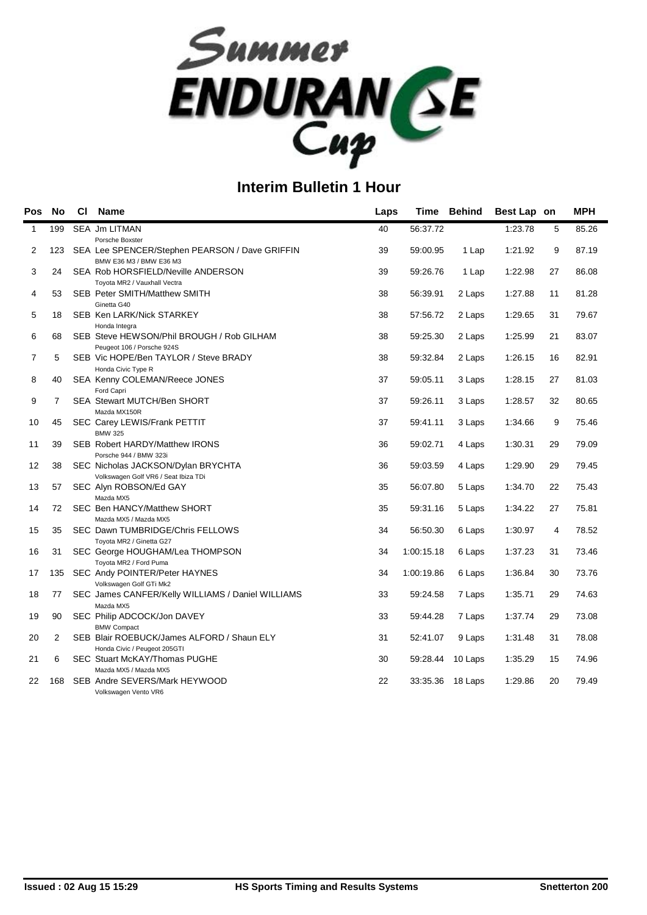# Summer Endurance Cup

## Interim Bulletin 1 Hour

| Pos | No | Cl | Name | Laps | Time | Behind | Best Lap | on | MPH |
|---|---|---|---|---|---|---|---|---|---|
| 1 | 199 | SEA | Jm LITMAN<br>Porsche Boxster | 40 | 56:37.72 | | 1:23.78 | 5 | 85.26 |
| 2 | 123 | SEA | Lee SPENCER/Stephen PEARSON / Dave GRIFFIN<br>BMW E36 M3 / BMW E36 M3 | 39 | 59:00.95 | 1 Lap | 1:21.92 | 9 | 87.19 |
| 3 | 24 | SEA | Rob HORSFIELD/Neville ANDERSON<br>Toyota MR2 / Vauxhall Vectra | 39 | 59:26.76 | 1 Lap | 1:22.98 | 27 | 86.08 |
| 4 | 53 | SEB | Peter SMITH/Matthew SMITH<br>Ginetta G40 | 38 | 56:39.91 | 2 Laps | 1:27.88 | 11 | 81.28 |
| 5 | 18 | SEB | Ken LARK/Nick STARKEY<br>Honda Integra | 38 | 57:56.72 | 2 Laps | 1:29.65 | 31 | 79.67 |
| 6 | 68 | SEB | Steve HEWSON/Phil BROUGH / Rob GILHAM<br>Peugeot 106 / Porsche 924S | 38 | 59:25.30 | 2 Laps | 1:25.99 | 21 | 83.07 |
| 7 | 5 | SEB | Vic HOPE/Ben TAYLOR / Steve BRADY<br>Honda Civic Type R | 38 | 59:32.84 | 2 Laps | 1:26.15 | 16 | 82.91 |
| 8 | 40 | SEA | Kenny COLEMAN/Reece JONES<br>Ford Capri | 37 | 59:05.11 | 3 Laps | 1:28.15 | 27 | 81.03 |
| 9 | 7 | SEA | Stewart MUTCH/Ben SHORT<br>Mazda MX150R | 37 | 59:26.11 | 3 Laps | 1:28.57 | 32 | 80.65 |
| 10 | 45 | SEC | Carey LEWIS/Frank PETTIT<br>BMW 325 | 37 | 59:41.11 | 3 Laps | 1:34.66 | 9 | 75.46 |
| 11 | 39 | SEB | Robert HARDY/Matthew IRONS<br>Porsche 944 / BMW 323i | 36 | 59:02.71 | 4 Laps | 1:30.31 | 29 | 79.09 |
| 12 | 38 | SEC | Nicholas JACKSON/Dylan BRYCHTA<br>Volkswagen Golf VR6 / Seat Ibiza TDi | 36 | 59:03.59 | 4 Laps | 1:29.90 | 29 | 79.45 |
| 13 | 57 | SEC | Alyn ROBSON/Ed GAY<br>Mazda MX5 | 35 | 56:07.80 | 5 Laps | 1:34.70 | 22 | 75.43 |
| 14 | 72 | SEC | Ben HANCY/Matthew SHORT<br>Mazda MX5 / Mazda MX5 | 35 | 59:31.16 | 5 Laps | 1:34.22 | 27 | 75.81 |
| 15 | 35 | SEC | Dawn TUMBRIDGE/Chris FELLOWS<br>Toyota MR2 / Ginetta G27 | 34 | 56:50.30 | 6 Laps | 1:30.97 | 4 | 78.52 |
| 16 | 31 | SEC | George HOUGHAM/Lea THOMPSON<br>Toyota MR2 / Ford Puma | 34 | 1:00:15.18 | 6 Laps | 1:37.23 | 31 | 73.46 |
| 17 | 135 | SEC | Andy POINTER/Peter HAYNES<br>Volkswagen Golf GTi Mk2 | 34 | 1:00:19.86 | 6 Laps | 1:36.84 | 30 | 73.76 |
| 18 | 77 | SEC | James CANFER/Kelly WILLIAMS / Daniel WILLIAMS<br>Mazda MX5 | 33 | 59:24.58 | 7 Laps | 1:35.71 | 29 | 74.63 |
| 19 | 90 | SEC | Philip ADCOCK/Jon DAVEY<br>BMW Compact | 33 | 59:44.28 | 7 Laps | 1:37.74 | 29 | 73.08 |
| 20 | 2 | SEB | Blair ROEBUCK/James ALFORD / Shaun ELY<br>Honda Civic / Peugeot 205GTI | 31 | 52:41.07 | 9 Laps | 1:31.48 | 31 | 78.08 |
| 21 | 6 | SEC | Stuart McKAY/Thomas PUGHE<br>Mazda MX5 / Mazda MX5 | 30 | 59:28.44 | 10 Laps | 1:35.29 | 15 | 74.96 |
| 22 | 168 | SEB | Andre SEVERS/Mark HEYWOOD<br>Volkswagen Vento VR6 | 22 | 33:35.36 | 18 Laps | 1:29.86 | 20 | 79.49 |

**Issued : 02 Aug 15 15:29** **HS Sports Timing and Results Systems** **Snetterton 200**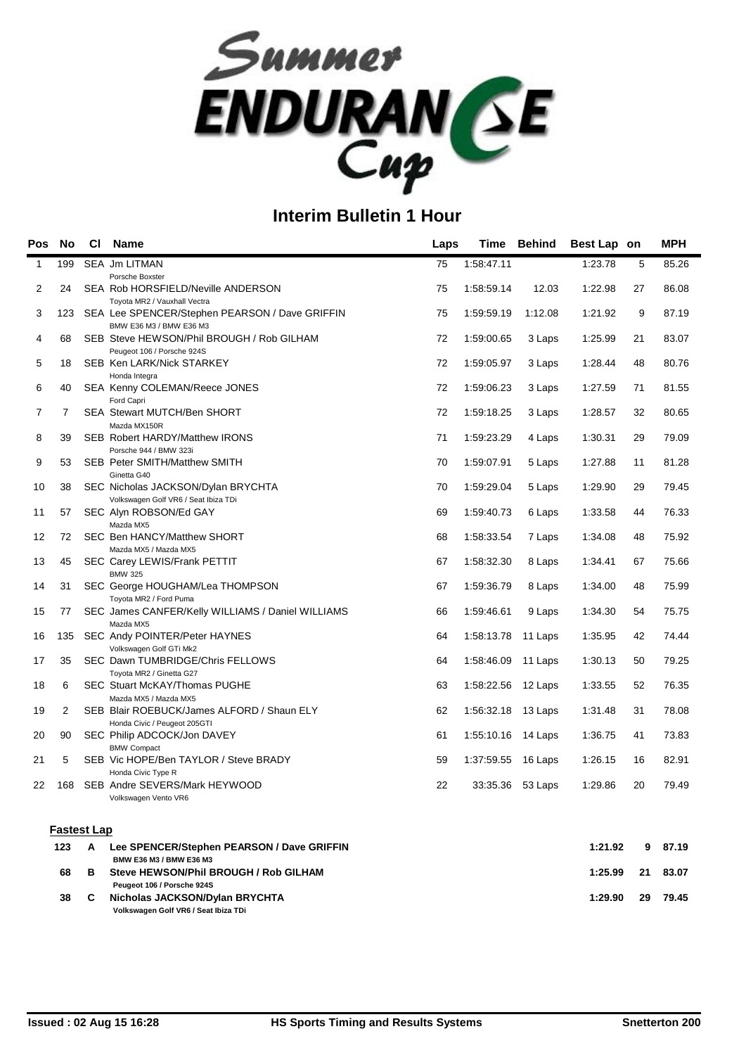# Summer Endurance Cup

## Interim Bulletin 1 Hour

| Pos | No | Cl | Name | Laps | Time | Behind | Best Lap | on | MPH |
|---|---|---|---|---|---|---|---|---|---|
| 1 | 199 | SEA | Jm LITMAN<br>Porsche Boxster | 75 | 1:58:47.11 | | 1:23.78 | 5 | 85.26 |
| 2 | 24 | SEA | Rob HORSFIELD/Neville ANDERSON<br>Toyota MR2 / Vauxhall Vectra | 75 | 1:58:59.14 | 12.03 | 1:22.98 | 27 | 86.08 |
| 3 | 123 | SEA | Lee SPENCER/Stephen PEARSON / Dave GRIFFIN<br>BMW E36 M3 / BMW E36 M3 | 75 | 1:59:59.19 | 1:12.08 | 1:21.92 | 9 | 87.19 |
| 4 | 68 | SEB | Steve HEWSON/Phil BROUGH / Rob GILHAM<br>Peugeot 106 / Porsche 924S | 72 | 1:59:00.65 | 3 Laps | 1:25.99 | 21 | 83.07 |
| 5 | 18 | SEB | Ken LARK/Nick STARKEY<br>Honda Integra | 72 | 1:59:05.97 | 3 Laps | 1:28.44 | 48 | 80.76 |
| 6 | 40 | SEA | Kenny COLEMAN/Reece JONES<br>Ford Capri | 72 | 1:59:06.23 | 3 Laps | 1:27.59 | 71 | 81.55 |
| 7 | 7 | SEA | Stewart MUTCH/Ben SHORT<br>Mazda MX150R | 72 | 1:59:18.25 | 3 Laps | 1:28.57 | 32 | 80.65 |
| 8 | 39 | SEB | Robert HARDY/Matthew IRONS<br>Porsche 944 / BMW 323i | 71 | 1:59:23.29 | 4 Laps | 1:30.31 | 29 | 79.09 |
| 9 | 53 | SEB | Peter SMITH/Matthew SMITH<br>Ginetta G40 | 70 | 1:59:07.91 | 5 Laps | 1:27.88 | 11 | 81.28 |
| 10 | 38 | SEC | Nicholas JACKSON/Dylan BRYCHTA<br>Volkswagen Golf VR6 / Seat Ibiza TDi | 70 | 1:59:29.04 | 5 Laps | 1:29.90 | 29 | 79.45 |
| 11 | 57 | SEC | Alyn ROBSON/Ed GAY<br>Mazda MX5 | 69 | 1:59:40.73 | 6 Laps | 1:33.58 | 44 | 76.33 |
| 12 | 72 | SEC | Ben HANCY/Matthew SHORT<br>Mazda MX5 / Mazda MX5 | 68 | 1:58:33.54 | 7 Laps | 1:34.08 | 48 | 75.92 |
| 13 | 45 | SEC | Carey LEWIS/Frank PETTIT<br>BMW 325 | 67 | 1:58:32.30 | 8 Laps | 1:34.41 | 67 | 75.66 |
| 14 | 31 | SEC | George HOUGHAM/Lea THOMPSON<br>Toyota MR2 / Ford Puma | 67 | 1:59:36.79 | 8 Laps | 1:34.00 | 48 | 75.99 |
| 15 | 77 | SEC | James CANFER/Kelly WILLIAMS / Daniel WILLIAMS<br>Mazda MX5 | 66 | 1:59:46.61 | 9 Laps | 1:34.30 | 54 | 75.75 |
| 16 | 135 | SEC | Andy POINTER/Peter HAYNES<br>Volkswagen Golf GTi Mk2 | 64 | 1:58:13.78 | 11 Laps | 1:35.95 | 42 | 74.44 |
| 17 | 35 | SEC | Dawn TUMBRIDGE/Chris FELLOWS<br>Toyota MR2 / Ginetta G27 | 64 | 1:58:46.09 | 11 Laps | 1:30.13 | 50 | 79.25 |
| 18 | 6 | SEC | Stuart McKAY/Thomas PUGHE<br>Mazda MX5 / Mazda MX5 | 63 | 1:58:22.56 | 12 Laps | 1:33.55 | 52 | 76.35 |
| 19 | 2 | SEB | Blair ROEBUCK/James ALFORD / Shaun ELY<br>Honda Civic / Peugeot 205GTI | 62 | 1:56:32.18 | 13 Laps | 1:31.48 | 31 | 78.08 |
| 20 | 90 | SEC | Philip ADCOCK/Jon DAVEY<br>BMW Compact | 61 | 1:55:10.16 | 14 Laps | 1:36.75 | 41 | 73.83 |
| 21 | 5 | SEB | Vic HOPE/Ben TAYLOR / Steve BRADY<br>Honda Civic Type R | 59 | 1:37:59.55 | 16 Laps | 1:26.15 | 16 | 82.91 |
| 22 | 168 | SEB | Andre SEVERS/Mark HEYWOOD<br>Volkswagen Vento VR6 | 22 | 33:35.36 | 53 Laps | 1:29.86 | 20 | 79.49 |

### Fastest Lap

| No | Cl | Name | Best Lap | on | MPH |
|---|---|---|---|---|---|
| **123** | **A** | **Lee SPENCER/Stephen PEARSON / Dave GRIFFIN**<br>**BMW E36 M3 / BMW E36 M3** | **1:21.92** | **9** | **87.19** |
| **68** | **B** | **Steve HEWSON/Phil BROUGH / Rob GILHAM**<br>**Peugeot 106 / Porsche 924S** | **1:25.99** | **21** | **83.07** |
| **38** | **C** | **Nicholas JACKSON/Dylan BRYCHTA**<br>**Volkswagen Golf VR6 / Seat Ibiza TDi** | **1:29.90** | **29** | **79.45** |

Issued : 02 Aug 15 16:28 | HS Sports Timing and Results Systems | Snetterton 200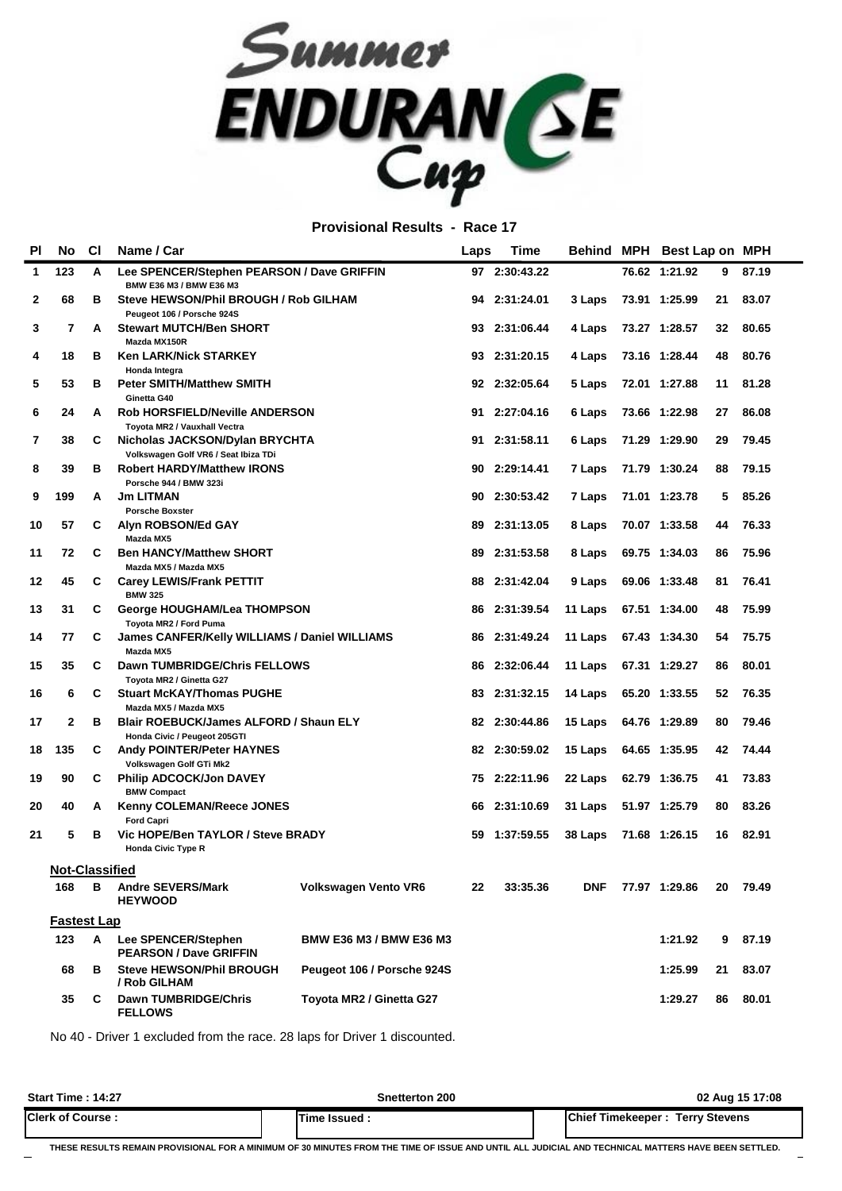# Summer ENDURANCE Cup

## Provisional Results - Race 17

| Pl | No | Cl | Name / Car | Laps | Time | Behind | MPH | Best Lap | on | MPH |
|---|---|---|---|---|---|---|---|---|---|---|
| 1 | 123 | A | **Lee SPENCER/Stephen PEARSON / Dave GRIFFIN** BMW E36 M3 / BMW E36 M3 | 97 | 2:30:43.22 | | 76.62 | 1:21.92 | 9 | 87.19 |
| 2 | 68 | B | **Steve HEWSON/Phil BROUGH / Rob GILHAM** Peugeot 106 / Porsche 924S | 94 | 2:31:24.01 | 3 Laps | 73.91 | 1:25.99 | 21 | 83.07 |
| 3 | 7 | A | **Stewart MUTCH/Ben SHORT** Mazda MX150R | 93 | 2:31:06.44 | 4 Laps | 73.27 | 1:28.57 | 32 | 80.65 |
| 4 | 18 | B | **Ken LARK/Nick STARKEY** Honda Integra | 93 | 2:31:20.15 | 4 Laps | 73.16 | 1:28.44 | 48 | 80.76 |
| 5 | 53 | B | **Peter SMITH/Matthew SMITH** Ginetta G40 | 92 | 2:32:05.64 | 5 Laps | 72.01 | 1:27.88 | 11 | 81.28 |
| 6 | 24 | A | **Rob HORSFIELD/Neville ANDERSON** Toyota MR2 / Vauxhall Vectra | 91 | 2:27:04.16 | 6 Laps | 73.66 | 1:22.98 | 27 | 86.08 |
| 7 | 38 | C | **Nicholas JACKSON/Dylan BRYCHTA** Volkswagen Golf VR6 / Seat Ibiza TDi | 91 | 2:31:58.11 | 6 Laps | 71.29 | 1:29.90 | 29 | 79.45 |
| 8 | 39 | B | **Robert HARDY/Matthew IRONS** Porsche 944 / BMW 323i | 90 | 2:29:14.41 | 7 Laps | 71.79 | 1:30.24 | 88 | 79.15 |
| 9 | 199 | A | **Jm LITMAN** Porsche Boxster | 90 | 2:30:53.42 | 7 Laps | 71.01 | 1:23.78 | 5 | 85.26 |
| 10 | 57 | C | **Alyn ROBSON/Ed GAY** Mazda MX5 | 89 | 2:31:13.05 | 8 Laps | 70.07 | 1:33.58 | 44 | 76.33 |
| 11 | 72 | C | **Ben HANCY/Matthew SHORT** Mazda MX5 / Mazda MX5 | 89 | 2:31:53.58 | 8 Laps | 69.75 | 1:34.03 | 86 | 75.96 |
| 12 | 45 | C | **Carey LEWIS/Frank PETTIT** BMW 325 | 88 | 2:31:42.04 | 9 Laps | 69.06 | 1:33.48 | 81 | 76.41 |
| 13 | 31 | C | **George HOUGHAM/Lea THOMPSON** Toyota MR2 / Ford Puma | 86 | 2:31:39.54 | 11 Laps | 67.51 | 1:34.00 | 48 | 75.99 |
| 14 | 77 | C | **James CANFER/Kelly WILLIAMS / Daniel WILLIAMS** Mazda MX5 | 86 | 2:31:49.24 | 11 Laps | 67.43 | 1:34.30 | 54 | 75.75 |
| 15 | 35 | C | **Dawn TUMBRIDGE/Chris FELLOWS** Toyota MR2 / Ginetta G27 | 86 | 2:32:06.44 | 11 Laps | 67.31 | 1:29.27 | 86 | 80.01 |
| 16 | 6 | C | **Stuart McKAY/Thomas PUGHE** Mazda MX5 / Mazda MX5 | 83 | 2:31:32.15 | 14 Laps | 65.20 | 1:33.55 | 52 | 76.35 |
| 17 | 2 | B | **Blair ROEBUCK/James ALFORD / Shaun ELY** Honda Civic / Peugeot 205GTI | 82 | 2:30:44.86 | 15 Laps | 64.76 | 1:29.89 | 80 | 79.46 |
| 18 | 135 | C | **Andy POINTER/Peter HAYNES** Volkswagen Golf GTi Mk2 | 82 | 2:30:59.02 | 15 Laps | 64.65 | 1:35.95 | 42 | 74.44 |
| 19 | 90 | C | **Philip ADCOCK/Jon DAVEY** BMW Compact | 75 | 2:22:11.96 | 22 Laps | 62.79 | 1:36.75 | 41 | 73.83 |
| 20 | 40 | A | **Kenny COLEMAN/Reece JONES** Ford Capri | 66 | 2:31:10.69 | 31 Laps | 51.97 | 1:25.79 | 80 | 83.26 |
| 21 | 5 | B | **Vic HOPE/Ben TAYLOR / Steve BRADY** Honda Civic Type R | 59 | 1:37:59.55 | 38 Laps | 71.68 | 1:26.15 | 16 | 82.91 |

### Not-Classified

| No | Cl | Name | Car | Laps | Time | Behind | MPH | Best Lap | on | MPH |
|---|---|---|---|---|---|---|---|---|---|---|
| 168 | B | **Andre SEVERS/Mark HEYWOOD** | Volkswagen Vento VR6 | 22 | 33:35.36 | DNF | 77.97 | 1:29.86 | 20 | 79.49 |

### Fastest Lap

| No | Cl | Name | Car | Best Lap | on | MPH |
|---|---|---|---|---|---|---|
| 123 | A | **Lee SPENCER/Stephen PEARSON / Dave GRIFFIN** | BMW E36 M3 / BMW E36 M3 | 1:21.92 | 9 | 87.19 |
| 68 | B | **Steve HEWSON/Phil BROUGH / Rob GILHAM** | Peugeot 106 / Porsche 924S | 1:25.99 | 21 | 83.07 |
| 35 | C | **Dawn TUMBRIDGE/Chris FELLOWS** | Toyota MR2 / Ginetta G27 | 1:29.27 | 86 | 80.01 |

No 40 - Driver 1 excluded from the race. 28 laps for Driver 1 discounted.

| Start Time : 14:27 | Snetterton 200 | 02 Aug 15 17:08 |
|---|---|---|
| Clerk of Course : | Time Issued : | Chief Timekeeper : Terry Stevens |

THESE RESULTS REMAIN PROVISIONAL FOR A MINIMUM OF 30 MINUTES FROM THE TIME OF ISSUE AND UNTIL ALL JUDICIAL AND TECHNICAL MATTERS HAVE BEEN SETTLED.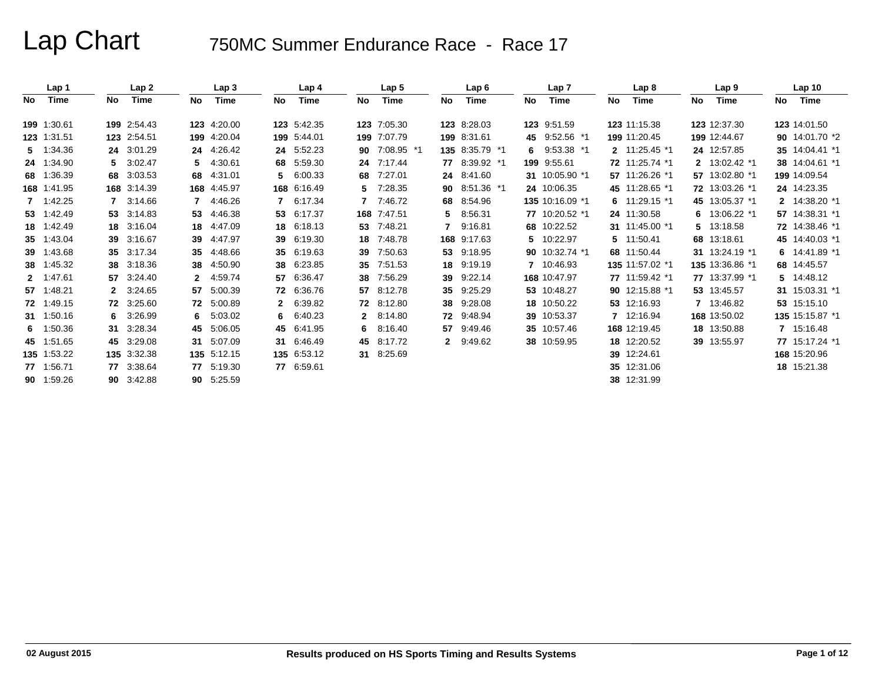# Lap Chart

## 750MC Summer Endurance Race - Race 17

| Lap 1 | | Lap 2 | | Lap 3 | | Lap 4 | | Lap 5 | | Lap 6 | | Lap 7 | | Lap 8 | | Lap 9 | | Lap 10 | |
|---|---|---|---|---|---|---|---|---|---|---|---|---|---|---|---|---|---|---|---|
| No | Time | No | Time | No | Time | No | Time | No | Time | No | Time | No | Time | No | Time | No | Time | No | Time |
| 199 | 1:30.61 | 199 | 2:54.43 | 123 | 4:20.00 | 123 | 5:42.35 | 123 | 7:05.30 | 123 | 8:28.03 | 123 | 9:51.59 | 123 | 11:15.38 | 123 | 12:37.30 | 123 | 14:01.50 |
| 123 | 1:31.51 | 123 | 2:54.51 | 199 | 4:20.04 | 199 | 5:44.01 | 199 | 7:07.79 | 199 | 8:31.61 | 45 | 9:52.56 *1 | 199 | 11:20.45 | 199 | 12:44.67 | 90 | 14:01.70 *2 |
| 5 | 1:34.36 | 24 | 3:01.29 | 24 | 4:26.42 | 24 | 5:52.23 | 90 | 7:08.95 *1 | 135 | 8:35.79 *1 | 6 | 9:53.38 *1 | 2 | 11:25.45 *1 | 24 | 12:57.85 | 35 | 14:04.41 *1 |
| 24 | 1:34.90 | 5 | 3:02.47 | 5 | 4:30.61 | 68 | 5:59.30 | 24 | 7:17.44 | 77 | 8:39.92 *1 | 199 | 9:55.61 | 72 | 11:25.74 *1 | 2 | 13:02.42 *1 | 38 | 14:04.61 *1 |
| 68 | 1:36.39 | 68 | 3:03.53 | 68 | 4:31.01 | 5 | 6:00.33 | 68 | 7:27.01 | 24 | 8:41.60 | 31 | 10:05.90 *1 | 57 | 11:26.26 *1 | 57 | 13:02.80 *1 | 199 | 14:09.54 |
| 168 | 1:41.95 | 168 | 3:14.39 | 168 | 4:45.97 | 168 | 6:16.49 | 5 | 7:28.35 | 90 | 8:51.36 *1 | 24 | 10:06.35 | 45 | 11:28.65 *1 | 72 | 13:03.26 *1 | 24 | 14:23.35 |
| 7 | 1:42.25 | 7 | 3:14.66 | 7 | 4:46.26 | 7 | 6:17.34 | 7 | 7:46.72 | 68 | 8:54.96 | 135 | 10:16.09 *1 | 6 | 11:29.15 *1 | 45 | 13:05.37 *1 | 2 | 14:38.20 *1 |
| 53 | 1:42.49 | 53 | 3:14.83 | 53 | 4:46.38 | 53 | 6:17.37 | 168 | 7:47.51 | 5 | 8:56.31 | 77 | 10:20.52 *1 | 24 | 11:30.58 | 6 | 13:06.22 *1 | 57 | 14:38.31 *1 |
| 18 | 1:42.49 | 18 | 3:16.04 | 18 | 4:47.09 | 18 | 6:18.13 | 53 | 7:48.21 | 7 | 9:16.81 | 68 | 10:22.52 | 31 | 11:45.00 *1 | 5 | 13:18.58 | 72 | 14:38.46 *1 |
| 35 | 1:43.04 | 39 | 3:16.67 | 39 | 4:47.97 | 39 | 6:19.30 | 18 | 7:48.78 | 168 | 9:17.63 | 5 | 10:22.97 | 5 | 11:50.41 | 68 | 13:18.61 | 45 | 14:40.03 *1 |
| 39 | 1:43.68 | 35 | 3:17.34 | 35 | 4:48.66 | 35 | 6:19.63 | 39 | 7:50.63 | 53 | 9:18.95 | 90 | 10:32.74 *1 | 68 | 11:50.44 | 31 | 13:24.19 *1 | 6 | 14:41.89 *1 |
| 38 | 1:45.32 | 38 | 3:18.36 | 38 | 4:50.90 | 38 | 6:23.85 | 35 | 7:51.53 | 18 | 9:19.19 | 7 | 10:46.93 | 135 | 11:57.02 *1 | 135 | 13:36.86 *1 | 68 | 14:45.57 |
| 2 | 1:47.61 | 57 | 3:24.40 | 2 | 4:59.74 | 57 | 6:36.47 | 38 | 7:56.29 | 39 | 9:22.14 | 168 | 10:47.97 | 77 | 11:59.42 *1 | 77 | 13:37.99 *1 | 5 | 14:48.12 |
| 57 | 1:48.21 | 2 | 3:24.65 | 57 | 5:00.39 | 72 | 6:36.76 | 57 | 8:12.78 | 35 | 9:25.29 | 53 | 10:48.27 | 90 | 12:15.88 *1 | 53 | 13:45.57 | 31 | 15:03.31 *1 |
| 72 | 1:49.15 | 72 | 3:25.60 | 72 | 5:00.89 | 2 | 6:39.82 | 72 | 8:12.80 | 38 | 9:28.08 | 18 | 10:50.22 | 53 | 12:16.93 | 7 | 13:46.82 | 53 | 15:15.10 |
| 31 | 1:50.16 | 6 | 3:26.99 | 6 | 5:03.02 | 6 | 6:40.23 | 2 | 8:14.80 | 72 | 9:48.94 | 39 | 10:53.37 | 7 | 12:16.94 | 168 | 13:50.02 | 135 | 15:15.87 *1 |
| 6 | 1:50.36 | 31 | 3:28.34 | 45 | 5:06.05 | 45 | 6:41.95 | 6 | 8:16.40 | 57 | 9:49.46 | 35 | 10:57.46 | 168 | 12:19.45 | 18 | 13:50.88 | 7 | 15:16.48 |
| 45 | 1:51.65 | 45 | 3:29.08 | 31 | 5:07.09 | 31 | 6:46.49 | 45 | 8:17.72 | 2 | 9:49.62 | 38 | 10:59.95 | 18 | 12:20.52 | 39 | 13:55.97 | 77 | 15:17.24 *1 |
| 135 | 1:53.22 | 135 | 3:32.38 | 135 | 5:12.15 | 135 | 6:53.12 | 31 | 8:25.69 | | | | | 39 | 12:24.61 | | | 168 | 15:20.96 |
| 77 | 1:56.71 | 77 | 3:38.64 | 77 | 5:19.30 | 77 | 6:59.61 | | | | | | | 35 | 12:31.06 | | | 18 | 15:21.38 |
| 90 | 1:59.26 | 90 | 3:42.88 | 90 | 5:25.59 | | | | | | | | | 38 | 12:31.99 | | | | |

02 August 2015 — Results produced on HS Sports Timing and Results Systems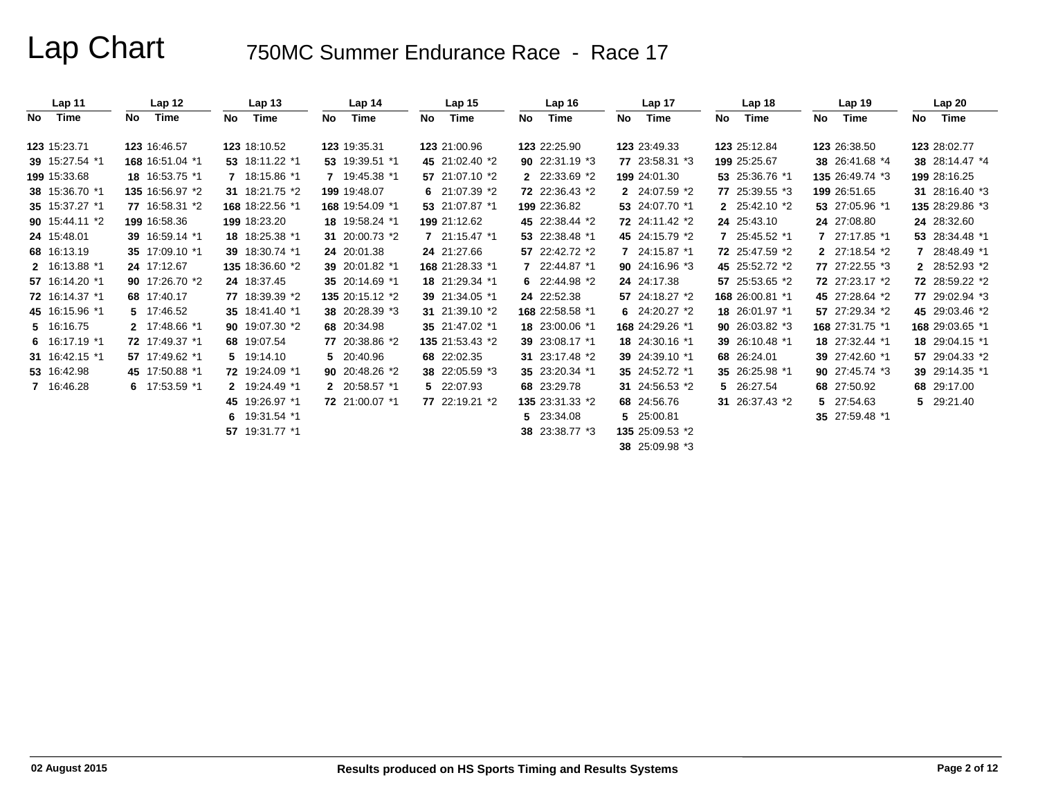# Lap Chart

## 750MC Summer Endurance Race - Race 17

| Lap 11 | | Lap 12 | | Lap 13 | | Lap 14 | | Lap 15 | | Lap 16 | | Lap 17 | | Lap 18 | | Lap 19 | | Lap 20 | |
|---|---|---|---|---|---|---|---|---|---|---|---|---|---|---|---|---|---|---|---|
| No | Time | No | Time | No | Time | No | Time | No | Time | No | Time | No | Time | No | Time | No | Time | No | Time |
| 123 | 15:23.71 | 123 | 16:46.57 | 123 | 18:10.52 | 123 | 19:35.31 | 123 | 21:00.96 | 123 | 22:25.90 | 123 | 23:49.33 | 123 | 25:12.84 | 123 | 26:38.50 | 123 | 28:02.77 |
| 39 | 15:27.54 *1 | 168 | 16:51.04 *1 | 53 | 18:11.22 *1 | 53 | 19:39.51 *1 | 45 | 21:02.40 *2 | 90 | 22:31.19 *3 | 77 | 23:58.31 *3 | 199 | 25:25.67 | 38 | 26:41.68 *4 | 38 | 28:14.47 *4 |
| 199 | 15:33.68 | 18 | 16:53.75 *1 | 7 | 18:15.86 *1 | 7 | 19:45.38 *1 | 57 | 21:07.10 *2 | 2 | 22:33.69 *2 | 199 | 24:01.30 | 53 | 25:36.76 *1 | 135 | 26:49.74 *3 | 199 | 28:16.25 |
| 38 | 15:36.70 *1 | 135 | 16:56.97 *2 | 31 | 18:21.75 *2 | 199 | 19:48.07 | 6 | 21:07.39 *2 | 72 | 22:36.43 *2 | 2 | 24:07.59 *2 | 77 | 25:39.55 *3 | 199 | 26:51.65 | 31 | 28:16.40 *3 |
| 35 | 15:37.27 *1 | 77 | 16:58.31 *2 | 168 | 18:22.56 *1 | 168 | 19:54.09 *1 | 53 | 21:07.87 *1 | 199 | 22:36.82 | 53 | 24:07.70 *1 | 2 | 25:42.10 *2 | 53 | 27:05.96 *1 | 135 | 28:29.86 *3 |
| 90 | 15:44.11 *2 | 199 | 16:58.36 | 199 | 18:23.20 | 18 | 19:58.24 *1 | 199 | 21:12.62 | 45 | 22:38.44 *2 | 72 | 24:11.42 *2 | 24 | 25:43.10 | 24 | 27:08.80 | 24 | 28:32.60 |
| 24 | 15:48.01 | 39 | 16:59.14 *1 | 18 | 18:25.38 *1 | 31 | 20:00.73 *2 | 7 | 21:15.47 *1 | 53 | 22:38.48 *1 | 45 | 24:15.79 *2 | 7 | 25:45.52 *1 | 7 | 27:17.85 *1 | 53 | 28:34.48 *1 |
| 68 | 16:13.19 | 35 | 17:09.10 *1 | 39 | 18:30.74 *1 | 24 | 20:01.38 | 24 | 21:27.66 | 57 | 22:42.72 *2 | 7 | 24:15.87 *1 | 72 | 25:47.59 *2 | 2 | 27:18.54 *2 | 7 | 28:48.49 *1 |
| 2 | 16:13.88 *1 | 24 | 17:12.67 | 135 | 18:36.60 *2 | 39 | 20:01.82 *1 | 168 | 21:28.33 *1 | 7 | 22:44.87 *1 | 90 | 24:16.96 *3 | 45 | 25:52.72 *2 | 77 | 27:22.55 *3 | 2 | 28:52.93 *2 |
| 57 | 16:14.20 *1 | 90 | 17:26.70 *2 | 24 | 18:37.45 | 35 | 20:14.69 *1 | 18 | 21:29.34 *1 | 6 | 22:44.98 *2 | 24 | 24:17.38 | 57 | 25:53.65 *2 | 72 | 27:23.17 *2 | 72 | 28:59.22 *2 |
| 72 | 16:14.37 *1 | 68 | 17:40.17 | 77 | 18:39.39 *2 | 135 | 20:15.12 *2 | 39 | 21:34.05 *1 | 24 | 22:52.38 | 57 | 24:18.27 *2 | 168 | 26:00.81 *1 | 45 | 27:28.64 *2 | 77 | 29:02.94 *3 |
| 45 | 16:15.96 *1 | 5 | 17:46.52 | 35 | 18:41.40 *1 | 38 | 20:28.39 *3 | 31 | 21:39.10 *2 | 168 | 22:58.58 *1 | 6 | 24:20.27 *2 | 18 | 26:01.97 *1 | 57 | 27:29.34 *2 | 45 | 29:03.46 *2 |
| 5 | 16:16.75 | 2 | 17:48.66 *1 | 90 | 19:07.30 *2 | 68 | 20:34.98 | 35 | 21:47.02 *1 | 18 | 23:00.06 *1 | 168 | 24:29.26 *1 | 90 | 26:03.82 *3 | 168 | 27:31.75 *1 | 168 | 29:03.65 *1 |
| 6 | 16:17.19 *1 | 72 | 17:49.37 *1 | 68 | 19:07.54 | 77 | 20:38.86 *2 | 135 | 21:53.43 *2 | 39 | 23:08.17 *1 | 18 | 24:30.16 *1 | 39 | 26:10.48 *1 | 18 | 27:32.44 *1 | 18 | 29:04.15 *1 |
| 31 | 16:42.15 *1 | 57 | 17:49.62 *1 | 5 | 19:14.10 | 5 | 20:40.96 | 68 | 22:02.35 | 31 | 23:17.48 *2 | 39 | 24:39.10 *1 | 68 | 26:24.01 | 39 | 27:42.60 *1 | 57 | 29:04.33 *2 |
| 53 | 16:42.98 | 45 | 17:50.88 *1 | 72 | 19:24.09 *1 | 90 | 20:48.26 *2 | 38 | 22:05.59 *3 | 35 | 23:20.34 *1 | 35 | 24:52.72 *1 | 35 | 26:25.98 *1 | 90 | 27:45.74 *3 | 39 | 29:14.35 *1 |
| 7 | 16:46.28 | 6 | 17:53.59 *1 | 2 | 19:24.49 *1 | 2 | 20:58.57 *1 | 5 | 22:07.93 | 68 | 23:29.78 | 31 | 24:56.53 *2 | 5 | 26:27.54 | 68 | 27:50.92 | 68 | 29:17.00 |
| | | | | 45 | 19:26.97 *1 | 72 | 21:00.07 *1 | 77 | 22:19.21 *2 | 135 | 23:31.33 *2 | 68 | 24:56.76 | 31 | 26:37.43 *2 | 5 | 27:54.63 | 5 | 29:21.40 |
| | | | | 6 | 19:31.54 *1 | | | | | 5 | 23:34.08 | 5 | 25:00.81 | | | 35 | 27:59.48 *1 | | |
| | | | | 57 | 19:31.77 *1 | | | | | 38 | 23:38.77 *3 | 135 | 25:09.53 *2 | | | | | | |
| | | | | | | | | | | | | 38 | 25:09.98 *3 | | | | | | |

02 August 2015 — Results produced on HS Sports Timing and Results Systems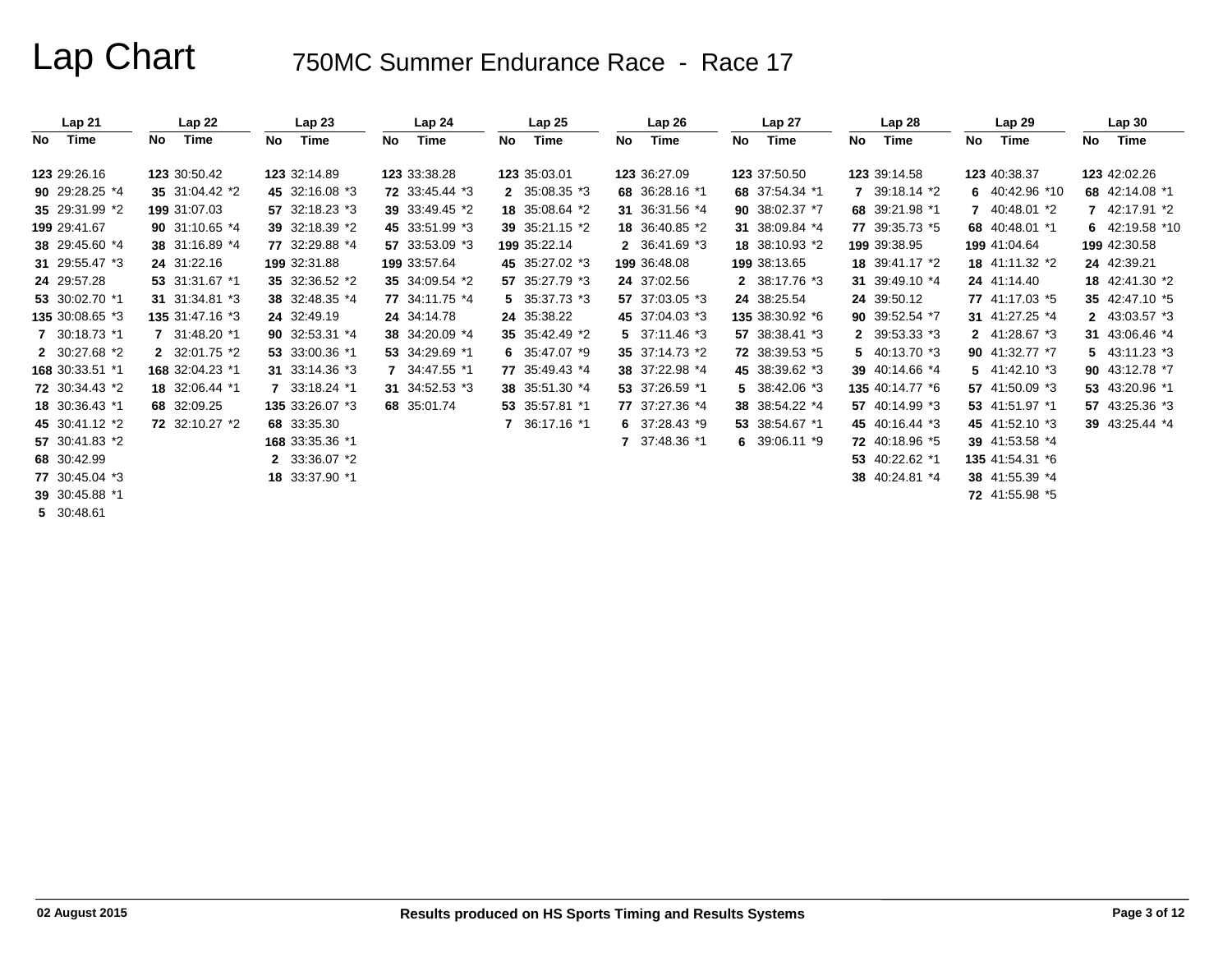# Lap Chart

## 750MC Summer Endurance Race - Race 17

| Lap 21 | | Lap 22 | | Lap 23 | | Lap 24 | | Lap 25 | | Lap 26 | | Lap 27 | | Lap 28 | | Lap 29 | | Lap 30 | |
|---|---|---|---|---|---|---|---|---|---|---|---|---|---|---|---|---|---|---|---|
| No | Time | No | Time | No | Time | No | Time | No | Time | No | Time | No | Time | No | Time | No | Time | No | Time |
| 123 | 29:26.16 | 123 | 30:50.42 | 123 | 32:14.89 | 123 | 33:38.28 | 123 | 35:03.01 | 123 | 36:27.09 | 123 | 37:50.50 | 123 | 39:14.58 | 123 | 40:38.37 | 123 | 42:02.26 |
| 90 | 29:28.25 *4 | 35 | 31:04.42 *2 | 45 | 32:16.08 *3 | 72 | 33:45.44 *3 | 2 | 35:08.35 *3 | 68 | 36:28.16 *1 | 68 | 37:54.34 *1 | 7 | 39:18.14 *2 | 6 | 40:42.96 *10 | 68 | 42:14.08 *1 |
| 35 | 29:31.99 *2 | 199 | 31:07.03 | 57 | 32:18.23 *3 | 39 | 33:49.45 *2 | 18 | 35:08.64 *2 | 31 | 36:31.56 *4 | 90 | 38:02.37 *7 | 68 | 39:21.98 *1 | 7 | 40:48.01 *2 | 7 | 42:17.91 *2 |
| 199 | 29:41.67 | 90 | 31:10.65 *4 | 39 | 32:18.39 *2 | 45 | 33:51.99 *3 | 39 | 35:21.15 *2 | 18 | 36:40.85 *2 | 31 | 38:09.84 *4 | 77 | 39:35.73 *5 | 68 | 40:48.01 *1 | 6 | 42:19.58 *10 |
| 38 | 29:45.60 *4 | 38 | 31:16.89 *4 | 77 | 32:29.88 *4 | 57 | 33:53.09 *3 | 199 | 35:22.14 | 2 | 36:41.69 *3 | 18 | 38:10.93 *2 | 199 | 39:38.95 | 199 | 41:04.64 | 199 | 42:30.58 |
| 31 | 29:55.47 *3 | 24 | 31:22.16 | 199 | 32:31.88 | 199 | 33:57.64 | 45 | 35:27.02 *3 | 199 | 36:48.08 | 199 | 38:13.65 | 18 | 39:41.17 *2 | 18 | 41:11.32 *2 | 24 | 42:39.21 |
| 24 | 29:57.28 | 53 | 31:31.67 *1 | 35 | 32:36.52 *2 | 35 | 34:09.54 *2 | 57 | 35:27.79 *3 | 24 | 37:02.56 | 2 | 38:17.76 *3 | 31 | 39:49.10 *4 | 24 | 41:14.40 | 18 | 42:41.30 *2 |
| 53 | 30:02.70 *1 | 31 | 31:34.81 *3 | 38 | 32:48.35 *4 | 77 | 34:11.75 *4 | 5 | 35:37.73 *3 | 57 | 37:03.05 *3 | 24 | 38:25.54 | 24 | 39:50.12 | 77 | 41:17.03 *5 | 35 | 42:47.10 *5 |
| 135 | 30:08.65 *3 | 135 | 31:47.16 *3 | 24 | 32:49.19 | 24 | 34:14.78 | 24 | 35:38.22 | 45 | 37:04.03 *3 | 135 | 38:30.92 *6 | 90 | 39:52.54 *7 | 31 | 41:27.25 *4 | 2 | 43:03.57 *3 |
| 7 | 30:18.73 *1 | 7 | 31:48.20 *1 | 90 | 32:53.31 *4 | 38 | 34:20.09 *4 | 35 | 35:42.49 *2 | 5 | 37:11.46 *3 | 57 | 38:38.41 *3 | 2 | 39:53.33 *3 | 2 | 41:28.67 *3 | 31 | 43:06.46 *4 |
| 2 | 30:27.68 *2 | 2 | 32:01.75 *2 | 53 | 33:00.36 *1 | 53 | 34:29.69 *1 | 6 | 35:47.07 *9 | 35 | 37:14.73 *2 | 72 | 38:39.53 *5 | 5 | 40:13.70 *3 | 90 | 41:32.77 *7 | 5 | 43:11.23 *3 |
| 168 | 30:33.51 *1 | 168 | 32:04.23 *1 | 31 | 33:14.36 *3 | 7 | 34:47.55 *1 | 77 | 35:49.43 *4 | 38 | 37:22.98 *4 | 45 | 38:39.62 *3 | 39 | 40:14.66 *4 | 5 | 41:42.10 *3 | 90 | 43:12.78 *7 |
| 72 | 30:34.43 *2 | 18 | 32:06.44 *1 | 7 | 33:18.24 *1 | 31 | 34:52.53 *3 | 38 | 35:51.30 *4 | 53 | 37:26.59 *1 | 5 | 38:42.06 *3 | 135 | 40:14.77 *6 | 57 | 41:50.09 *3 | 53 | 43:20.96 *1 |
| 18 | 30:36.43 *1 | 68 | 32:09.25 | 135 | 33:26.07 *3 | 68 | 35:01.74 | 53 | 35:57.81 *1 | 77 | 37:27.36 *4 | 38 | 38:54.22 *4 | 57 | 40:14.99 *3 | 53 | 41:51.97 *1 | 57 | 43:25.36 *3 |
| 45 | 30:41.12 *2 | 72 | 32:10.27 *2 | 68 | 33:35.30 | | | 7 | 36:17.16 *1 | 6 | 37:28.43 *9 | 53 | 38:54.67 *1 | 45 | 40:16.44 *3 | 45 | 41:52.10 *3 | 39 | 43:25.44 *4 |
| 57 | 30:41.83 *2 | | | 168 | 33:35.36 *1 | | | | | 7 | 37:48.36 *1 | 6 | 39:06.11 *9 | 72 | 40:18.96 *5 | 39 | 41:53.58 *4 | | |
| 68 | 30:42.99 | | | 2 | 33:36.07 *2 | | | | | | | | | 53 | 40:22.62 *1 | 135 | 41:54.31 *6 | | |
| 77 | 30:45.04 *3 | | | 18 | 33:37.90 *1 | | | | | | | | | 38 | 40:24.81 *4 | 38 | 41:55.39 *4 | | |
| 39 | 30:45.88 *1 | | | | | | | | | | | | | | | 72 | 41:55.98 *5 | | |
| 5 | 30:48.61 | | | | | | | | | | | | | | | | | | |

02 August 2015

Results produced on HS Sports Timing and Results Systems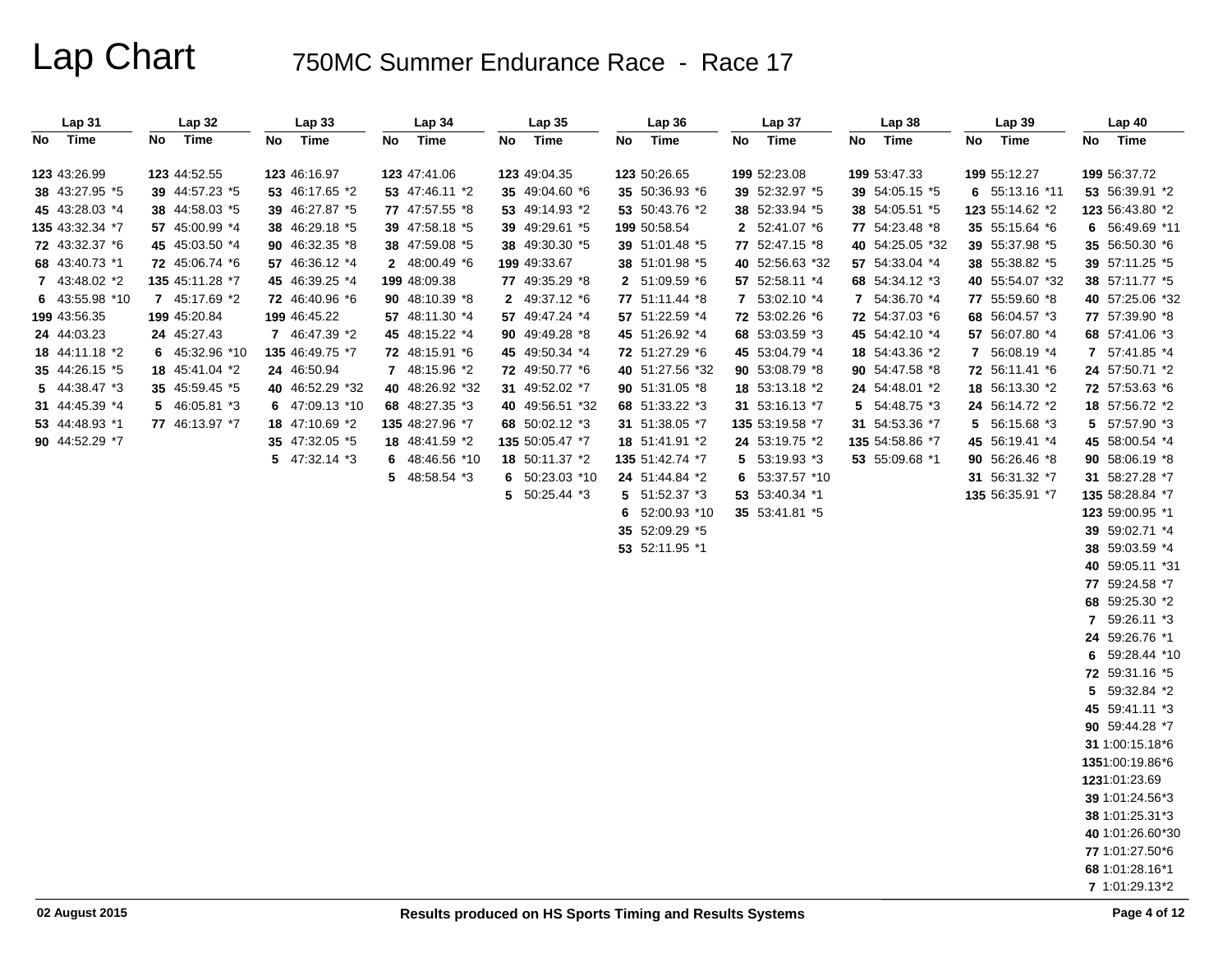# Lap Chart

## 750MC Summer Endurance Race - Race 17

| Lap 31 No | Lap 31 Time | Lap 32 No | Lap 32 Time | Lap 33 No | Lap 33 Time | Lap 34 No | Lap 34 Time | Lap 35 No | Lap 35 Time | Lap 36 No | Lap 36 Time | Lap 37 No | Lap 37 Time | Lap 38 No | Lap 38 Time | Lap 39 No | Lap 39 Time | Lap 40 No | Lap 40 Time |
|---|---|---|---|---|---|---|---|---|---|---|---|---|---|---|---|---|---|---|---|
| 123 | 43:26.99 | 123 | 44:52.55 | 123 | 46:16.97 | 123 | 47:41.06 | 123 | 49:04.35 | 123 | 50:26.65 | 199 | 52:23.08 | 199 | 53:47.33 | 199 | 55:12.27 | 199 | 56:37.72 |
| 38 | 43:27.95 *5 | 39 | 44:57.23 *5 | 53 | 46:17.65 *2 | 53 | 47:46.11 *2 | 35 | 49:04.60 *6 | 35 | 50:36.93 *6 | 39 | 52:32.97 *5 | 39 | 54:05.15 *5 | 6 | 55:13.16 *11 | 53 | 56:39.91 *2 |
| 45 | 43:28.03 *4 | 38 | 44:58.03 *5 | 39 | 46:27.87 *5 | 77 | 47:57.55 *8 | 53 | 49:14.93 *2 | 53 | 50:43.76 *2 | 38 | 52:33.94 *5 | 38 | 54:05.51 *5 | 123 | 55:14.62 *2 | 123 | 56:43.80 *2 |
| 135 | 43:32.34 *7 | 57 | 45:00.99 *4 | 38 | 46:29.18 *5 | 39 | 47:58.18 *5 | 39 | 49:29.61 *5 | 199 | 50:58.54 | 2 | 52:41.07 *6 | 77 | 54:23.48 *8 | 35 | 55:15.64 *6 | 6 | 56:49.69 *11 |
| 72 | 43:32.37 *6 | 45 | 45:03.50 *4 | 90 | 46:32.35 *8 | 38 | 47:59.08 *5 | 38 | 49:30.30 *5 | 39 | 51:01.48 *5 | 77 | 52:47.15 *8 | 40 | 54:25.05 *32 | 39 | 55:37.98 *5 | 35 | 56:50.30 *6 |
| 68 | 43:40.73 *1 | 72 | 45:06.74 *6 | 57 | 46:36.12 *4 | 2 | 48:00.49 *6 | 199 | 49:33.67 | 38 | 51:01.98 *5 | 40 | 52:56.63 *32 | 57 | 54:33.04 *4 | 38 | 55:38.82 *5 | 39 | 57:11.25 *5 |
| 7 | 43:48.02 *2 | 135 | 45:11.28 *7 | 45 | 46:39.25 *4 | 199 | 48:09.38 | 77 | 49:35.29 *8 | 2 | 51:09.59 *6 | 57 | 52:58.11 *4 | 68 | 54:34.12 *3 | 40 | 55:54.07 *32 | 38 | 57:11.77 *5 |
| 6 | 43:55.98 *10 | 7 | 45:17.69 *2 | 72 | 46:40.96 *6 | 90 | 48:10.39 *8 | 2 | 49:37.12 *6 | 77 | 51:11.44 *8 | 7 | 53:02.10 *4 | 7 | 54:36.70 *4 | 77 | 55:59.60 *8 | 40 | 57:25.06 *32 |
| 199 | 43:56.35 | 199 | 45:20.84 | 199 | 46:45.22 | 57 | 48:11.30 *4 | 57 | 49:47.24 *4 | 57 | 51:22.59 *4 | 72 | 53:02.26 *6 | 72 | 54:37.03 *6 | 68 | 56:04.57 *3 | 77 | 57:39.90 *8 |
| 24 | 44:03.23 | 24 | 45:27.43 | 7 | 46:47.39 *2 | 45 | 48:15.22 *4 | 90 | 49:49.28 *8 | 45 | 51:26.92 *4 | 68 | 53:03.59 *3 | 45 | 54:42.10 *4 | 57 | 56:07.80 *4 | 68 | 57:41.06 *3 |
| 18 | 44:11.18 *2 | 6 | 45:32.96 *10 | 135 | 46:49.75 *7 | 72 | 48:15.91 *6 | 45 | 49:50.34 *4 | 72 | 51:27.29 *6 | 45 | 53:04.79 *4 | 18 | 54:43.36 *2 | 7 | 56:08.19 *4 | 7 | 57:41.85 *4 |
| 35 | 44:26.15 *5 | 18 | 45:41.04 *2 | 24 | 46:50.94 | 7 | 48:15.96 *2 | 72 | 49:50.77 *6 | 40 | 51:27.56 *32 | 90 | 53:08.79 *8 | 90 | 54:47.58 *8 | 72 | 56:11.41 *6 | 24 | 57:50.71 *2 |
| 5 | 44:38.47 *3 | 35 | 45:59.45 *5 | 40 | 46:52.29 *32 | 40 | 48:26.92 *32 | 31 | 49:52.02 *7 | 90 | 51:31.05 *8 | 18 | 53:13.18 *2 | 24 | 54:48.01 *2 | 18 | 56:13.30 *2 | 72 | 57:53.63 *6 |
| 31 | 44:45.39 *4 | 5 | 46:05.81 *3 | 6 | 47:09.13 *10 | 68 | 48:27.35 *3 | 40 | 49:56.51 *32 | 68 | 51:33.22 *3 | 31 | 53:16.13 *7 | 5 | 54:48.75 *3 | 24 | 56:14.72 *2 | 18 | 57:56.72 *2 |
| 53 | 44:48.93 *1 | 77 | 46:13.97 *7 | 18 | 47:10.69 *2 | 135 | 48:27.96 *7 | 68 | 50:02.12 *3 | 31 | 51:38.05 *7 | 135 | 53:19.58 *7 | 31 | 54:53.36 *7 | 5 | 56:15.68 *3 | 5 | 57:57.90 *3 |
| 90 | 44:52.29 *7 | | | 35 | 47:32.05 *5 | 18 | 48:41.59 *2 | 135 | 50:05.47 *7 | 18 | 51:41.91 *2 | 24 | 53:19.75 *2 | 135 | 54:58.86 *7 | 45 | 56:19.41 *4 | 45 | 58:00.54 *4 |
| | | | | 5 | 47:32.14 *3 | 6 | 48:46.56 *10 | 18 | 50:11.37 *2 | 135 | 51:42.74 *7 | 5 | 53:19.93 *3 | 53 | 55:09.68 *1 | 90 | 56:26.46 *8 | 90 | 58:06.19 *8 |
| | | | | | | 5 | 48:58.54 *3 | 6 | 50:23.03 *10 | 24 | 51:44.84 *2 | 6 | 53:37.57 *10 | | | 31 | 56:31.32 *7 | 31 | 58:27.28 *7 |
| | | | | | | | | 5 | 50:25.44 *3 | 5 | 51:52.37 *3 | 53 | 53:40.34 *1 | | | 135 | 56:35.91 *7 | 135 | 58:28.84 *7 |
| | | | | | | | | | | 6 | 52:00.93 *10 | 35 | 53:41.81 *5 | | | | | 123 | 59:00.95 *1 |
| | | | | | | | | | | 35 | 52:09.29 *5 | | | | | | | 39 | 59:02.71 *4 |
| | | | | | | | | | | 53 | 52:11.95 *1 | | | | | | | 38 | 59:03.59 *4 |
| | | | | | | | | | | | | | | | | | | 40 | 59:05.11 *31 |
| | | | | | | | | | | | | | | | | | | 77 | 59:24.58 *7 |
| | | | | | | | | | | | | | | | | | | 68 | 59:25.30 *2 |
| | | | | | | | | | | | | | | | | | | 7 | 59:26.11 *3 |
| | | | | | | | | | | | | | | | | | | 24 | 59:26.76 *1 |
| | | | | | | | | | | | | | | | | | | 6 | 59:28.44 *10 |
| | | | | | | | | | | | | | | | | | | 72 | 59:31.16 *5 |
| | | | | | | | | | | | | | | | | | | 5 | 59:32.84 *2 |
| | | | | | | | | | | | | | | | | | | 45 | 59:41.11 *3 |
| | | | | | | | | | | | | | | | | | | 90 | 59:44.28 *7 |
| | | | | | | | | | | | | | | | | | | 31 | 1:00:15.18*6 |
| | | | | | | | | | | | | | | | | | | 135 | 1:00:19.86*6 |
| | | | | | | | | | | | | | | | | | | 123 | 1:01:23.69 |
| | | | | | | | | | | | | | | | | | | 39 | 1:01:24.56*3 |
| | | | | | | | | | | | | | | | | | | 38 | 1:01:25.31*3 |
| | | | | | | | | | | | | | | | | | | 40 | 1:01:26.60*30 |
| | | | | | | | | | | | | | | | | | | 77 | 1:01:27.50*6 |
| | | | | | | | | | | | | | | | | | | 68 | 1:01:28.16*1 |
| | | | | | | | | | | | | | | | | | | 7 | 1:01:29.13*2 |

02 August 2015

Results produced on HS Sports Timing and Results Systems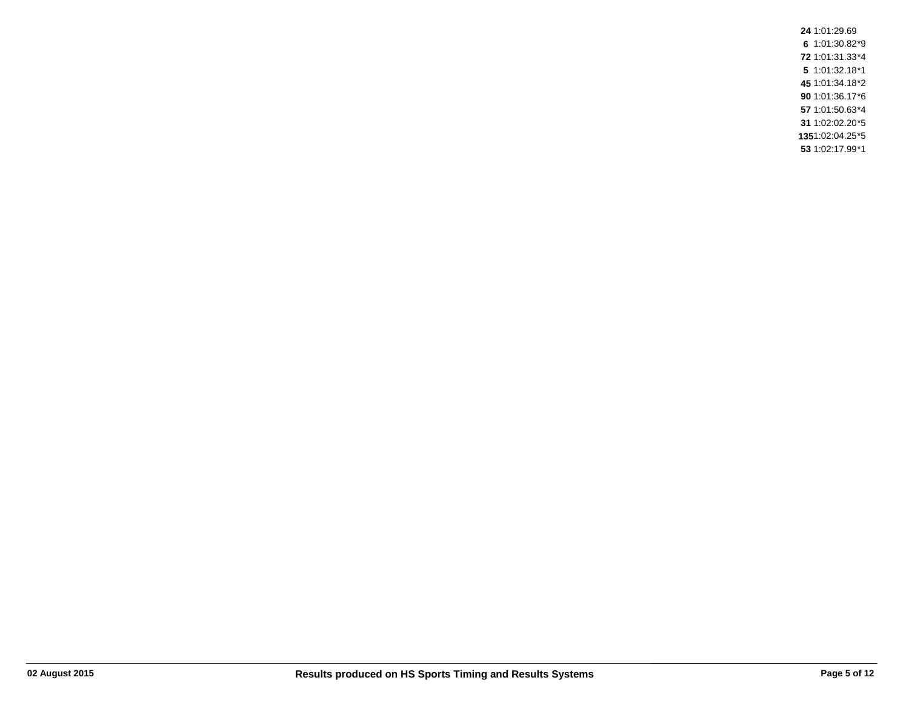| | |
|---|---|
| **24** | 1:01:29.69 |
| **6** | 1:01:30.82*9 |
| **72** | 1:01:31.33*4 |
| **5** | 1:01:32.18*1 |
| **45** | 1:01:34.18*2 |
| **90** | 1:01:36.17*6 |
| **57** | 1:01:50.63*4 |
| **31** | 1:02:02.20*5 |
| **135** | 1:02:04.25*5 |
| **53** | 1:02:17.99*1 |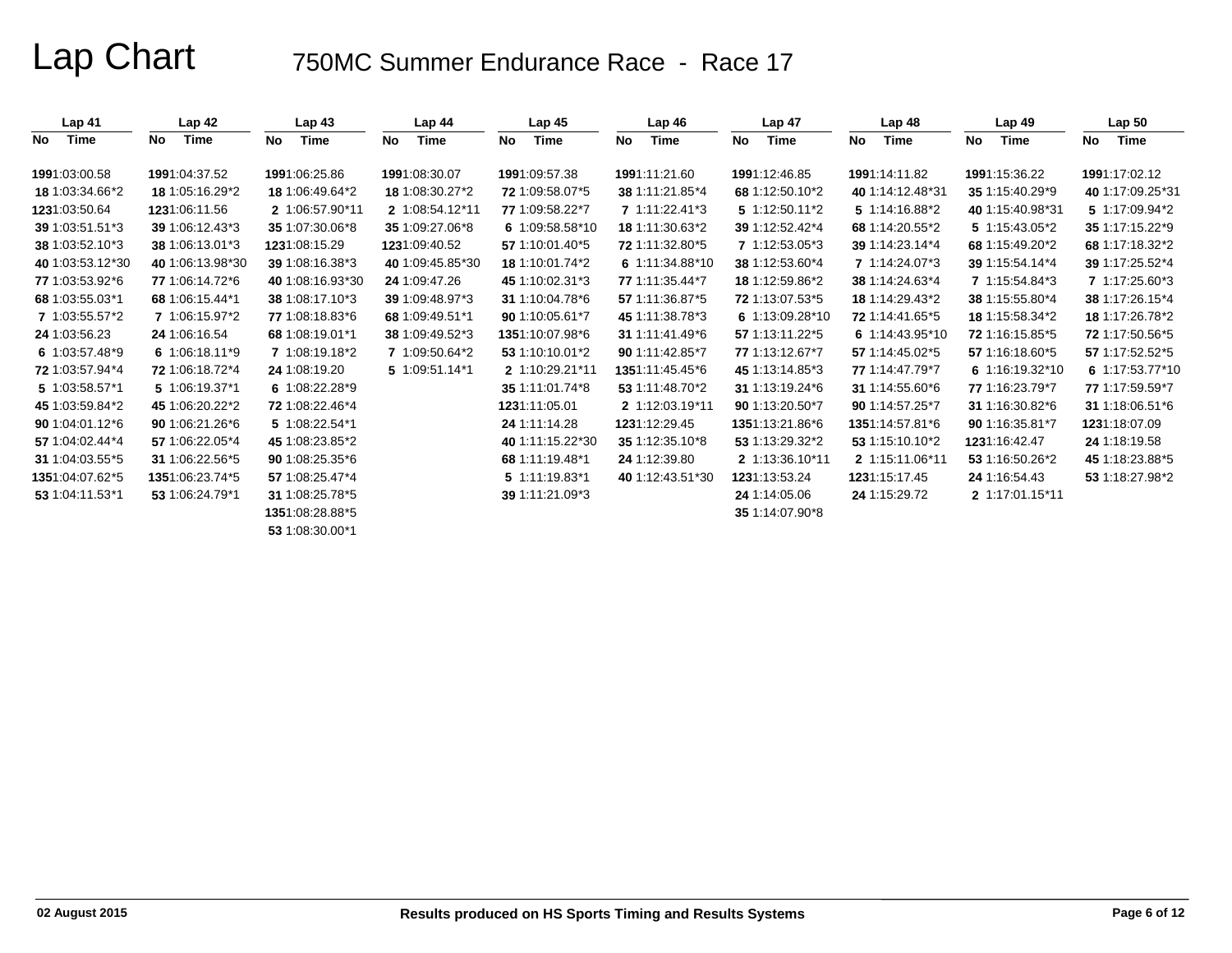# Lap Chart

## 750MC Summer Endurance Race - Race 17

| Lap 41 | | Lap 42 | | Lap 43 | | Lap 44 | | Lap 45 | | Lap 46 | | Lap 47 | | Lap 48 | | Lap 49 | | Lap 50 | |
|---|---|---|---|---|---|---|---|---|---|---|---|---|---|---|---|---|---|---|---|
| No | Time | No | Time | No | Time | No | Time | No | Time | No | Time | No | Time | No | Time | No | Time | No | Time |
| 199 | 1:03:00.58 | 199 | 1:04:37.52 | 199 | 1:06:25.86 | 199 | 1:08:30.07 | 199 | 1:09:57.38 | 199 | 1:11:21.60 | 199 | 1:12:46.85 | 199 | 1:14:11.82 | 199 | 1:15:36.22 | 199 | 1:17:02.12 |
| 18 | 1:03:34.66*2 | 18 | 1:05:16.29*2 | 18 | 1:06:49.64*2 | 18 | 1:08:30.27*2 | 72 | 1:09:58.07*5 | 38 | 1:11:21.85*4 | 68 | 1:12:50.10*2 | 40 | 1:14:12.48*31 | 35 | 1:15:40.29*9 | 40 | 1:17:09.25*31 |
| 123 | 1:03:50.64 | 123 | 1:06:11.56 | 2 | 1:06:57.90*11 | 2 | 1:08:54.12*11 | 77 | 1:09:58.22*7 | 7 | 1:11:22.41*3 | 5 | 1:12:50.11*2 | 5 | 1:14:16.88*2 | 40 | 1:15:40.98*31 | 5 | 1:17:09.94*2 |
| 39 | 1:03:51.51*3 | 39 | 1:06:12.43*3 | 35 | 1:07:30.06*8 | 35 | 1:09:27.06*8 | 6 | 1:09:58.58*10 | 18 | 1:11:30.63*2 | 39 | 1:12:52.42*4 | 68 | 1:14:20.55*2 | 5 | 1:15:43.05*2 | 35 | 1:17:15.22*9 |
| 38 | 1:03:52.10*3 | 38 | 1:06:13.01*3 | 123 | 1:08:15.29 | 123 | 1:09:40.52 | 57 | 1:10:01.40*5 | 72 | 1:11:32.80*5 | 7 | 1:12:53.05*3 | 39 | 1:14:23.14*4 | 68 | 1:15:49.20*2 | 68 | 1:17:18.32*2 |
| 40 | 1:03:53.12*30 | 40 | 1:06:13.98*30 | 39 | 1:08:16.38*3 | 40 | 1:09:45.85*30 | 18 | 1:10:01.74*2 | 6 | 1:11:34.88*10 | 38 | 1:12:53.60*4 | 7 | 1:14:24.07*3 | 39 | 1:15:54.14*4 | 39 | 1:17:25.52*4 |
| 77 | 1:03:53.92*6 | 77 | 1:06:14.72*6 | 40 | 1:08:16.93*30 | 24 | 1:09:47.26 | 45 | 1:10:02.31*3 | 77 | 1:11:35.44*7 | 18 | 1:12:59.86*2 | 38 | 1:14:24.63*4 | 7 | 1:15:54.84*3 | 7 | 1:17:25.60*3 |
| 68 | 1:03:55.03*1 | 68 | 1:06:15.44*1 | 38 | 1:08:17.10*3 | 39 | 1:09:48.97*3 | 31 | 1:10:04.78*6 | 57 | 1:11:36.87*5 | 72 | 1:13:07.53*5 | 18 | 1:14:29.43*2 | 38 | 1:15:55.80*4 | 38 | 1:17:26.15*4 |
| 7 | 1:03:55.57*2 | 7 | 1:06:15.97*2 | 77 | 1:08:18.83*6 | 68 | 1:09:49.51*1 | 90 | 1:10:05.61*7 | 45 | 1:11:38.78*3 | 6 | 1:13:09.28*10 | 72 | 1:14:41.65*5 | 18 | 1:15:58.34*2 | 18 | 1:17:26.78*2 |
| 24 | 1:03:56.23 | 24 | 1:06:16.54 | 68 | 1:08:19.01*1 | 38 | 1:09:49.52*3 | 135 | 1:10:07.98*6 | 31 | 1:11:41.49*6 | 57 | 1:13:11.22*5 | 6 | 1:14:43.95*10 | 72 | 1:16:15.85*5 | 72 | 1:17:50.56*5 |
| 6 | 1:03:57.48*9 | 6 | 1:06:18.11*9 | 7 | 1:08:19.18*2 | 7 | 1:09:50.64*2 | 53 | 1:10:10.01*2 | 90 | 1:11:42.85*7 | 77 | 1:13:12.67*7 | 57 | 1:14:45.02*5 | 57 | 1:16:18.60*5 | 57 | 1:17:52.52*5 |
| 72 | 1:03:57.94*4 | 72 | 1:06:18.72*4 | 24 | 1:08:19.20 | 5 | 1:09:51.14*1 | 2 | 1:10:29.21*11 | 135 | 1:11:45.45*6 | 45 | 1:13:14.85*3 | 77 | 1:14:47.79*7 | 6 | 1:16:19.32*10 | 6 | 1:17:53.77*10 |
| 5 | 1:03:58.57*1 | 5 | 1:06:19.37*1 | 6 | 1:08:22.28*9 | | | 35 | 1:11:01.74*8 | 53 | 1:11:48.70*2 | 31 | 1:13:19.24*6 | 31 | 1:14:55.60*6 | 77 | 1:16:23.79*7 | 77 | 1:17:59.59*7 |
| 45 | 1:03:59.84*2 | 45 | 1:06:20.22*2 | 72 | 1:08:22.46*4 | | | 123 | 1:11:05.01 | 2 | 1:12:03.19*11 | 90 | 1:13:20.50*7 | 90 | 1:14:57.25*7 | 31 | 1:16:30.82*6 | 31 | 1:18:06.51*6 |
| 90 | 1:04:01.12*6 | 90 | 1:06:21.26*6 | 5 | 1:08:22.54*1 | | | 24 | 1:11:14.28 | 123 | 1:12:29.45 | 135 | 1:13:21.86*6 | 135 | 1:14:57.81*6 | 90 | 1:16:35.81*7 | 123 | 1:18:07.09 |
| 57 | 1:04:02.44*4 | 57 | 1:06:22.05*4 | 45 | 1:08:23.85*2 | | | 40 | 1:11:15.22*30 | 35 | 1:12:35.10*8 | 53 | 1:13:29.32*2 | 53 | 1:15:10.10*2 | 123 | 1:16:42.47 | 24 | 1:18:19.58 |
| 31 | 1:04:03.55*5 | 31 | 1:06:22.56*5 | 90 | 1:08:25.35*6 | | | 68 | 1:11:19.48*1 | 24 | 1:12:39.80 | 2 | 1:13:36.10*11 | 2 | 1:15:11.06*11 | 53 | 1:16:50.26*2 | 45 | 1:18:23.88*5 |
| 135 | 1:04:07.62*5 | 135 | 1:06:23.74*5 | 57 | 1:08:25.47*4 | | | 5 | 1:11:19.83*1 | 40 | 1:12:43.51*30 | 123 | 1:13:53.24 | 123 | 1:15:17.45 | 24 | 1:16:54.43 | 53 | 1:18:27.98*2 |
| 53 | 1:04:11.53*1 | 53 | 1:06:24.79*1 | 31 | 1:08:25.78*5 | | | 39 | 1:11:21.09*3 | | | 24 | 1:14:05.06 | 24 | 1:15:29.72 | 2 | 1:17:01.15*11 | | |
| | | | | 135 | 1:08:28.88*5 | | | | | | | 35 | 1:14:07.90*8 | | | | | | |
| | | | | 53 | 1:08:30.00*1 | | | | | | | | | | | | | | |

02 August 2015

Results produced on HS Sports Timing and Results Systems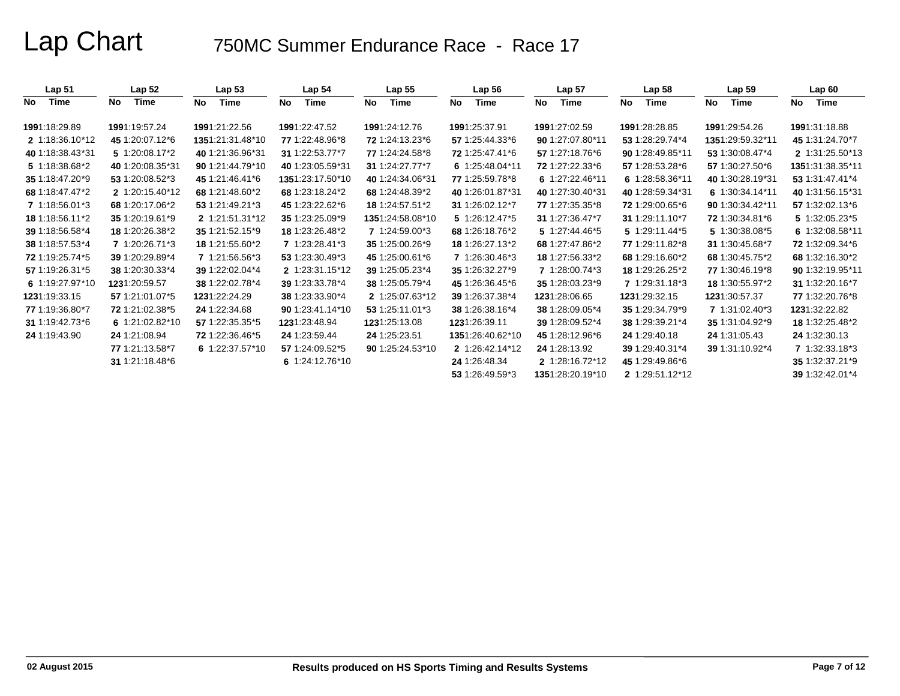# Lap Chart

## 750MC Summer Endurance Race - Race 17

| Lap 51 | | Lap 52 | | Lap 53 | | Lap 54 | | Lap 55 | | Lap 56 | | Lap 57 | | Lap 58 | | Lap 59 | | Lap 60 | |
|---|---|---|---|---|---|---|---|---|---|---|---|---|---|---|---|---|---|---|---|
| No | Time | No | Time | No | Time | No | Time | No | Time | No | Time | No | Time | No | Time | No | Time | No | Time |
| 199 | 1:18:29.89 | 199 | 1:19:57.24 | 199 | 1:21:22.56 | 199 | 1:22:47.52 | 199 | 1:24:12.76 | 199 | 1:25:37.91 | 199 | 1:27:02.59 | 199 | 1:28:28.85 | 199 | 1:29:54.26 | 199 | 1:31:18.88 |
| 2 | 1:18:36.10*12 | 45 | 1:20:07.12*6 | 135 | 1:21:31.48*10 | 77 | 1:22:48.96*8 | 72 | 1:24:13.23*6 | 57 | 1:25:44.33*6 | 90 | 1:27:07.80*11 | 53 | 1:28:29.74*4 | 135 | 1:29:59.32*11 | 45 | 1:31:24.70*7 |
| 40 | 1:18:38.43*31 | 5 | 1:20:08.17*2 | 40 | 1:21:36.96*31 | 31 | 1:22:53.77*7 | 77 | 1:24:24.58*8 | 72 | 1:25:47.41*6 | 57 | 1:27:18.76*6 | 90 | 1:28:49.85*11 | 53 | 1:30:08.47*4 | 2 | 1:31:25.50*13 |
| 5 | 1:18:38.68*2 | 40 | 1:20:08.35*31 | 90 | 1:21:44.79*10 | 40 | 1:23:05.59*31 | 31 | 1:24:27.77*7 | 6 | 1:25:48.04*11 | 72 | 1:27:22.33*6 | 57 | 1:28:53.28*6 | 57 | 1:30:27.50*6 | 135 | 1:31:38.35*11 |
| 35 | 1:18:47.20*9 | 53 | 1:20:08.52*3 | 45 | 1:21:46.41*6 | 135 | 1:23:17.50*10 | 40 | 1:24:34.06*31 | 77 | 1:25:59.78*8 | 6 | 1:27:22.46*11 | 6 | 1:28:58.36*11 | 40 | 1:30:28.19*31 | 53 | 1:31:47.41*4 |
| 68 | 1:18:47.47*2 | 2 | 1:20:15.40*12 | 68 | 1:21:48.60*2 | 68 | 1:23:18.24*2 | 68 | 1:24:48.39*2 | 40 | 1:26:01.87*31 | 40 | 1:27:30.40*31 | 40 | 1:28:59.34*31 | 6 | 1:30:34.14*11 | 40 | 1:31:56.15*31 |
| 7 | 1:18:56.01*3 | 68 | 1:20:17.06*2 | 53 | 1:21:49.21*3 | 45 | 1:23:22.62*6 | 18 | 1:24:57.51*2 | 31 | 1:26:02.12*7 | 77 | 1:27:35.35*8 | 72 | 1:29:00.65*6 | 90 | 1:30:34.42*11 | 57 | 1:32:02.13*6 |
| 18 | 1:18:56.11*2 | 35 | 1:20:19.61*9 | 2 | 1:21:51.31*12 | 35 | 1:23:25.09*9 | 135 | 1:24:58.08*10 | 5 | 1:26:12.47*5 | 31 | 1:27:36.47*7 | 31 | 1:29:11.10*7 | 72 | 1:30:34.81*6 | 5 | 1:32:05.23*5 |
| 39 | 1:18:56.58*4 | 18 | 1:20:26.38*2 | 35 | 1:21:52.15*9 | 18 | 1:23:26.48*2 | 7 | 1:24:59.00*3 | 68 | 1:26:18.76*2 | 5 | 1:27:44.46*5 | 5 | 1:29:11.44*5 | 5 | 1:30:38.08*5 | 6 | 1:32:08.58*11 |
| 38 | 1:18:57.53*4 | 7 | 1:20:26.71*3 | 18 | 1:21:55.60*2 | 7 | 1:23:28.41*3 | 35 | 1:25:00.26*9 | 18 | 1:26:27.13*2 | 68 | 1:27:47.86*2 | 77 | 1:29:11.82*8 | 31 | 1:30:45.68*7 | 72 | 1:32:09.34*6 |
| 72 | 1:19:25.74*5 | 39 | 1:20:29.89*4 | 7 | 1:21:56.56*3 | 53 | 1:23:30.49*3 | 45 | 1:25:00.61*6 | 7 | 1:26:30.46*3 | 18 | 1:27:56.33*2 | 68 | 1:29:16.60*2 | 68 | 1:30:45.75*2 | 68 | 1:32:16.30*2 |
| 57 | 1:19:26.31*5 | 38 | 1:20:30.33*4 | 39 | 1:22:02.04*4 | 2 | 1:23:31.15*12 | 39 | 1:25:05.23*4 | 35 | 1:26:32.27*9 | 7 | 1:28:00.74*3 | 18 | 1:29:26.25*2 | 77 | 1:30:46.19*8 | 90 | 1:32:19.95*11 |
| 6 | 1:19:27.97*10 | 123 | 1:20:59.57 | 38 | 1:22:02.78*4 | 39 | 1:23:33.78*4 | 38 | 1:25:05.79*4 | 45 | 1:26:36.45*6 | 35 | 1:28:03.23*9 | 7 | 1:29:31.18*3 | 18 | 1:30:55.97*2 | 31 | 1:32:20.16*7 |
| 123 | 1:19:33.15 | 57 | 1:21:01.07*5 | 123 | 1:22:24.29 | 38 | 1:23:33.90*4 | 2 | 1:25:07.63*12 | 39 | 1:26:37.38*4 | 123 | 1:28:06.65 | 123 | 1:29:32.15 | 123 | 1:30:57.37 | 77 | 1:32:20.76*8 |
| 77 | 1:19:36.80*7 | 72 | 1:21:02.38*5 | 24 | 1:22:34.68 | 90 | 1:23:41.14*10 | 53 | 1:25:11.01*3 | 38 | 1:26:38.16*4 | 38 | 1:28:09.05*4 | 35 | 1:29:34.79*9 | 7 | 1:31:02.40*3 | 123 | 1:32:22.82 |
| 31 | 1:19:42.73*6 | 6 | 1:21:02.82*10 | 57 | 1:22:35.35*5 | 123 | 1:23:48.94 | 123 | 1:25:13.08 | 123 | 1:26:39.11 | 39 | 1:28:09.52*4 | 38 | 1:29:39.21*4 | 35 | 1:31:04.92*9 | 18 | 1:32:25.48*2 |
| 24 | 1:19:43.90 | 24 | 1:21:08.94 | 72 | 1:22:36.46*5 | 24 | 1:23:59.44 | 24 | 1:25:23.51 | 135 | 1:26:40.62*10 | 45 | 1:28:12.96*6 | 24 | 1:29:40.18 | 24 | 1:31:05.43 | 24 | 1:32:30.13 |
| | | 77 | 1:21:13.58*7 | 6 | 1:22:37.57*10 | 57 | 1:24:09.52*5 | 90 | 1:25:24.53*10 | 2 | 1:26:42.14*12 | 24 | 1:28:13.92 | 39 | 1:29:40.31*4 | 39 | 1:31:10.92*4 | 7 | 1:32:33.18*3 |
| | | 31 | 1:21:18.48*6 | | | 6 | 1:24:12.76*10 | | | 24 | 1:26:48.34 | 2 | 1:28:16.72*12 | 45 | 1:29:49.86*6 | | | 35 | 1:32:37.21*9 |
| | | | | | | | | | | 53 | 1:26:49.59*3 | 135 | 1:28:20.19*10 | 2 | 1:29:51.12*12 | | | 39 | 1:32:42.01*4 |

02 August 2015

Results produced on HS Sports Timing and Results Systems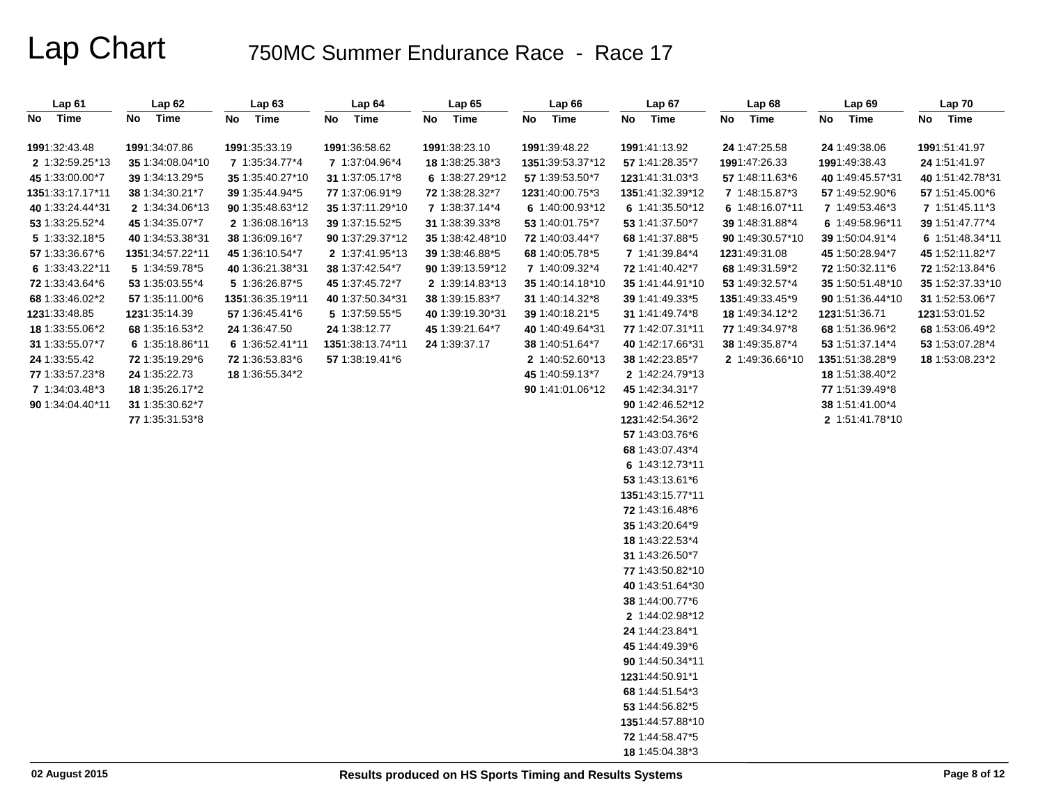# Lap Chart

## 750MC Summer Endurance Race - Race 17

| Lap 61 No | Lap 61 Time | Lap 62 No | Lap 62 Time | Lap 63 No | Lap 63 Time | Lap 64 No | Lap 64 Time | Lap 65 No | Lap 65 Time | Lap 66 No | Lap 66 Time | Lap 67 No | Lap 67 Time | Lap 68 No | Lap 68 Time | Lap 69 No | Lap 69 Time | Lap 70 No | Lap 70 Time |
|---|---|---|---|---|---|---|---|---|---|---|---|---|---|---|---|---|---|---|---|
| 199 | 1:32:43.48 | 199 | 1:34:07.86 | 199 | 1:35:33.19 | 199 | 1:36:58.62 | 199 | 1:38:23.10 | 199 | 1:39:48.22 | 199 | 1:41:13.92 | 24 | 1:47:25.58 | 24 | 1:49:38.06 | 199 | 1:51:41.97 |
| 2 | 1:32:59.25*13 | 35 | 1:34:08.04*10 | 7 | 1:35:34.77*4 | 7 | 1:37:04.96*4 | 18 | 1:38:25.38*3 | 135 | 1:39:53.37*12 | 57 | 1:41:28.35*7 | 199 | 1:47:26.33 | 199 | 1:49:38.43 | 24 | 1:51:41.97 |
| 45 | 1:33:00.00*7 | 39 | 1:34:13.29*5 | 35 | 1:35:40.27*10 | 31 | 1:37:05.17*8 | 6 | 1:38:27.29*12 | 57 | 1:39:53.50*7 | 123 | 1:41:31.03*3 | 57 | 1:48:11.63*6 | 40 | 1:49:45.57*31 | 40 | 1:51:42.78*31 |
| 135 | 1:33:17.17*11 | 38 | 1:34:30.21*7 | 39 | 1:35:44.94*5 | 77 | 1:37:06.91*9 | 72 | 1:38:28.32*7 | 123 | 1:40:00.75*3 | 135 | 1:41:32.39*12 | 7 | 1:48:15.87*3 | 57 | 1:49:52.90*6 | 57 | 1:51:45.00*6 |
| 40 | 1:33:24.44*31 | 2 | 1:34:34.06*13 | 90 | 1:35:48.63*12 | 35 | 1:37:11.29*10 | 7 | 1:38:37.14*4 | 6 | 1:40:00.93*12 | 6 | 1:41:35.50*12 | 6 | 1:48:16.07*11 | 7 | 1:49:53.46*3 | 7 | 1:51:45.11*3 |
| 53 | 1:33:25.52*4 | 45 | 1:34:35.07*7 | 2 | 1:36:08.16*13 | 39 | 1:37:15.52*5 | 31 | 1:38:39.33*8 | 53 | 1:40:01.75*7 | 53 | 1:41:37.50*7 | 39 | 1:48:31.88*4 | 6 | 1:49:58.96*11 | 39 | 1:51:47.77*4 |
| 5 | 1:33:32.18*5 | 40 | 1:34:53.38*31 | 38 | 1:36:09.16*7 | 90 | 1:37:29.37*12 | 35 | 1:38:42.48*10 | 68 | 1:40:05.78*5 | 68 | 1:41:37.88*5 | 90 | 1:49:30.57*10 | 39 | 1:50:04.91*4 | 6 | 1:51:48.34*11 |
| 57 | 1:33:36.67*6 | 135 | 1:34:57.22*11 | 45 | 1:36:10.54*7 | 2 | 1:37:41.95*13 | 39 | 1:38:46.88*5 | 7 | 1:40:09.32*4 | 7 | 1:41:39.84*4 | 123 | 1:49:31.08 | 45 | 1:50:28.94*7 | 45 | 1:52:11.82*7 |
| 6 | 1:33:43.22*11 | 5 | 1:34:59.78*5 | 40 | 1:36:21.38*31 | 38 | 1:37:42.54*7 | 90 | 1:39:13.59*12 | 35 | 1:40:14.18*10 | 72 | 1:41:40.42*7 | 68 | 1:49:31.59*2 | 72 | 1:50:32.11*6 | 72 | 1:52:13.84*6 |
| 72 | 1:33:43.64*6 | 53 | 1:35:03.55*4 | 5 | 1:36:26.87*5 | 45 | 1:37:45.72*7 | 2 | 1:39:14.83*13 | 31 | 1:40:14.32*8 | 35 | 1:41:44.91*10 | 53 | 1:49:32.57*4 | 35 | 1:50:51.48*10 | 35 | 1:52:37.33*10 |
| 68 | 1:33:46.02*2 | 57 | 1:35:11.00*6 | 135 | 1:36:35.19*11 | 40 | 1:37:50.34*31 | 38 | 1:39:15.83*7 | 39 | 1:40:18.21*5 | 39 | 1:41:49.33*5 | 135 | 1:49:33.45*9 | 90 | 1:51:36.44*10 | 31 | 1:52:53.06*7 |
| 123 | 1:33:48.85 | 123 | 1:35:14.39 | 57 | 1:36:45.41*6 | 5 | 1:37:59.55*5 | 40 | 1:39:19.30*31 | 40 | 1:40:49.64*31 | 31 | 1:41:49.74*8 | 18 | 1:49:34.12*2 | 123 | 1:51:36.71 | 123 | 1:53:01.52 |
| 18 | 1:33:55.06*2 | 68 | 1:35:16.53*2 | 24 | 1:36:47.50 | 24 | 1:38:12.77 | 45 | 1:39:21.64*7 | 38 | 1:40:51.64*7 | 77 | 1:42:07.31*11 | 77 | 1:49:34.97*8 | 68 | 1:51:36.96*2 | 68 | 1:53:06.49*2 |
| 31 | 1:33:55.07*7 | 6 | 1:35:18.86*11 | 6 | 1:36:52.41*11 | 135 | 1:38:13.74*11 | 24 | 1:39:37.17 | 2 | 1:40:52.60*13 | 40 | 1:42:17.66*31 | 38 | 1:49:35.87*4 | 53 | 1:51:37.14*4 | 53 | 1:53:07.28*4 |
| 24 | 1:33:55.42 | 72 | 1:35:19.29*6 | 72 | 1:36:53.83*6 | 57 | 1:38:19.41*6 | | | 45 | 1:40:59.13*7 | 38 | 1:42:23.85*7 | 2 | 1:49:36.66*10 | 135 | 1:51:38.28*9 | 18 | 1:53:08.23*2 |
| 77 | 1:33:57.23*8 | 24 | 1:35:22.73 | 18 | 1:36:55.34*2 | | | | | 90 | 1:41:01.06*12 | 2 | 1:42:24.79*13 | | | 18 | 1:51:38.40*2 | | |
| 7 | 1:34:03.48*3 | 18 | 1:35:26.17*2 | | | | | | | | | 45 | 1:42:34.31*7 | | | 77 | 1:51:39.49*8 | | |
| 90 | 1:34:04.40*11 | 31 | 1:35:30.62*7 | | | | | | | | | 90 | 1:42:46.52*12 | | | 38 | 1:51:41.00*4 | | |
| | | 77 | 1:35:31.53*8 | | | | | | | | | 123 | 1:42:54.36*2 | | | 2 | 1:51:41.78*10 | | |
| | | | | | | | | | | | | 57 | 1:43:03.76*6 | | | | | | |
| | | | | | | | | | | | | 68 | 1:43:07.43*4 | | | | | | |
| | | | | | | | | | | | | 6 | 1:43:12.73*11 | | | | | | |
| | | | | | | | | | | | | 53 | 1:43:13.61*6 | | | | | | |
| | | | | | | | | | | | | 135 | 1:43:15.77*11 | | | | | | |
| | | | | | | | | | | | | 72 | 1:43:16.48*6 | | | | | | |
| | | | | | | | | | | | | 35 | 1:43:20.64*9 | | | | | | |
| | | | | | | | | | | | | 18 | 1:43:22.53*4 | | | | | | |
| | | | | | | | | | | | | 31 | 1:43:26.50*7 | | | | | | |
| | | | | | | | | | | | | 77 | 1:43:50.82*10 | | | | | | |
| | | | | | | | | | | | | 40 | 1:43:51.64*30 | | | | | | |
| | | | | | | | | | | | | 38 | 1:44:00.77*6 | | | | | | |
| | | | | | | | | | | | | 2 | 1:44:02.98*12 | | | | | | |
| | | | | | | | | | | | | 24 | 1:44:23.84*1 | | | | | | |
| | | | | | | | | | | | | 45 | 1:44:49.39*6 | | | | | | |
| | | | | | | | | | | | | 90 | 1:44:50.34*11 | | | | | | |
| | | | | | | | | | | | | 123 | 1:44:50.91*1 | | | | | | |
| | | | | | | | | | | | | 68 | 1:44:51.54*3 | | | | | | |
| | | | | | | | | | | | | 53 | 1:44:56.82*5 | | | | | | |
| | | | | | | | | | | | | 135 | 1:44:57.88*10 | | | | | | |
| | | | | | | | | | | | | 72 | 1:44:58.47*5 | | | | | | |
| | | | | | | | | | | | | 18 | 1:45:04.38*3 | | | | | | |

02 August 2015

Results produced on HS Sports Timing and Results Systems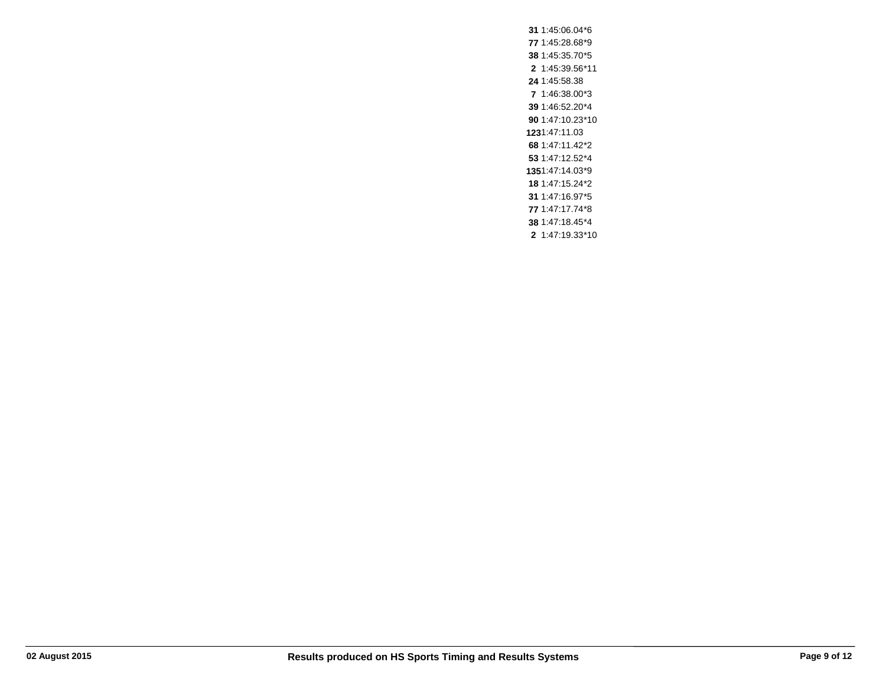| | |
|---|---|
| **31** | 1:45:06.04*6 |
| **77** | 1:45:28.68*9 |
| **38** | 1:45:35.70*5 |
| **2** | 1:45:39.56*11 |
| **24** | 1:45:58.38 |
| **7** | 1:46:38.00*3 |
| **39** | 1:46:52.20*4 |
| **90** | 1:47:10.23*10 |
| **123** | 1:47:11.03 |
| **68** | 1:47:11.42*2 |
| **53** | 1:47:12.52*4 |
| **135** | 1:47:14.03*9 |
| **18** | 1:47:15.24*2 |
| **31** | 1:47:16.97*5 |
| **77** | 1:47:17.74*8 |
| **38** | 1:47:18.45*4 |
| **2** | 1:47:19.33*10 |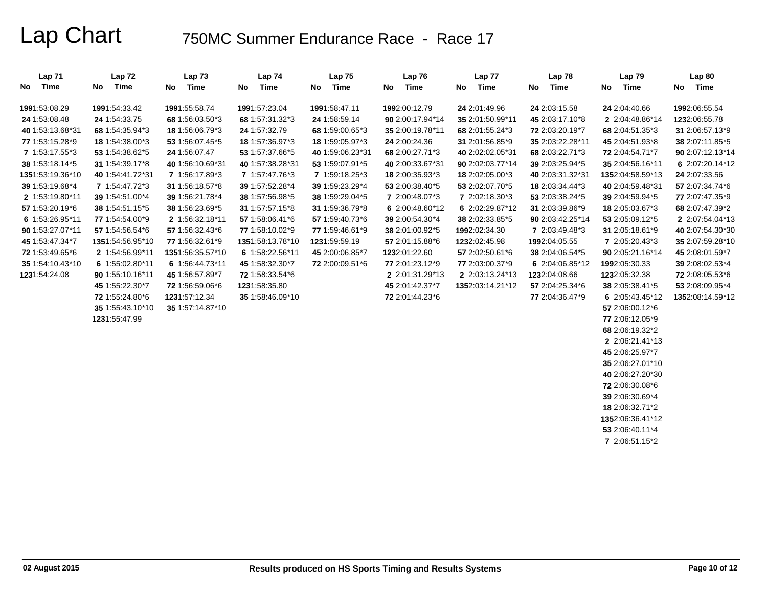# Lap Chart

## 750MC Summer Endurance Race - Race 17

| Lap 71 | | Lap 72 | | Lap 73 | | Lap 74 | | Lap 75 | | Lap 76 | | Lap 77 | | Lap 78 | | Lap 79 | | Lap 80 | |
|---|---|---|---|---|---|---|---|---|---|---|---|---|---|---|---|---|---|---|---|
| No | Time | No | Time | No | Time | No | Time | No | Time | No | Time | No | Time | No | Time | No | Time | No | Time |
| 199 | 1:53:08.29 | 199 | 1:54:33.42 | 199 | 1:55:58.74 | 199 | 1:57:23.04 | 199 | 1:58:47.11 | 199 | 2:00:12.79 | 24 | 2:01:49.96 | 24 | 2:03:15.58 | 24 | 2:04:40.66 | 199 | 2:06:55.54 |
| 24 | 1:53:08.48 | 24 | 1:54:33.75 | 68 | 1:56:03.50*3 | 68 | 1:57:31.32*3 | 24 | 1:58:59.14 | 90 | 2:00:17.94*14 | 35 | 2:01:50.99*11 | 45 | 2:03:17.10*8 | 2 | 2:04:48.86*14 | 123 | 2:06:55.78 |
| 40 | 1:53:13.68*31 | 68 | 1:54:35.94*3 | 18 | 1:56:06.79*3 | 24 | 1:57:32.79 | 68 | 1:59:00.65*3 | 35 | 2:00:19.78*11 | 68 | 2:01:55.24*3 | 72 | 2:03:20.19*7 | 68 | 2:04:51.35*3 | 31 | 2:06:57.13*9 |
| 77 | 1:53:15.28*9 | 18 | 1:54:38.00*3 | 53 | 1:56:07.45*5 | 18 | 1:57:36.97*3 | 18 | 1:59:05.97*3 | 24 | 2:00:24.36 | 31 | 2:01:56.85*9 | 35 | 2:03:22.28*11 | 45 | 2:04:51.93*8 | 38 | 2:07:11.85*5 |
| 7 | 1:53:17.55*3 | 53 | 1:54:38.62*5 | 24 | 1:56:07.47 | 53 | 1:57:37.66*5 | 40 | 1:59:06.23*31 | 68 | 2:00:27.71*3 | 40 | 2:02:02.05*31 | 68 | 2:03:22.71*3 | 72 | 2:04:54.71*7 | 90 | 2:07:12.13*14 |
| 38 | 1:53:18.14*5 | 31 | 1:54:39.17*8 | 40 | 1:56:10.69*31 | 40 | 1:57:38.28*31 | 53 | 1:59:07.91*5 | 40 | 2:00:33.67*31 | 90 | 2:02:03.77*14 | 39 | 2:03:25.94*5 | 35 | 2:04:56.16*11 | 6 | 2:07:20.14*12 |
| 135 | 1:53:19.36*10 | 40 | 1:54:41.72*31 | 7 | 1:56:17.89*3 | 7 | 1:57:47.76*3 | 7 | 1:59:18.25*3 | 18 | 2:00:35.93*3 | 18 | 2:02:05.00*3 | 40 | 2:03:31.32*31 | 135 | 2:04:58.59*13 | 24 | 2:07:33.56 |
| 39 | 1:53:19.68*4 | 7 | 1:54:47.72*3 | 31 | 1:56:18.57*8 | 39 | 1:57:52.28*4 | 39 | 1:59:23.29*4 | 53 | 2:00:38.40*5 | 53 | 2:02:07.70*5 | 18 | 2:03:34.44*3 | 40 | 2:04:59.48*31 | 57 | 2:07:34.74*6 |
| 2 | 1:53:19.80*11 | 39 | 1:54:51.00*4 | 39 | 1:56:21.78*4 | 38 | 1:57:56.98*5 | 38 | 1:59:29.04*5 | 7 | 2:00:48.07*3 | 7 | 2:02:18.30*3 | 53 | 2:03:38.24*5 | 39 | 2:04:59.94*5 | 77 | 2:07:47.35*9 |
| 57 | 1:53:20.19*6 | 38 | 1:54:51.15*5 | 38 | 1:56:23.69*5 | 31 | 1:57:57.15*8 | 31 | 1:59:36.79*8 | 6 | 2:00:48.60*12 | 6 | 2:02:29.87*12 | 31 | 2:03:39.86*9 | 18 | 2:05:03.67*3 | 68 | 2:07:47.39*2 |
| 6 | 1:53:26.95*11 | 77 | 1:54:54.00*9 | 2 | 1:56:32.18*11 | 57 | 1:58:06.41*6 | 57 | 1:59:40.73*6 | 39 | 2:00:54.30*4 | 38 | 2:02:33.85*5 | 90 | 2:03:42.25*14 | 53 | 2:05:09.12*5 | 2 | 2:07:54.04*13 |
| 90 | 1:53:27.07*11 | 57 | 1:54:56.54*6 | 57 | 1:56:32.43*6 | 77 | 1:58:10.02*9 | 77 | 1:59:46.61*9 | 38 | 2:01:00.92*5 | 199 | 2:02:34.30 | 7 | 2:03:49.48*3 | 31 | 2:05:18.61*9 | 40 | 2:07:54.30*30 |
| 45 | 1:53:47.34*7 | 135 | 1:54:56.95*10 | 77 | 1:56:32.61*9 | 135 | 1:58:13.78*10 | 123 | 1:59:59.19 | 57 | 2:01:15.88*6 | 123 | 2:02:45.98 | 199 | 2:04:05.55 | 7 | 2:05:20.43*3 | 35 | 2:07:59.28*10 |
| 72 | 1:53:49.65*6 | 2 | 1:54:56.99*11 | 135 | 1:56:35.57*10 | 6 | 1:58:22.56*11 | 45 | 2:00:06.85*7 | 123 | 2:01:22.60 | 57 | 2:02:50.61*6 | 38 | 2:04:06.54*5 | 90 | 2:05:21.16*14 | 45 | 2:08:01.59*7 |
| 35 | 1:54:10.43*10 | 6 | 1:55:02.80*11 | 6 | 1:56:44.73*11 | 45 | 1:58:32.30*7 | 72 | 2:00:09.51*6 | 77 | 2:01:23.12*9 | 77 | 2:03:00.37*9 | 6 | 2:04:06.85*12 | 199 | 2:05:30.33 | 39 | 2:08:02.53*4 |
| 123 | 1:54:24.08 | 90 | 1:55:10.16*11 | 45 | 1:56:57.89*7 | 72 | 1:58:33.54*6 | | | 2 | 2:01:31.29*13 | 2 | 2:03:13.24*13 | 123 | 2:04:08.66 | 123 | 2:05:32.38 | 72 | 2:08:05.53*6 |
| | | 45 | 1:55:22.30*7 | 72 | 1:56:59.06*6 | 123 | 1:58:35.80 | | | 45 | 2:01:42.37*7 | 135 | 2:03:14.21*12 | 57 | 2:04:25.34*6 | 38 | 2:05:38.41*5 | 53 | 2:08:09.95*4 |
| | | 72 | 1:55:24.80*6 | 123 | 1:57:12.34 | 35 | 1:58:46.09*10 | | | 72 | 2:01:44.23*6 | | | 77 | 2:04:36.47*9 | 6 | 2:05:43.45*12 | 135 | 2:08:14.59*12 |
| | | 35 | 1:55:43.10*10 | 35 | 1:57:14.87*10 | | | | | | | | | | | 57 | 2:06:00.12*6 | | |
| | | 123 | 1:55:47.99 | | | | | | | | | | | | | 77 | 2:06:12.05*9 | | |
| | | | | | | | | | | | | | | | | 68 | 2:06:19.32*2 | | |
| | | | | | | | | | | | | | | | | 2 | 2:06:21.41*13 | | |
| | | | | | | | | | | | | | | | | 45 | 2:06:25.97*7 | | |
| | | | | | | | | | | | | | | | | 35 | 2:06:27.01*10 | | |
| | | | | | | | | | | | | | | | | 40 | 2:06:27.20*30 | | |
| | | | | | | | | | | | | | | | | 72 | 2:06:30.08*6 | | |
| | | | | | | | | | | | | | | | | 39 | 2:06:30.69*4 | | |
| | | | | | | | | | | | | | | | | 18 | 2:06:32.71*2 | | |
| | | | | | | | | | | | | | | | | 135 | 2:06:36.41*12 | | |
| | | | | | | | | | | | | | | | | 53 | 2:06:40.11*4 | | |
| | | | | | | | | | | | | | | | | 7 | 2:06:51.15*2 | | |

02 August 2015

Results produced on HS Sports Timing and Results Systems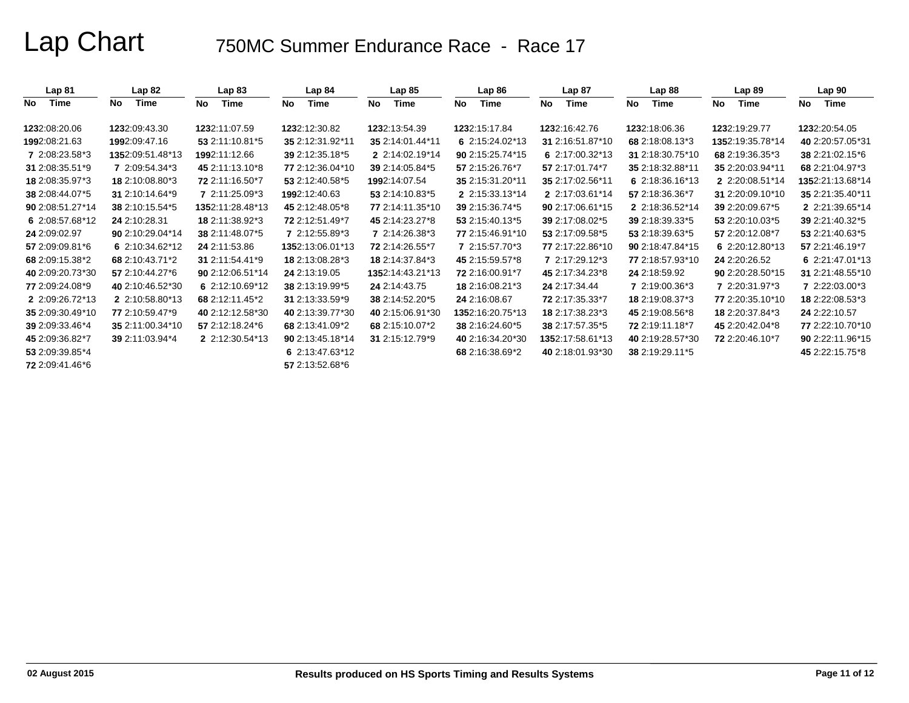# Lap Chart

## 750MC Summer Endurance Race - Race 17

| Lap 81 | | Lap 82 | | Lap 83 | | Lap 84 | | Lap 85 | | Lap 86 | | Lap 87 | | Lap 88 | | Lap 89 | | Lap 90 | |
|---|---|---|---|---|---|---|---|---|---|---|---|---|---|---|---|---|---|---|---|
| No | Time | No | Time | No | Time | No | Time | No | Time | No | Time | No | Time | No | Time | No | Time | No | Time |
| 123 | 2:08:20.06 | 123 | 2:09:43.30 | 123 | 2:11:07.59 | 123 | 2:12:30.82 | 123 | 2:13:54.39 | 123 | 2:15:17.84 | 123 | 2:16:42.76 | 123 | 2:18:06.36 | 123 | 2:19:29.77 | 123 | 2:20:54.05 |
| 199 | 2:08:21.63 | 199 | 2:09:47.16 | 53 | 2:11:10.81*5 | 35 | 2:12:31.92*11 | 35 | 2:14:01.44*11 | 6 | 2:15:24.02*13 | 31 | 2:16:51.87*10 | 68 | 2:18:08.13*3 | 135 | 2:19:35.78*14 | 40 | 2:20:57.05*31 |
| 7 | 2:08:23.58*3 | 135 | 2:09:51.48*13 | 199 | 2:11:12.66 | 39 | 2:12:35.18*5 | 2 | 2:14:02.19*14 | 90 | 2:15:25.74*15 | 6 | 2:17:00.32*13 | 31 | 2:18:30.75*10 | 68 | 2:19:36.35*3 | 38 | 2:21:02.15*6 |
| 31 | 2:08:35.51*9 | 7 | 2:09:54.34*3 | 45 | 2:11:13.10*8 | 77 | 2:12:36.04*10 | 39 | 2:14:05.84*5 | 57 | 2:15:26.76*7 | 57 | 2:17:01.74*7 | 35 | 2:18:32.88*11 | 35 | 2:20:03.94*11 | 68 | 2:21:04.97*3 |
| 18 | 2:08:35.97*3 | 18 | 2:10:08.80*3 | 72 | 2:11:16.50*7 | 53 | 2:12:40.58*5 | 199 | 2:14:07.54 | 35 | 2:15:31.20*11 | 35 | 2:17:02.56*11 | 6 | 2:18:36.16*13 | 2 | 2:20:08.51*14 | 135 | 2:21:13.68*14 |
| 38 | 2:08:44.07*5 | 31 | 2:10:14.64*9 | 7 | 2:11:25.09*3 | 199 | 2:12:40.63 | 53 | 2:14:10.83*5 | 2 | 2:15:33.13*14 | 2 | 2:17:03.61*14 | 57 | 2:18:36.36*7 | 31 | 2:20:09.10*10 | 35 | 2:21:35.40*11 |
| 90 | 2:08:51.27*14 | 38 | 2:10:15.54*5 | 135 | 2:11:28.48*13 | 45 | 2:12:48.05*8 | 77 | 2:14:11.35*10 | 39 | 2:15:36.74*5 | 90 | 2:17:06.61*15 | 2 | 2:18:36.52*14 | 53 | 2:20:10.03*5 | 39 | 2:21:40.32*5 |
| 6 | 2:08:57.68*12 | 24 | 2:10:28.31 | 18 | 2:11:38.92*3 | 72 | 2:12:51.49*7 | 45 | 2:14:23.27*8 | 53 | 2:15:40.13*5 | 39 | 2:17:08.02*5 | 39 | 2:18:39.33*5 | 39 | 2:20:09.67*5 | 2 | 2:21:39.65*14 |
| 24 | 2:09:02.97 | 90 | 2:10:29.04*14 | 38 | 2:11:48.07*5 | 7 | 2:12:55.89*3 | 7 | 2:14:26.38*3 | 77 | 2:15:46.91*10 | 53 | 2:17:09.58*5 | 53 | 2:18:39.63*5 | 57 | 2:20:12.08*7 | 53 | 2:21:40.63*5 |
| 57 | 2:09:09.81*6 | 6 | 2:10:34.62*12 | 24 | 2:11:53.86 | 135 | 2:13:06.01*13 | 72 | 2:14:26.55*7 | 7 | 2:15:57.70*3 | 77 | 2:17:22.86*10 | 90 | 2:18:47.84*15 | 6 | 2:20:12.80*13 | 57 | 2:21:46.19*7 |
| 68 | 2:09:15.38*2 | 68 | 2:10:43.71*2 | 31 | 2:11:54.41*9 | 18 | 2:13:08.28*3 | 18 | 2:14:37.84*3 | 45 | 2:15:59.57*8 | 7 | 2:17:29.12*3 | 77 | 2:18:57.93*10 | 24 | 2:20:26.52 | 6 | 2:21:47.01*13 |
| 40 | 2:09:20.73*30 | 57 | 2:10:44.27*6 | 90 | 2:12:06.51*14 | 24 | 2:13:19.05 | 135 | 2:14:43.21*13 | 72 | 2:16:00.91*7 | 45 | 2:17:34.23*8 | 24 | 2:18:59.92 | 90 | 2:20:28.50*15 | 31 | 2:21:48.55*10 |
| 77 | 2:09:24.08*9 | 40 | 2:10:46.52*30 | 6 | 2:12:10.69*12 | 38 | 2:13:19.99*5 | 24 | 2:14:43.75 | 18 | 2:16:08.21*3 | 24 | 2:17:34.44 | 7 | 2:19:00.36*3 | 7 | 2:20:31.97*3 | 7 | 2:22:03.00*3 |
| 2 | 2:09:26.72*13 | 2 | 2:10:58.80*13 | 68 | 2:12:11.45*2 | 31 | 2:13:33.59*9 | 38 | 2:14:52.20*5 | 24 | 2:16:08.67 | 72 | 2:17:35.33*7 | 18 | 2:19:08.37*3 | 77 | 2:20:35.10*10 | 18 | 2:22:08.53*3 |
| 35 | 2:09:30.49*10 | 77 | 2:10:59.47*9 | 40 | 2:12:12.58*30 | 40 | 2:13:39.77*30 | 40 | 2:15:06.91*30 | 135 | 2:16:20.75*13 | 18 | 2:17:38.23*3 | 45 | 2:19:08.56*8 | 18 | 2:20:37.84*3 | 24 | 2:22:10.57 |
| 39 | 2:09:33.46*4 | 35 | 2:11:00.34*10 | 57 | 2:12:18.24*6 | 68 | 2:13:41.09*2 | 68 | 2:15:10.07*2 | 38 | 2:16:24.60*5 | 38 | 2:17:57.35*5 | 72 | 2:19:11.18*7 | 45 | 2:20:42.04*8 | 77 | 2:22:10.70*10 |
| 45 | 2:09:36.82*7 | 39 | 2:11:03.94*4 | 2 | 2:12:30.54*13 | 90 | 2:13:45.18*14 | 31 | 2:15:12.79*9 | 40 | 2:16:34.20*30 | 135 | 2:17:58.61*13 | 40 | 2:19:28.57*30 | 72 | 2:20:46.10*7 | 90 | 2:22:11.96*15 |
| 53 | 2:09:39.85*4 | | | | | 6 | 2:13:47.63*12 | | | 68 | 2:16:38.69*2 | 40 | 2:18:01.93*30 | 38 | 2:19:29.11*5 | | | 45 | 2:22:15.75*8 |
| 72 | 2:09:41.46*6 | | | | | 57 | 2:13:52.68*6 | | | | | | | | | | | | |

02 August 2015 Results produced on HS Sports Timing and Results Systems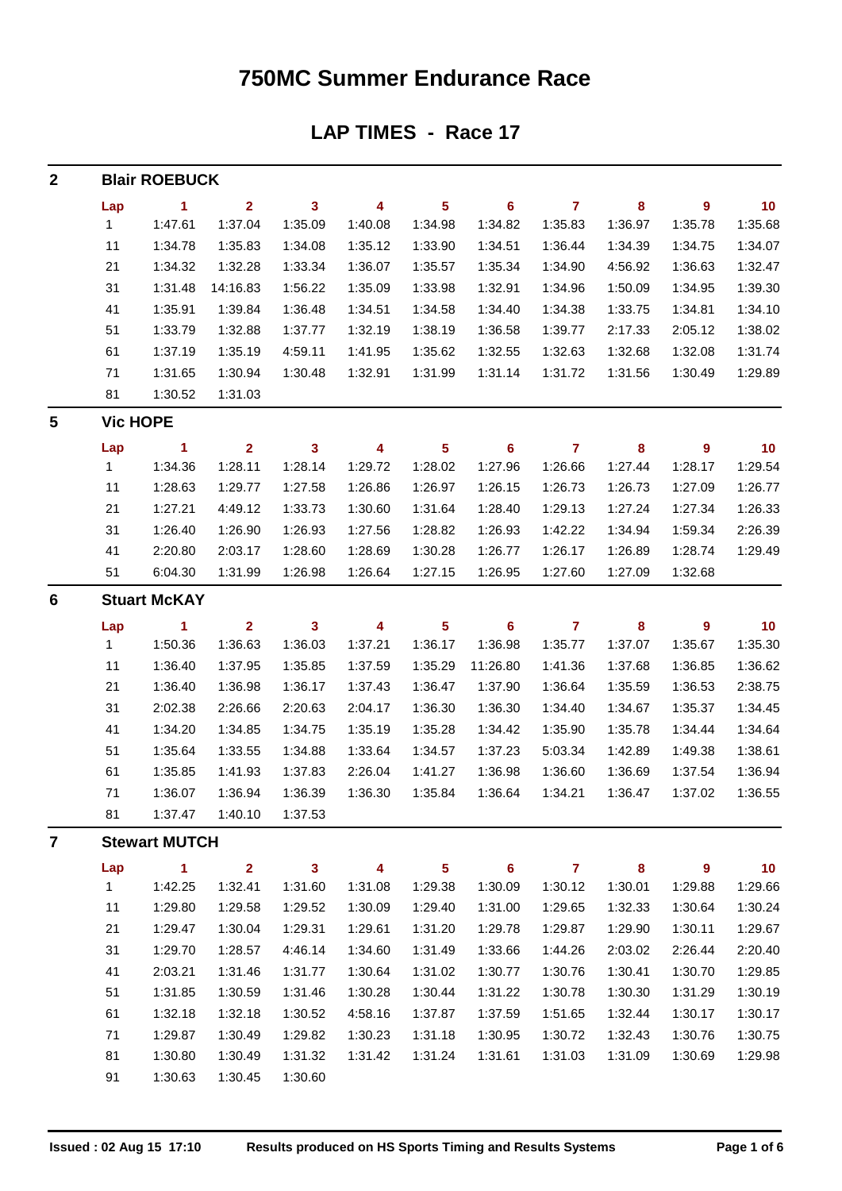# 750MC Summer Endurance Race

## LAP TIMES - Race 17

### 2 Blair ROEBUCK

| Lap | 1 | 2 | 3 | 4 | 5 | 6 | 7 | 8 | 9 | 10 |
|---|---|---|---|---|---|---|---|---|---|---|
| 1 | 1:47.61 | 1:37.04 | 1:35.09 | 1:40.08 | 1:34.98 | 1:34.82 | 1:35.83 | 1:36.97 | 1:35.78 | 1:35.68 |
| 11 | 1:34.78 | 1:35.83 | 1:34.08 | 1:35.12 | 1:33.90 | 1:34.51 | 1:36.44 | 1:34.39 | 1:34.75 | 1:34.07 |
| 21 | 1:34.32 | 1:32.28 | 1:33.34 | 1:36.07 | 1:35.57 | 1:35.34 | 1:34.90 | 4:56.92 | 1:36.63 | 1:32.47 |
| 31 | 1:31.48 | 14:16.83 | 1:56.22 | 1:35.09 | 1:33.98 | 1:32.91 | 1:34.96 | 1:50.09 | 1:34.95 | 1:39.30 |
| 41 | 1:35.91 | 1:39.84 | 1:36.48 | 1:34.51 | 1:34.58 | 1:34.40 | 1:34.38 | 1:33.75 | 1:34.81 | 1:34.10 |
| 51 | 1:33.79 | 1:32.88 | 1:37.77 | 1:32.19 | 1:38.19 | 1:36.58 | 1:39.77 | 2:17.33 | 2:05.12 | 1:38.02 |
| 61 | 1:37.19 | 1:35.19 | 4:59.11 | 1:41.95 | 1:35.62 | 1:32.55 | 1:32.63 | 1:32.68 | 1:32.08 | 1:31.74 |
| 71 | 1:31.65 | 1:30.94 | 1:30.48 | 1:32.91 | 1:31.99 | 1:31.14 | 1:31.72 | 1:31.56 | 1:30.49 | 1:29.89 |
| 81 | 1:30.52 | 1:31.03 | | | | | | | | |

### 5 Vic HOPE

| Lap | 1 | 2 | 3 | 4 | 5 | 6 | 7 | 8 | 9 | 10 |
|---|---|---|---|---|---|---|---|---|---|---|
| 1 | 1:34.36 | 1:28.11 | 1:28.14 | 1:29.72 | 1:28.02 | 1:27.96 | 1:26.66 | 1:27.44 | 1:28.17 | 1:29.54 |
| 11 | 1:28.63 | 1:29.77 | 1:27.58 | 1:26.86 | 1:26.97 | 1:26.15 | 1:26.73 | 1:26.73 | 1:27.09 | 1:26.77 |
| 21 | 1:27.21 | 4:49.12 | 1:33.73 | 1:30.60 | 1:31.64 | 1:28.40 | 1:29.13 | 1:27.24 | 1:27.34 | 1:26.33 |
| 31 | 1:26.40 | 1:26.90 | 1:26.93 | 1:27.56 | 1:28.82 | 1:26.93 | 1:42.22 | 1:34.94 | 1:59.34 | 2:26.39 |
| 41 | 2:20.80 | 2:03.17 | 1:28.60 | 1:28.69 | 1:30.28 | 1:26.77 | 1:26.17 | 1:26.89 | 1:28.74 | 1:29.49 |
| 51 | 6:04.30 | 1:31.99 | 1:26.98 | 1:26.64 | 1:27.15 | 1:26.95 | 1:27.60 | 1:27.09 | 1:32.68 | |

### 6 Stuart McKAY

| Lap | 1 | 2 | 3 | 4 | 5 | 6 | 7 | 8 | 9 | 10 |
|---|---|---|---|---|---|---|---|---|---|---|
| 1 | 1:50.36 | 1:36.63 | 1:36.03 | 1:37.21 | 1:36.17 | 1:36.98 | 1:35.77 | 1:37.07 | 1:35.67 | 1:35.30 |
| 11 | 1:36.40 | 1:37.95 | 1:35.85 | 1:37.59 | 1:35.29 | 11:26.80 | 1:41.36 | 1:37.68 | 1:36.85 | 1:36.62 |
| 21 | 1:36.40 | 1:36.98 | 1:36.17 | 1:37.43 | 1:36.47 | 1:37.90 | 1:36.64 | 1:35.59 | 1:36.53 | 2:38.75 |
| 31 | 2:02.38 | 2:26.66 | 2:20.63 | 2:04.17 | 1:36.30 | 1:36.30 | 1:34.40 | 1:34.67 | 1:35.37 | 1:34.45 |
| 41 | 1:34.20 | 1:34.85 | 1:34.75 | 1:35.19 | 1:35.28 | 1:34.42 | 1:35.90 | 1:35.78 | 1:34.44 | 1:34.64 |
| 51 | 1:35.64 | 1:33.55 | 1:34.88 | 1:33.64 | 1:34.57 | 1:37.23 | 5:03.34 | 1:42.89 | 1:49.38 | 1:38.61 |
| 61 | 1:35.85 | 1:41.93 | 1:37.83 | 2:26.04 | 1:41.27 | 1:36.98 | 1:36.60 | 1:36.69 | 1:37.54 | 1:36.94 |
| 71 | 1:36.07 | 1:36.94 | 1:36.39 | 1:36.30 | 1:35.84 | 1:36.64 | 1:34.21 | 1:36.47 | 1:37.02 | 1:36.55 |
| 81 | 1:37.47 | 1:40.10 | 1:37.53 | | | | | | | |

### 7 Stewart MUTCH

| Lap | 1 | 2 | 3 | 4 | 5 | 6 | 7 | 8 | 9 | 10 |
|---|---|---|---|---|---|---|---|---|---|---|
| 1 | 1:42.25 | 1:32.41 | 1:31.60 | 1:31.08 | 1:29.38 | 1:30.09 | 1:30.12 | 1:30.01 | 1:29.88 | 1:29.66 |
| 11 | 1:29.80 | 1:29.58 | 1:29.52 | 1:30.09 | 1:29.40 | 1:31.00 | 1:29.65 | 1:32.33 | 1:30.64 | 1:30.24 |
| 21 | 1:29.47 | 1:30.04 | 1:29.31 | 1:29.61 | 1:31.20 | 1:29.78 | 1:29.87 | 1:29.90 | 1:30.11 | 1:29.67 |
| 31 | 1:29.70 | 1:28.57 | 4:46.14 | 1:34.60 | 1:31.49 | 1:33.66 | 1:44.26 | 2:03.02 | 2:26.44 | 2:20.40 |
| 41 | 2:03.21 | 1:31.46 | 1:31.77 | 1:30.64 | 1:31.02 | 1:30.77 | 1:30.76 | 1:30.41 | 1:30.70 | 1:29.85 |
| 51 | 1:31.85 | 1:30.59 | 1:31.46 | 1:30.28 | 1:30.44 | 1:31.22 | 1:30.78 | 1:30.30 | 1:31.29 | 1:30.19 |
| 61 | 1:32.18 | 1:32.18 | 1:30.52 | 4:58.16 | 1:37.87 | 1:37.59 | 1:51.65 | 1:32.44 | 1:30.17 | 1:30.17 |
| 71 | 1:29.87 | 1:30.49 | 1:29.82 | 1:30.23 | 1:31.18 | 1:30.95 | 1:30.72 | 1:32.43 | 1:30.76 | 1:30.75 |
| 81 | 1:30.80 | 1:30.49 | 1:31.32 | 1:31.42 | 1:31.24 | 1:31.61 | 1:31.03 | 1:31.09 | 1:30.69 | 1:29.98 |
| 91 | 1:30.63 | 1:30.45 | 1:30.60 | | | | | | | |

Issued : 02 Aug 15 17:10 Results produced on HS Sports Timing and Results Systems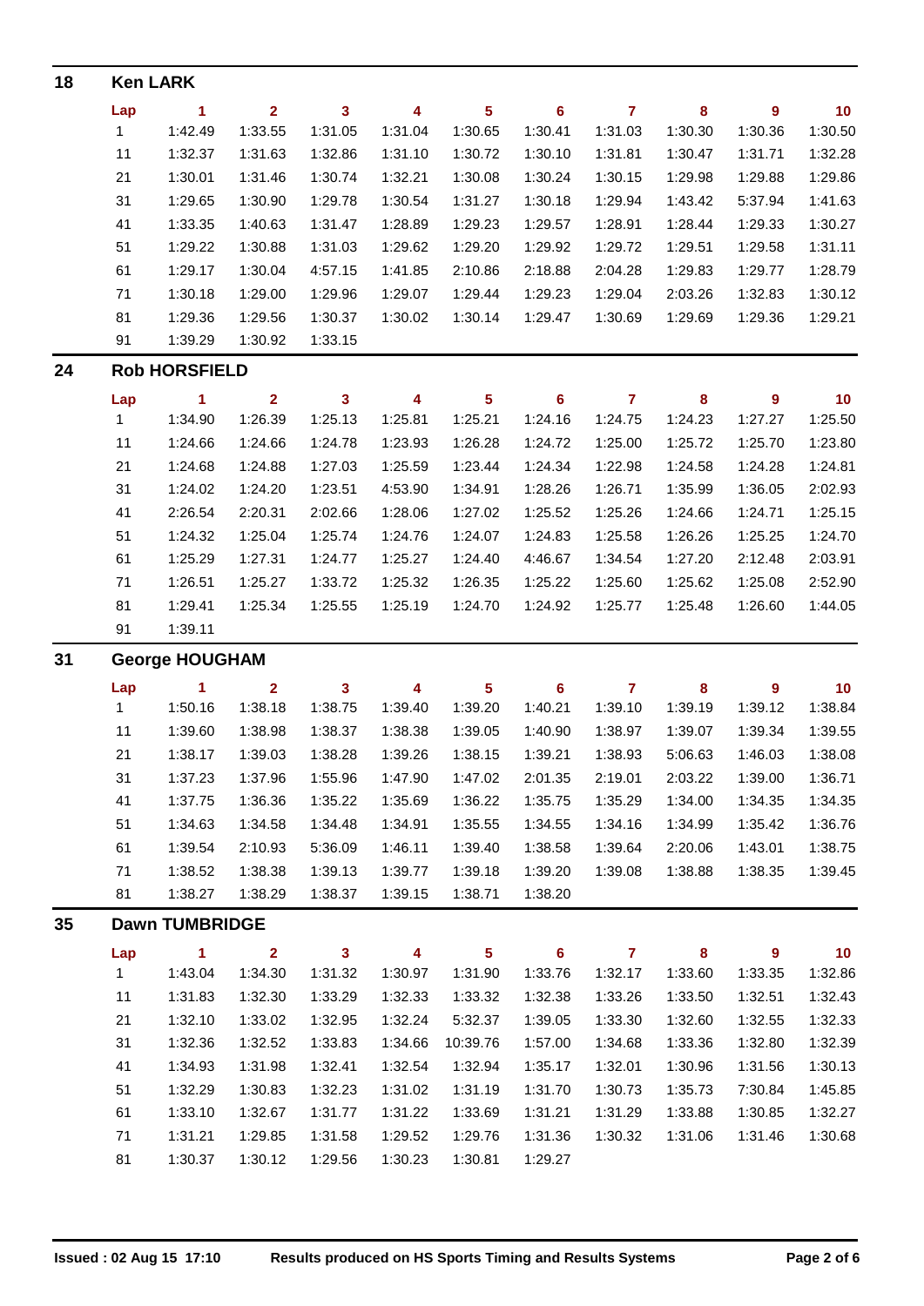## 18 Ken LARK

| Lap | 1 | 2 | 3 | 4 | 5 | 6 | 7 | 8 | 9 | 10 |
|---|---|---|---|---|---|---|---|---|---|---|
| 1 | 1:42.49 | 1:33.55 | 1:31.05 | 1:31.04 | 1:30.65 | 1:30.41 | 1:31.03 | 1:30.30 | 1:30.36 | 1:30.50 |
| 11 | 1:32.37 | 1:31.63 | 1:32.86 | 1:31.10 | 1:30.72 | 1:30.10 | 1:31.81 | 1:30.47 | 1:31.71 | 1:32.28 |
| 21 | 1:30.01 | 1:31.46 | 1:30.74 | 1:32.21 | 1:30.08 | 1:30.24 | 1:30.15 | 1:29.98 | 1:29.88 | 1:29.86 |
| 31 | 1:29.65 | 1:30.90 | 1:29.78 | 1:30.54 | 1:31.27 | 1:30.18 | 1:29.94 | 1:43.42 | 5:37.94 | 1:41.63 |
| 41 | 1:33.35 | 1:40.63 | 1:31.47 | 1:28.89 | 1:29.23 | 1:29.57 | 1:28.91 | 1:28.44 | 1:29.33 | 1:30.27 |
| 51 | 1:29.22 | 1:30.88 | 1:31.03 | 1:29.62 | 1:29.20 | 1:29.92 | 1:29.72 | 1:29.51 | 1:29.58 | 1:31.11 |
| 61 | 1:29.17 | 1:30.04 | 4:57.15 | 1:41.85 | 2:10.86 | 2:18.88 | 2:04.28 | 1:29.83 | 1:29.77 | 1:28.79 |
| 71 | 1:30.18 | 1:29.00 | 1:29.96 | 1:29.07 | 1:29.44 | 1:29.23 | 1:29.04 | 2:03.26 | 1:32.83 | 1:30.12 |
| 81 | 1:29.36 | 1:29.56 | 1:30.37 | 1:30.02 | 1:30.14 | 1:29.47 | 1:30.69 | 1:29.69 | 1:29.36 | 1:29.21 |
| 91 | 1:39.29 | 1:30.92 | 1:33.15 | | | | | | | |

## 24 Rob HORSFIELD

| Lap | 1 | 2 | 3 | 4 | 5 | 6 | 7 | 8 | 9 | 10 |
|---|---|---|---|---|---|---|---|---|---|---|
| 1 | 1:34.90 | 1:26.39 | 1:25.13 | 1:25.81 | 1:25.21 | 1:24.16 | 1:24.75 | 1:24.23 | 1:27.27 | 1:25.50 |
| 11 | 1:24.66 | 1:24.66 | 1:24.78 | 1:23.93 | 1:26.28 | 1:24.72 | 1:25.00 | 1:25.72 | 1:25.70 | 1:23.80 |
| 21 | 1:24.68 | 1:24.88 | 1:27.03 | 1:25.59 | 1:23.44 | 1:24.34 | 1:22.98 | 1:24.58 | 1:24.28 | 1:24.81 |
| 31 | 1:24.02 | 1:24.20 | 1:23.51 | 4:53.90 | 1:34.91 | 1:28.26 | 1:26.71 | 1:35.99 | 1:36.05 | 2:02.93 |
| 41 | 2:26.54 | 2:20.31 | 2:02.66 | 1:28.06 | 1:27.02 | 1:25.52 | 1:25.26 | 1:24.66 | 1:24.71 | 1:25.15 |
| 51 | 1:24.32 | 1:25.04 | 1:25.74 | 1:24.76 | 1:24.07 | 1:24.83 | 1:25.58 | 1:26.26 | 1:25.25 | 1:24.70 |
| 61 | 1:25.29 | 1:27.31 | 1:24.77 | 1:25.27 | 1:24.40 | 4:46.67 | 1:34.54 | 1:27.20 | 2:12.48 | 2:03.91 |
| 71 | 1:26.51 | 1:25.27 | 1:33.72 | 1:25.32 | 1:26.35 | 1:25.22 | 1:25.60 | 1:25.62 | 1:25.08 | 2:52.90 |
| 81 | 1:29.41 | 1:25.34 | 1:25.55 | 1:25.19 | 1:24.70 | 1:24.92 | 1:25.77 | 1:25.48 | 1:26.60 | 1:44.05 |
| 91 | 1:39.11 | | | | | | | | | |

## 31 George HOUGHAM

| Lap | 1 | 2 | 3 | 4 | 5 | 6 | 7 | 8 | 9 | 10 |
|---|---|---|---|---|---|---|---|---|---|---|
| 1 | 1:50.16 | 1:38.18 | 1:38.75 | 1:39.40 | 1:39.20 | 1:40.21 | 1:39.10 | 1:39.19 | 1:39.12 | 1:38.84 |
| 11 | 1:39.60 | 1:38.98 | 1:38.37 | 1:38.38 | 1:39.05 | 1:40.90 | 1:38.97 | 1:39.07 | 1:39.34 | 1:39.55 |
| 21 | 1:38.17 | 1:39.03 | 1:38.28 | 1:39.26 | 1:38.15 | 1:39.21 | 1:38.93 | 5:06.63 | 1:46.03 | 1:38.08 |
| 31 | 1:37.23 | 1:37.96 | 1:55.96 | 1:47.90 | 1:47.02 | 2:01.35 | 2:19.01 | 2:03.22 | 1:39.00 | 1:36.71 |
| 41 | 1:37.75 | 1:36.36 | 1:35.22 | 1:35.69 | 1:36.22 | 1:35.75 | 1:35.29 | 1:34.00 | 1:34.35 | 1:34.35 |
| 51 | 1:34.63 | 1:34.58 | 1:34.48 | 1:34.91 | 1:35.55 | 1:34.55 | 1:34.16 | 1:34.99 | 1:35.42 | 1:36.76 |
| 61 | 1:39.54 | 2:10.93 | 5:36.09 | 1:46.11 | 1:39.40 | 1:38.58 | 1:39.64 | 2:20.06 | 1:43.01 | 1:38.75 |
| 71 | 1:38.52 | 1:38.38 | 1:39.13 | 1:39.77 | 1:39.18 | 1:39.20 | 1:39.08 | 1:38.88 | 1:38.35 | 1:39.45 |
| 81 | 1:38.27 | 1:38.29 | 1:38.37 | 1:39.15 | 1:38.71 | 1:38.20 | | | | |

## 35 Dawn TUMBRIDGE

| Lap | 1 | 2 | 3 | 4 | 5 | 6 | 7 | 8 | 9 | 10 |
|---|---|---|---|---|---|---|---|---|---|---|
| 1 | 1:43.04 | 1:34.30 | 1:31.32 | 1:30.97 | 1:31.90 | 1:33.76 | 1:32.17 | 1:33.60 | 1:33.35 | 1:32.86 |
| 11 | 1:31.83 | 1:32.30 | 1:33.29 | 1:32.33 | 1:33.32 | 1:32.38 | 1:33.26 | 1:33.50 | 1:32.51 | 1:32.43 |
| 21 | 1:32.10 | 1:33.02 | 1:32.95 | 1:32.24 | 5:32.37 | 1:39.05 | 1:33.30 | 1:32.60 | 1:32.55 | 1:32.33 |
| 31 | 1:32.36 | 1:32.52 | 1:33.83 | 1:34.66 | 10:39.76 | 1:57.00 | 1:34.68 | 1:33.36 | 1:32.80 | 1:32.39 |
| 41 | 1:34.93 | 1:31.98 | 1:32.41 | 1:32.54 | 1:32.94 | 1:35.17 | 1:32.01 | 1:30.96 | 1:31.56 | 1:30.13 |
| 51 | 1:32.29 | 1:30.83 | 1:32.23 | 1:31.02 | 1:31.19 | 1:31.70 | 1:30.73 | 1:35.73 | 7:30.84 | 1:45.85 |
| 61 | 1:33.10 | 1:32.67 | 1:31.77 | 1:31.22 | 1:33.69 | 1:31.21 | 1:31.29 | 1:33.88 | 1:30.85 | 1:32.27 |
| 71 | 1:31.21 | 1:29.85 | 1:31.58 | 1:29.52 | 1:29.76 | 1:31.36 | 1:30.32 | 1:31.06 | 1:31.46 | 1:30.68 |
| 81 | 1:30.37 | 1:30.12 | 1:29.56 | 1:30.23 | 1:30.81 | 1:29.27 | | | | |

**Issued : 02 Aug 15 17:10** **Results produced on HS Sports Timing and Results Systems**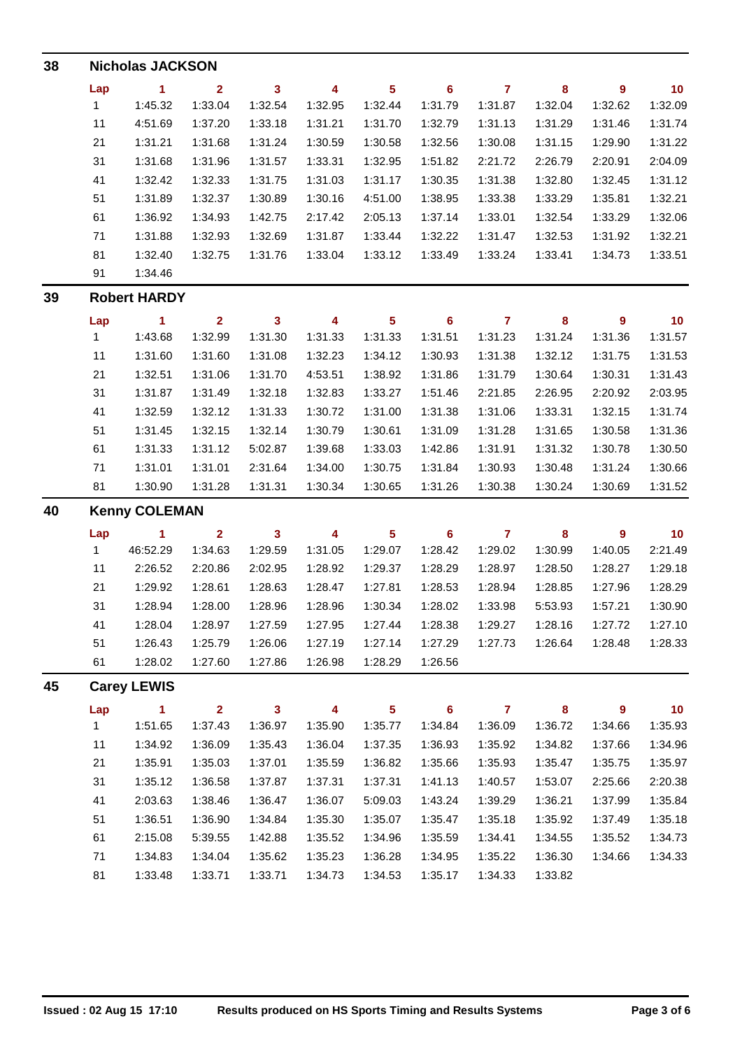## 38 Nicholas JACKSON

| Lap | 1 | 2 | 3 | 4 | 5 | 6 | 7 | 8 | 9 | 10 |
|---|---|---|---|---|---|---|---|---|---|---|
| 1 | 1:45.32 | 1:33.04 | 1:32.54 | 1:32.95 | 1:32.44 | 1:31.79 | 1:31.87 | 1:32.04 | 1:32.62 | 1:32.09 |
| 11 | 4:51.69 | 1:37.20 | 1:33.18 | 1:31.21 | 1:31.70 | 1:32.79 | 1:31.13 | 1:31.29 | 1:31.46 | 1:31.74 |
| 21 | 1:31.21 | 1:31.68 | 1:31.24 | 1:30.59 | 1:30.58 | 1:32.56 | 1:30.08 | 1:31.15 | 1:29.90 | 1:31.22 |
| 31 | 1:31.68 | 1:31.96 | 1:31.57 | 1:33.31 | 1:32.95 | 1:51.82 | 2:21.72 | 2:26.79 | 2:20.91 | 2:04.09 |
| 41 | 1:32.42 | 1:32.33 | 1:31.75 | 1:31.03 | 1:31.17 | 1:30.35 | 1:31.38 | 1:32.80 | 1:32.45 | 1:31.12 |
| 51 | 1:31.89 | 1:32.37 | 1:30.89 | 1:30.16 | 4:51.00 | 1:38.95 | 1:33.38 | 1:33.29 | 1:35.81 | 1:32.21 |
| 61 | 1:36.92 | 1:34.93 | 1:42.75 | 2:17.42 | 2:05.13 | 1:37.14 | 1:33.01 | 1:32.54 | 1:33.29 | 1:32.06 |
| 71 | 1:31.88 | 1:32.93 | 1:32.69 | 1:31.87 | 1:33.44 | 1:32.22 | 1:31.47 | 1:32.53 | 1:31.92 | 1:32.21 |
| 81 | 1:32.40 | 1:32.75 | 1:31.76 | 1:33.04 | 1:33.12 | 1:33.49 | 1:33.24 | 1:33.41 | 1:34.73 | 1:33.51 |
| 91 | 1:34.46 | | | | | | | | | |

## 39 Robert HARDY

| Lap | 1 | 2 | 3 | 4 | 5 | 6 | 7 | 8 | 9 | 10 |
|---|---|---|---|---|---|---|---|---|---|---|
| 1 | 1:43.68 | 1:32.99 | 1:31.30 | 1:31.33 | 1:31.33 | 1:31.51 | 1:31.23 | 1:31.24 | 1:31.36 | 1:31.57 |
| 11 | 1:31.60 | 1:31.60 | 1:31.08 | 1:32.23 | 1:34.12 | 1:30.93 | 1:31.38 | 1:32.12 | 1:31.75 | 1:31.53 |
| 21 | 1:32.51 | 1:31.06 | 1:31.70 | 4:53.51 | 1:38.92 | 1:31.86 | 1:31.79 | 1:30.64 | 1:30.31 | 1:31.43 |
| 31 | 1:31.87 | 1:31.49 | 1:32.18 | 1:32.83 | 1:33.27 | 1:51.46 | 2:21.85 | 2:26.95 | 2:20.92 | 2:03.95 |
| 41 | 1:32.59 | 1:32.12 | 1:31.33 | 1:30.72 | 1:31.00 | 1:31.38 | 1:31.06 | 1:33.31 | 1:32.15 | 1:31.74 |
| 51 | 1:31.45 | 1:32.15 | 1:32.14 | 1:30.79 | 1:30.61 | 1:31.09 | 1:31.28 | 1:31.65 | 1:30.58 | 1:31.36 |
| 61 | 1:31.33 | 1:31.12 | 5:02.87 | 1:39.68 | 1:33.03 | 1:42.86 | 1:31.91 | 1:31.32 | 1:30.78 | 1:30.50 |
| 71 | 1:31.01 | 1:31.01 | 2:31.64 | 1:34.00 | 1:30.75 | 1:31.84 | 1:30.93 | 1:30.48 | 1:31.24 | 1:30.66 |
| 81 | 1:30.90 | 1:31.28 | 1:31.31 | 1:30.34 | 1:30.65 | 1:31.26 | 1:30.38 | 1:30.24 | 1:30.69 | 1:31.52 |

## 40 Kenny COLEMAN

| Lap | 1 | 2 | 3 | 4 | 5 | 6 | 7 | 8 | 9 | 10 |
|---|---|---|---|---|---|---|---|---|---|---|
| 1 | 46:52.29 | 1:34.63 | 1:29.59 | 1:31.05 | 1:29.07 | 1:28.42 | 1:29.02 | 1:30.99 | 1:40.05 | 2:21.49 |
| 11 | 2:26.52 | 2:20.86 | 2:02.95 | 1:28.92 | 1:29.37 | 1:28.29 | 1:28.97 | 1:28.50 | 1:28.27 | 1:29.18 |
| 21 | 1:29.92 | 1:28.61 | 1:28.63 | 1:28.47 | 1:27.81 | 1:28.53 | 1:28.94 | 1:28.85 | 1:27.96 | 1:28.29 |
| 31 | 1:28.94 | 1:28.00 | 1:28.96 | 1:28.96 | 1:30.34 | 1:28.02 | 1:33.98 | 5:53.93 | 1:57.21 | 1:30.90 |
| 41 | 1:28.04 | 1:28.97 | 1:27.59 | 1:27.95 | 1:27.44 | 1:28.38 | 1:29.27 | 1:28.16 | 1:27.72 | 1:27.10 |
| 51 | 1:26.43 | 1:25.79 | 1:26.06 | 1:27.19 | 1:27.14 | 1:27.29 | 1:27.73 | 1:26.64 | 1:28.48 | 1:28.33 |
| 61 | 1:28.02 | 1:27.60 | 1:27.86 | 1:26.98 | 1:28.29 | 1:26.56 | | | | |

## 45 Carey LEWIS

| Lap | 1 | 2 | 3 | 4 | 5 | 6 | 7 | 8 | 9 | 10 |
|---|---|---|---|---|---|---|---|---|---|---|
| 1 | 1:51.65 | 1:37.43 | 1:36.97 | 1:35.90 | 1:35.77 | 1:34.84 | 1:36.09 | 1:36.72 | 1:34.66 | 1:35.93 |
| 11 | 1:34.92 | 1:36.09 | 1:35.43 | 1:36.04 | 1:37.35 | 1:36.93 | 1:35.92 | 1:34.82 | 1:37.66 | 1:34.96 |
| 21 | 1:35.91 | 1:35.03 | 1:37.01 | 1:35.59 | 1:36.82 | 1:35.66 | 1:35.93 | 1:35.47 | 1:35.75 | 1:35.97 |
| 31 | 1:35.12 | 1:36.58 | 1:37.87 | 1:37.31 | 1:37.31 | 1:41.13 | 1:40.57 | 1:53.07 | 2:25.66 | 2:20.38 |
| 41 | 2:03.63 | 1:38.46 | 1:36.47 | 1:36.07 | 5:09.03 | 1:43.24 | 1:39.29 | 1:36.21 | 1:37.99 | 1:35.84 |
| 51 | 1:36.51 | 1:36.90 | 1:34.84 | 1:35.30 | 1:35.07 | 1:35.47 | 1:35.18 | 1:35.92 | 1:37.49 | 1:35.18 |
| 61 | 2:15.08 | 5:39.55 | 1:42.88 | 1:35.52 | 1:34.96 | 1:35.59 | 1:34.41 | 1:34.55 | 1:35.52 | 1:34.73 |
| 71 | 1:34.83 | 1:34.04 | 1:35.62 | 1:35.23 | 1:36.28 | 1:34.95 | 1:35.22 | 1:36.30 | 1:34.66 | 1:34.33 |
| 81 | 1:33.48 | 1:33.71 | 1:33.71 | 1:34.73 | 1:34.53 | 1:35.17 | 1:34.33 | 1:33.82 | | |

**Issued : 02 Aug 15 17:10** **Results produced on HS Sports Timing and Results Systems**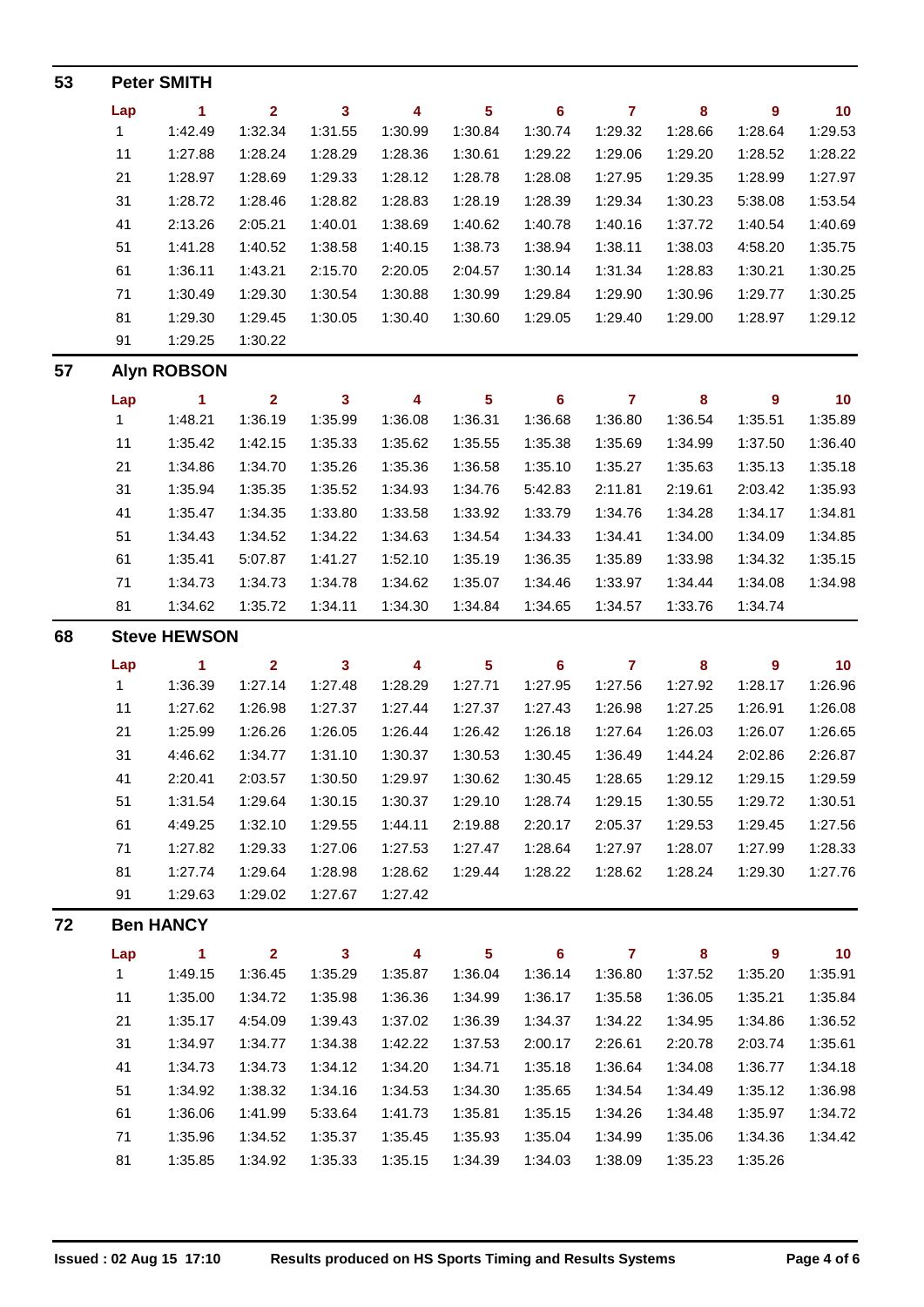## 53 Peter SMITH

| Lap | 1 | 2 | 3 | 4 | 5 | 6 | 7 | 8 | 9 | 10 |
|---|---|---|---|---|---|---|---|---|---|---|
| 1 | 1:42.49 | 1:32.34 | 1:31.55 | 1:30.99 | 1:30.84 | 1:30.74 | 1:29.32 | 1:28.66 | 1:28.64 | 1:29.53 |
| 11 | 1:27.88 | 1:28.24 | 1:28.29 | 1:28.36 | 1:30.61 | 1:29.22 | 1:29.06 | 1:29.20 | 1:28.52 | 1:28.22 |
| 21 | 1:28.97 | 1:28.69 | 1:29.33 | 1:28.12 | 1:28.78 | 1:28.08 | 1:27.95 | 1:29.35 | 1:28.99 | 1:27.97 |
| 31 | 1:28.72 | 1:28.46 | 1:28.82 | 1:28.83 | 1:28.19 | 1:28.39 | 1:29.34 | 1:30.23 | 5:38.08 | 1:53.54 |
| 41 | 2:13.26 | 2:05.21 | 1:40.01 | 1:38.69 | 1:40.62 | 1:40.78 | 1:40.16 | 1:37.72 | 1:40.54 | 1:40.69 |
| 51 | 1:41.28 | 1:40.52 | 1:38.58 | 1:40.15 | 1:38.73 | 1:38.94 | 1:38.11 | 1:38.03 | 4:58.20 | 1:35.75 |
| 61 | 1:36.11 | 1:43.21 | 2:15.70 | 2:20.05 | 2:04.57 | 1:30.14 | 1:31.34 | 1:28.83 | 1:30.21 | 1:30.25 |
| 71 | 1:30.49 | 1:29.30 | 1:30.54 | 1:30.88 | 1:30.99 | 1:29.84 | 1:29.90 | 1:30.96 | 1:29.77 | 1:30.25 |
| 81 | 1:29.30 | 1:29.45 | 1:30.05 | 1:30.40 | 1:30.60 | 1:29.05 | 1:29.40 | 1:29.00 | 1:28.97 | 1:29.12 |
| 91 | 1:29.25 | 1:30.22 | | | | | | | | |

## 57 Alyn ROBSON

| Lap | 1 | 2 | 3 | 4 | 5 | 6 | 7 | 8 | 9 | 10 |
|---|---|---|---|---|---|---|---|---|---|---|
| 1 | 1:48.21 | 1:36.19 | 1:35.99 | 1:36.08 | 1:36.31 | 1:36.68 | 1:36.80 | 1:36.54 | 1:35.51 | 1:35.89 |
| 11 | 1:35.42 | 1:42.15 | 1:35.33 | 1:35.62 | 1:35.55 | 1:35.38 | 1:35.69 | 1:34.99 | 1:37.50 | 1:36.40 |
| 21 | 1:34.86 | 1:34.70 | 1:35.26 | 1:35.36 | 1:36.58 | 1:35.10 | 1:35.27 | 1:35.63 | 1:35.13 | 1:35.18 |
| 31 | 1:35.94 | 1:35.35 | 1:35.52 | 1:34.93 | 1:34.76 | 5:42.83 | 2:11.81 | 2:19.61 | 2:03.42 | 1:35.93 |
| 41 | 1:35.47 | 1:34.35 | 1:33.80 | 1:33.58 | 1:33.92 | 1:33.79 | 1:34.76 | 1:34.28 | 1:34.17 | 1:34.81 |
| 51 | 1:34.43 | 1:34.52 | 1:34.22 | 1:34.63 | 1:34.54 | 1:34.33 | 1:34.41 | 1:34.00 | 1:34.09 | 1:34.85 |
| 61 | 1:35.41 | 5:07.87 | 1:41.27 | 1:52.10 | 1:35.19 | 1:36.35 | 1:35.89 | 1:33.98 | 1:34.32 | 1:35.15 |
| 71 | 1:34.73 | 1:34.73 | 1:34.78 | 1:34.62 | 1:35.07 | 1:34.46 | 1:33.97 | 1:34.44 | 1:34.08 | 1:34.98 |
| 81 | 1:34.62 | 1:35.72 | 1:34.11 | 1:34.30 | 1:34.84 | 1:34.65 | 1:34.57 | 1:33.76 | 1:34.74 | |

## 68 Steve HEWSON

| Lap | 1 | 2 | 3 | 4 | 5 | 6 | 7 | 8 | 9 | 10 |
|---|---|---|---|---|---|---|---|---|---|---|
| 1 | 1:36.39 | 1:27.14 | 1:27.48 | 1:28.29 | 1:27.71 | 1:27.95 | 1:27.56 | 1:27.92 | 1:28.17 | 1:26.96 |
| 11 | 1:27.62 | 1:26.98 | 1:27.37 | 1:27.44 | 1:27.37 | 1:27.43 | 1:26.98 | 1:27.25 | 1:26.91 | 1:26.08 |
| 21 | 1:25.99 | 1:26.26 | 1:26.05 | 1:26.44 | 1:26.42 | 1:26.18 | 1:27.64 | 1:26.03 | 1:26.07 | 1:26.65 |
| 31 | 4:46.62 | 1:34.77 | 1:31.10 | 1:30.37 | 1:30.53 | 1:30.45 | 1:36.49 | 1:44.24 | 2:02.86 | 2:26.87 |
| 41 | 2:20.41 | 2:03.57 | 1:30.50 | 1:29.97 | 1:30.62 | 1:30.45 | 1:28.65 | 1:29.12 | 1:29.15 | 1:29.59 |
| 51 | 1:31.54 | 1:29.64 | 1:30.15 | 1:30.37 | 1:29.10 | 1:28.74 | 1:29.15 | 1:30.55 | 1:29.72 | 1:30.51 |
| 61 | 4:49.25 | 1:32.10 | 1:29.55 | 1:44.11 | 2:19.88 | 2:20.17 | 2:05.37 | 1:29.53 | 1:29.45 | 1:27.56 |
| 71 | 1:27.82 | 1:29.33 | 1:27.06 | 1:27.53 | 1:27.47 | 1:28.64 | 1:27.97 | 1:28.07 | 1:27.99 | 1:28.33 |
| 81 | 1:27.74 | 1:29.64 | 1:28.98 | 1:28.62 | 1:29.44 | 1:28.22 | 1:28.62 | 1:28.24 | 1:29.30 | 1:27.76 |
| 91 | 1:29.63 | 1:29.02 | 1:27.67 | 1:27.42 | | | | | | |

## 72 Ben HANCY

| Lap | 1 | 2 | 3 | 4 | 5 | 6 | 7 | 8 | 9 | 10 |
|---|---|---|---|---|---|---|---|---|---|---|
| 1 | 1:49.15 | 1:36.45 | 1:35.29 | 1:35.87 | 1:36.04 | 1:36.14 | 1:36.80 | 1:37.52 | 1:35.20 | 1:35.91 |
| 11 | 1:35.00 | 1:34.72 | 1:35.98 | 1:36.36 | 1:34.99 | 1:36.17 | 1:35.58 | 1:36.05 | 1:35.21 | 1:35.84 |
| 21 | 1:35.17 | 4:54.09 | 1:39.43 | 1:37.02 | 1:36.39 | 1:34.37 | 1:34.22 | 1:34.95 | 1:34.86 | 1:36.52 |
| 31 | 1:34.97 | 1:34.77 | 1:34.38 | 1:42.22 | 1:37.53 | 2:00.17 | 2:26.61 | 2:20.78 | 2:03.74 | 1:35.61 |
| 41 | 1:34.73 | 1:34.73 | 1:34.12 | 1:34.20 | 1:34.71 | 1:35.18 | 1:36.64 | 1:34.08 | 1:36.77 | 1:34.18 |
| 51 | 1:34.92 | 1:38.32 | 1:34.16 | 1:34.53 | 1:34.30 | 1:35.65 | 1:34.54 | 1:34.49 | 1:35.12 | 1:36.98 |
| 61 | 1:36.06 | 1:41.99 | 5:33.64 | 1:41.73 | 1:35.81 | 1:35.15 | 1:34.26 | 1:34.48 | 1:35.97 | 1:34.72 |
| 71 | 1:35.96 | 1:34.52 | 1:35.37 | 1:35.45 | 1:35.93 | 1:35.04 | 1:34.99 | 1:35.06 | 1:34.36 | 1:34.42 |
| 81 | 1:35.85 | 1:34.92 | 1:35.33 | 1:35.15 | 1:34.39 | 1:34.03 | 1:38.09 | 1:35.23 | 1:35.26 | |

**Issued : 02 Aug 15 17:10** **Results produced on HS Sports Timing and Results Systems**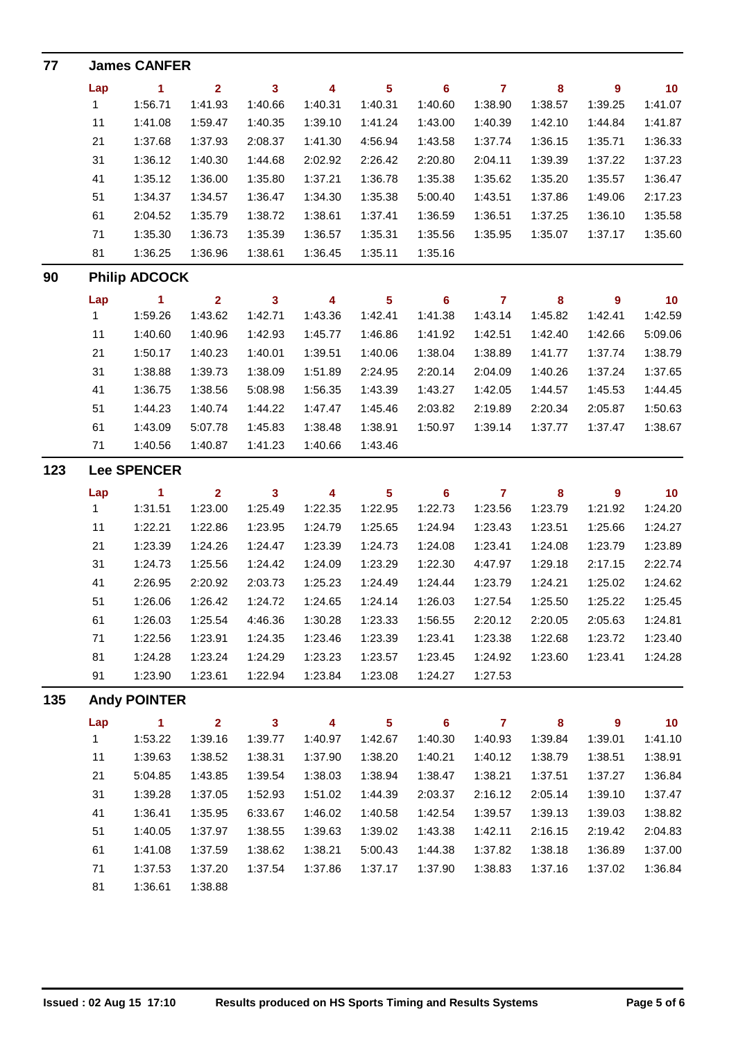## 77 James CANFER

| Lap | 1 | 2 | 3 | 4 | 5 | 6 | 7 | 8 | 9 | 10 |
|---|---|---|---|---|---|---|---|---|---|---|
| 1 | 1:56.71 | 1:41.93 | 1:40.66 | 1:40.31 | 1:40.31 | 1:40.60 | 1:38.90 | 1:38.57 | 1:39.25 | 1:41.07 |
| 11 | 1:41.08 | 1:59.47 | 1:40.35 | 1:39.10 | 1:41.24 | 1:43.00 | 1:40.39 | 1:42.10 | 1:44.84 | 1:41.87 |
| 21 | 1:37.68 | 1:37.93 | 2:08.37 | 1:41.30 | 4:56.94 | 1:43.58 | 1:37.74 | 1:36.15 | 1:35.71 | 1:36.33 |
| 31 | 1:36.12 | 1:40.30 | 1:44.68 | 2:02.92 | 2:26.42 | 2:20.80 | 2:04.11 | 1:39.39 | 1:37.22 | 1:37.23 |
| 41 | 1:35.12 | 1:36.00 | 1:35.80 | 1:37.21 | 1:36.78 | 1:35.38 | 1:35.62 | 1:35.20 | 1:35.57 | 1:36.47 |
| 51 | 1:34.37 | 1:34.57 | 1:36.47 | 1:34.30 | 1:35.38 | 5:00.40 | 1:43.51 | 1:37.86 | 1:49.06 | 2:17.23 |
| 61 | 2:04.52 | 1:35.79 | 1:38.72 | 1:38.61 | 1:37.41 | 1:36.59 | 1:36.51 | 1:37.25 | 1:36.10 | 1:35.58 |
| 71 | 1:35.30 | 1:36.73 | 1:35.39 | 1:36.57 | 1:35.31 | 1:35.56 | 1:35.95 | 1:35.07 | 1:37.17 | 1:35.60 |
| 81 | 1:36.25 | 1:36.96 | 1:38.61 | 1:36.45 | 1:35.11 | 1:35.16 | | | | |

## 90 Philip ADCOCK

| Lap | 1 | 2 | 3 | 4 | 5 | 6 | 7 | 8 | 9 | 10 |
|---|---|---|---|---|---|---|---|---|---|---|
| 1 | 1:59.26 | 1:43.62 | 1:42.71 | 1:43.36 | 1:42.41 | 1:41.38 | 1:43.14 | 1:45.82 | 1:42.41 | 1:42.59 |
| 11 | 1:40.60 | 1:40.96 | 1:42.93 | 1:45.77 | 1:46.86 | 1:41.92 | 1:42.51 | 1:42.40 | 1:42.66 | 5:09.06 |
| 21 | 1:50.17 | 1:40.23 | 1:40.01 | 1:39.51 | 1:40.06 | 1:38.04 | 1:38.89 | 1:41.77 | 1:37.74 | 1:38.79 |
| 31 | 1:38.88 | 1:39.73 | 1:38.09 | 1:51.89 | 2:24.95 | 2:20.14 | 2:04.09 | 1:40.26 | 1:37.24 | 1:37.65 |
| 41 | 1:36.75 | 1:38.56 | 5:08.98 | 1:56.35 | 1:43.39 | 1:43.27 | 1:42.05 | 1:44.57 | 1:45.53 | 1:44.45 |
| 51 | 1:44.23 | 1:40.74 | 1:44.22 | 1:47.47 | 1:45.46 | 2:03.82 | 2:19.89 | 2:20.34 | 2:05.87 | 1:50.63 |
| 61 | 1:43.09 | 5:07.78 | 1:45.83 | 1:38.48 | 1:38.91 | 1:50.97 | 1:39.14 | 1:37.77 | 1:37.47 | 1:38.67 |
| 71 | 1:40.56 | 1:40.87 | 1:41.23 | 1:40.66 | 1:43.46 | | | | | |

## 123 Lee SPENCER

| Lap | 1 | 2 | 3 | 4 | 5 | 6 | 7 | 8 | 9 | 10 |
|---|---|---|---|---|---|---|---|---|---|---|
| 1 | 1:31.51 | 1:23.00 | 1:25.49 | 1:22.35 | 1:22.95 | 1:22.73 | 1:23.56 | 1:23.79 | 1:21.92 | 1:24.20 |
| 11 | 1:22.21 | 1:22.86 | 1:23.95 | 1:24.79 | 1:25.65 | 1:24.94 | 1:23.43 | 1:23.51 | 1:25.66 | 1:24.27 |
| 21 | 1:23.39 | 1:24.26 | 1:24.47 | 1:23.39 | 1:24.73 | 1:24.08 | 1:23.41 | 1:24.08 | 1:23.79 | 1:23.89 |
| 31 | 1:24.73 | 1:25.56 | 1:24.42 | 1:24.09 | 1:23.29 | 1:22.30 | 4:47.97 | 1:29.18 | 2:17.15 | 2:22.74 |
| 41 | 2:26.95 | 2:20.92 | 2:03.73 | 1:25.23 | 1:24.49 | 1:24.44 | 1:23.79 | 1:24.21 | 1:25.02 | 1:24.62 |
| 51 | 1:26.06 | 1:26.42 | 1:24.72 | 1:24.65 | 1:24.14 | 1:26.03 | 1:27.54 | 1:25.50 | 1:25.22 | 1:25.45 |
| 61 | 1:26.03 | 1:25.54 | 4:46.36 | 1:30.28 | 1:23.33 | 1:56.55 | 2:20.12 | 2:20.05 | 2:05.63 | 1:24.81 |
| 71 | 1:22.56 | 1:23.91 | 1:24.35 | 1:23.46 | 1:23.39 | 1:23.41 | 1:23.38 | 1:22.68 | 1:23.72 | 1:23.40 |
| 81 | 1:24.28 | 1:23.24 | 1:24.29 | 1:23.23 | 1:23.57 | 1:23.45 | 1:24.92 | 1:23.60 | 1:23.41 | 1:24.28 |
| 91 | 1:23.90 | 1:23.61 | 1:22.94 | 1:23.84 | 1:23.08 | 1:24.27 | 1:27.53 | | | |

## 135 Andy POINTER

| Lap | 1 | 2 | 3 | 4 | 5 | 6 | 7 | 8 | 9 | 10 |
|---|---|---|---|---|---|---|---|---|---|---|
| 1 | 1:53.22 | 1:39.16 | 1:39.77 | 1:40.97 | 1:42.67 | 1:40.30 | 1:40.93 | 1:39.84 | 1:39.01 | 1:41.10 |
| 11 | 1:39.63 | 1:38.52 | 1:38.31 | 1:37.90 | 1:38.20 | 1:40.21 | 1:40.12 | 1:38.79 | 1:38.51 | 1:38.91 |
| 21 | 5:04.85 | 1:43.85 | 1:39.54 | 1:38.03 | 1:38.94 | 1:38.47 | 1:38.21 | 1:37.51 | 1:37.27 | 1:36.84 |
| 31 | 1:39.28 | 1:37.05 | 1:52.93 | 1:51.02 | 1:44.39 | 2:03.37 | 2:16.12 | 2:05.14 | 1:39.10 | 1:37.47 |
| 41 | 1:36.41 | 1:35.95 | 6:33.67 | 1:46.02 | 1:40.58 | 1:42.54 | 1:39.57 | 1:39.13 | 1:39.03 | 1:38.82 |
| 51 | 1:40.05 | 1:37.97 | 1:38.55 | 1:39.63 | 1:39.02 | 1:43.38 | 1:42.11 | 2:16.15 | 2:19.42 | 2:04.83 |
| 61 | 1:41.08 | 1:37.59 | 1:38.62 | 1:38.21 | 5:00.43 | 1:44.38 | 1:37.82 | 1:38.18 | 1:36.89 | 1:37.00 |
| 71 | 1:37.53 | 1:37.20 | 1:37.54 | 1:37.86 | 1:37.17 | 1:37.90 | 1:38.83 | 1:37.16 | 1:37.02 | 1:36.84 |
| 81 | 1:36.61 | 1:38.88 | | | | | | | | |

**Issued : 02 Aug 15 17:10** **Results produced on HS Sports Timing and Results Systems**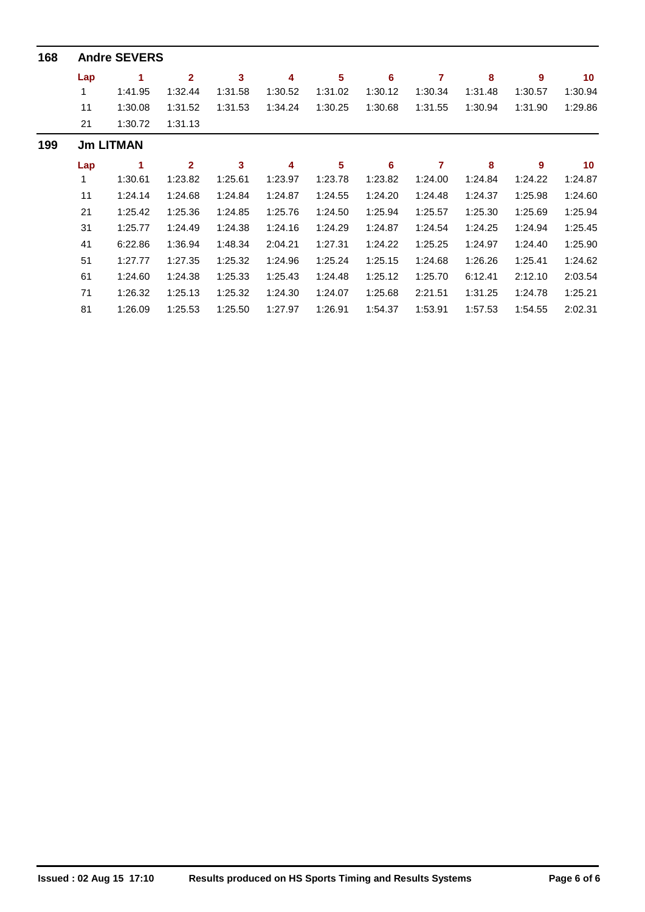## 168 Andre SEVERS

| Lap | 1 | 2 | 3 | 4 | 5 | 6 | 7 | 8 | 9 | 10 |
|---|---|---|---|---|---|---|---|---|---|---|
| 1 | 1:41.95 | 1:32.44 | 1:31.58 | 1:30.52 | 1:31.02 | 1:30.12 | 1:30.34 | 1:31.48 | 1:30.57 | 1:30.94 |
| 11 | 1:30.08 | 1:31.52 | 1:31.53 | 1:34.24 | 1:30.25 | 1:30.68 | 1:31.55 | 1:30.94 | 1:31.90 | 1:29.86 |
| 21 | 1:30.72 | 1:31.13 | | | | | | | | |

## 199 Jm LITMAN

| Lap | 1 | 2 | 3 | 4 | 5 | 6 | 7 | 8 | 9 | 10 |
|---|---|---|---|---|---|---|---|---|---|---|
| 1 | 1:30.61 | 1:23.82 | 1:25.61 | 1:23.97 | 1:23.78 | 1:23.82 | 1:24.00 | 1:24.84 | 1:24.22 | 1:24.87 |
| 11 | 1:24.14 | 1:24.68 | 1:24.84 | 1:24.87 | 1:24.55 | 1:24.20 | 1:24.48 | 1:24.37 | 1:25.98 | 1:24.60 |
| 21 | 1:25.42 | 1:25.36 | 1:24.85 | 1:25.76 | 1:24.50 | 1:25.94 | 1:25.57 | 1:25.30 | 1:25.69 | 1:25.94 |
| 31 | 1:25.77 | 1:24.49 | 1:24.38 | 1:24.16 | 1:24.29 | 1:24.87 | 1:24.54 | 1:24.25 | 1:24.94 | 1:25.45 |
| 41 | 6:22.86 | 1:36.94 | 1:48.34 | 2:04.21 | 1:27.31 | 1:24.22 | 1:25.25 | 1:24.97 | 1:24.40 | 1:25.90 |
| 51 | 1:27.77 | 1:27.35 | 1:25.32 | 1:24.96 | 1:25.24 | 1:25.15 | 1:24.68 | 1:26.26 | 1:25.41 | 1:24.62 |
| 61 | 1:24.60 | 1:24.38 | 1:25.33 | 1:25.43 | 1:24.48 | 1:25.12 | 1:25.70 | 6:12.41 | 2:12.10 | 2:03.54 |
| 71 | 1:26.32 | 1:25.13 | 1:25.32 | 1:24.30 | 1:24.07 | 1:25.68 | 2:21.51 | 1:31.25 | 1:24.78 | 1:25.21 |
| 81 | 1:26.09 | 1:25.53 | 1:25.50 | 1:27.97 | 1:26.91 | 1:54.37 | 1:53.91 | 1:57.53 | 1:54.55 | 2:02.31 |

**Issued : 02 Aug 15 17:10** **Results produced on HS Sports Timing and Results Systems**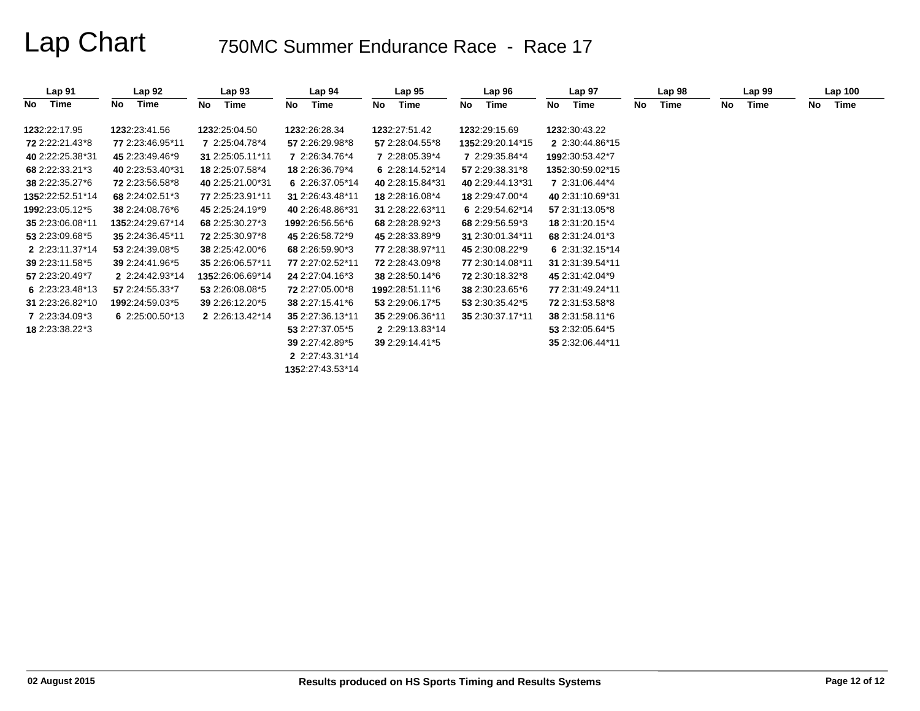# Lap Chart

## 750MC Summer Endurance Race - Race 17

| Lap 91 | | Lap 92 | | Lap 93 | | Lap 94 | | Lap 95 | | Lap 96 | | Lap 97 | | Lap 98 | | Lap 99 | | Lap 100 | |
|---|---|---|---|---|---|---|---|---|---|---|---|---|---|---|---|---|---|---|---|
| No | Time | No | Time | No | Time | No | Time | No | Time | No | Time | No | Time | No | Time | No | Time | No | Time |
| 123 | 2:22:17.95 | 123 | 2:23:41.56 | 123 | 2:25:04.50 | 123 | 2:26:28.34 | 123 | 2:27:51.42 | 123 | 2:29:15.69 | 123 | 2:30:43.22 | | | | | | |
| 72 | 2:22:21.43*8 | 77 | 2:23:46.95*11 | 7 | 2:25:04.78*4 | 57 | 2:26:29.98*8 | 57 | 2:28:04.55*8 | 135 | 2:29:20.14*15 | 2 | 2:30:44.86*15 | | | | | | |
| 40 | 2:22:25.38*31 | 45 | 2:23:49.46*9 | 31 | 2:25:05.11*11 | 7 | 2:26:34.76*4 | 7 | 2:28:05.39*4 | 7 | 2:29:35.84*4 | 199 | 2:30:53.42*7 | | | | | | |
| 68 | 2:22:33.21*3 | 40 | 2:23:53.40*31 | 18 | 2:25:07.58*4 | 18 | 2:26:36.79*4 | 6 | 2:28:14.52*14 | 57 | 2:29:38.31*8 | 135 | 2:30:59.02*15 | | | | | | |
| 38 | 2:22:35.27*6 | 72 | 2:23:56.58*8 | 40 | 2:25:21.00*31 | 6 | 2:26:37.05*14 | 40 | 2:28:15.84*31 | 40 | 2:29:44.13*31 | 7 | 2:31:06.44*4 | | | | | | |
| 135 | 2:22:52.51*14 | 68 | 2:24:02.51*3 | 77 | 2:25:23.91*11 | 31 | 2:26:43.48*11 | 18 | 2:28:16.08*4 | 18 | 2:29:47.00*4 | 40 | 2:31:10.69*31 | | | | | | |
| 199 | 2:23:05.12*5 | 38 | 2:24:08.76*6 | 45 | 2:25:24.19*9 | 40 | 2:26:48.86*31 | 31 | 2:28:22.63*11 | 6 | 2:29:54.62*14 | 57 | 2:31:13.05*8 | | | | | | |
| 35 | 2:23:06.08*11 | 135 | 2:24:29.67*14 | 68 | 2:25:30.27*3 | 199 | 2:26:56.56*6 | 68 | 2:28:28.92*3 | 68 | 2:29:56.59*3 | 18 | 2:31:20.15*4 | | | | | | |
| 53 | 2:23:09.68*5 | 35 | 2:24:36.45*11 | 72 | 2:25:30.97*8 | 45 | 2:26:58.72*9 | 45 | 2:28:33.89*9 | 31 | 2:30:01.34*11 | 68 | 2:31:24.01*3 | | | | | | |
| 2 | 2:23:11.37*14 | 53 | 2:24:39.08*5 | 38 | 2:25:42.00*6 | 68 | 2:26:59.90*3 | 77 | 2:28:38.97*11 | 45 | 2:30:08.22*9 | 6 | 2:31:32.15*14 | | | | | | |
| 39 | 2:23:11.58*5 | 39 | 2:24:41.96*5 | 35 | 2:26:06.57*11 | 77 | 2:27:02.52*11 | 72 | 2:28:43.09*8 | 77 | 2:30:14.08*11 | 31 | 2:31:39.54*11 | | | | | | |
| 57 | 2:23:20.49*7 | 2 | 2:24:42.93*14 | 135 | 2:26:06.69*14 | 24 | 2:27:04.16*3 | 38 | 2:28:50.14*6 | 72 | 2:30:18.32*8 | 45 | 2:31:42.04*9 | | | | | | |
| 6 | 2:23:23.48*13 | 57 | 2:24:55.33*7 | 53 | 2:26:08.08*5 | 72 | 2:27:05.00*8 | 199 | 2:28:51.11*6 | 38 | 2:30:23.65*6 | 77 | 2:31:49.24*11 | | | | | | |
| 31 | 2:23:26.82*10 | 199 | 2:24:59.03*5 | 39 | 2:26:12.20*5 | 38 | 2:27:15.41*6 | 53 | 2:29:06.17*5 | 53 | 2:30:35.42*5 | 72 | 2:31:53.58*8 | | | | | | |
| 7 | 2:23:34.09*3 | 6 | 2:25:00.50*13 | 2 | 2:26:13.42*14 | 35 | 2:27:36.13*11 | 35 | 2:29:06.36*11 | 35 | 2:30:37.17*11 | 38 | 2:31:58.11*6 | | | | | | |
| 18 | 2:23:38.22*3 | | | | | 53 | 2:27:37.05*5 | 2 | 2:29:13.83*14 | | | 53 | 2:32:05.64*5 | | | | | | |
| | | | | | | 39 | 2:27:42.89*5 | 39 | 2:29:14.41*5 | | | 35 | 2:32:06.44*11 | | | | | | |
| | | | | | | 2 | 2:27:43.31*14 | | | | | | | | | | | | |
| | | | | | | 135 | 2:27:43.53*14 | | | | | | | | | | | | |

02 August 2015

Results produced on HS Sports Timing and Results Systems